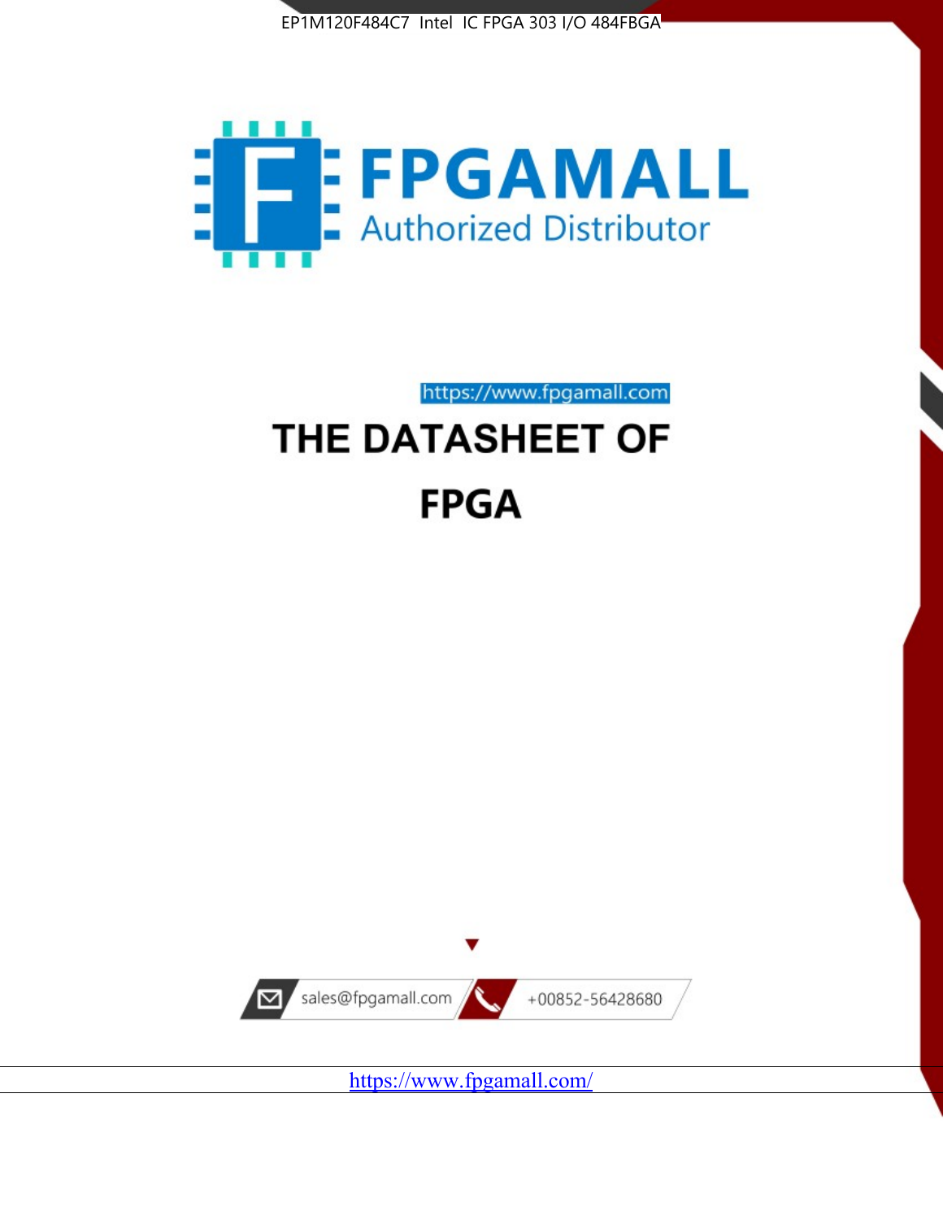EP1M120F484C7 Intel IC FPGA 303 I/O 484FBGA

FPGAMALL
Authorized Distributor

https://www.fpgamall.com

# THE DATASHEET OF

# FPGA

sales@fpgamall.com

+00852-56428680

https://www.fpgamall.com/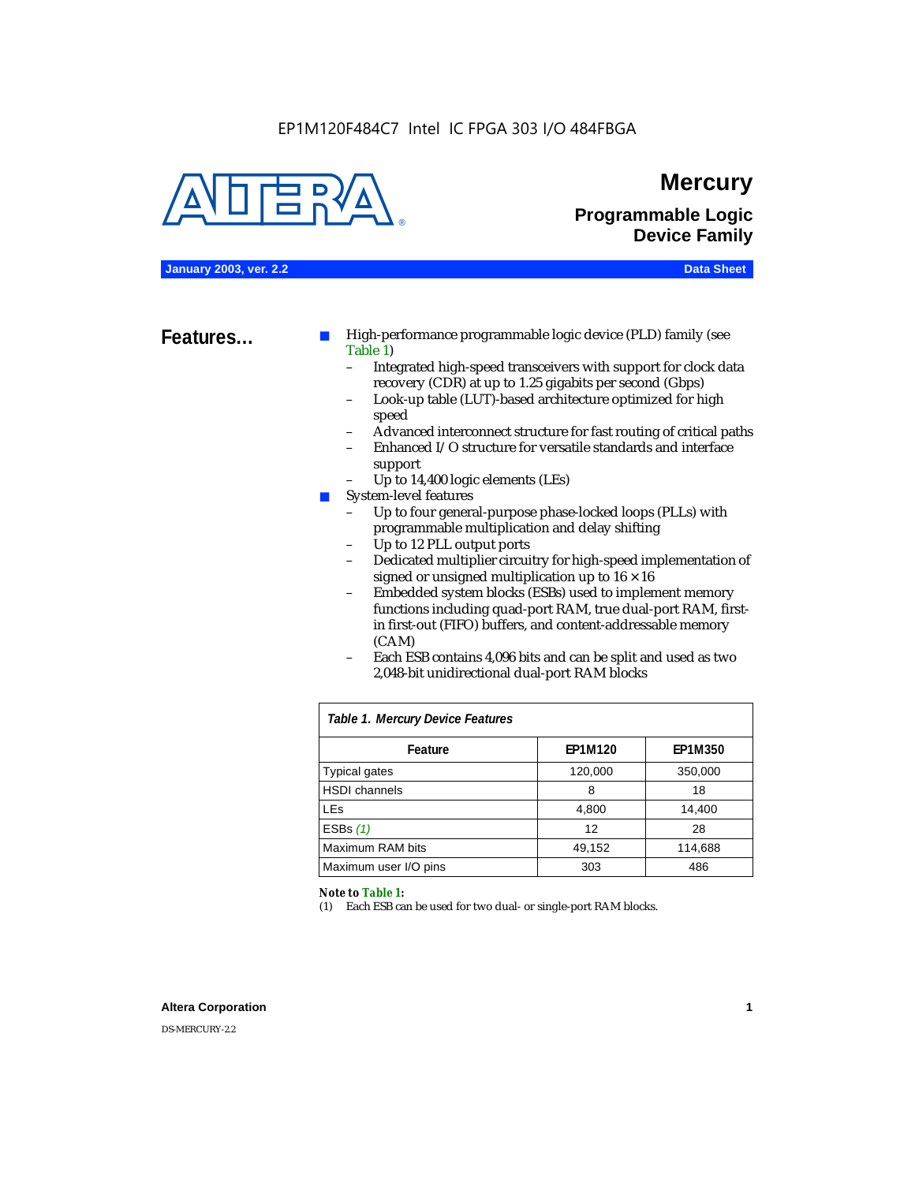EP1M120F484C7 Intel IC FPGA 303 I/O 484FBGA

# Mercury

## Programmable Logic Device Family

**January 2003, ver. 2.2** **Data Sheet**

## Features...

- High-performance programmable logic device (PLD) family (see Table 1)
  - Integrated high-speed transceivers with support for clock data recovery (CDR) at up to 1.25 gigabits per second (Gbps)
  - Look-up table (LUT)-based architecture optimized for high speed
  - Advanced interconnect structure for fast routing of critical paths
  - Enhanced I/O structure for versatile standards and interface support
  - Up to 14,400 logic elements (LEs)
- System-level features
  - Up to four general-purpose phase-locked loops (PLLs) with programmable multiplication and delay shifting
  - Up to 12 PLL output ports
  - Dedicated multiplier circuitry for high-speed implementation of signed or unsigned multiplication up to 16 × 16
  - Embedded system blocks (ESBs) used to implement memory functions including quad-port RAM, true dual-port RAM, first-in first-out (FIFO) buffers, and content-addressable memory (CAM)
  - Each ESB contains 4,096 bits and can be split and used as two 2,048-bit unidirectional dual-port RAM blocks

*Table 1. Mercury Device Features*

| Feature | EP1M120 | EP1M350 |
|---|---|---|
| Typical gates | 120,000 | 350,000 |
| HSDI channels | 8 | 18 |
| LEs | 4,800 | 14,400 |
| ESBs *(1)* | 12 | 28 |
| Maximum RAM bits | 49,152 | 114,688 |
| Maximum user I/O pins | 303 | 486 |

**Note to Table 1:**

(1) Each ESB can be used for two dual- or single-port RAM blocks.

**Altera Corporation**

DS-MERCURY-2.2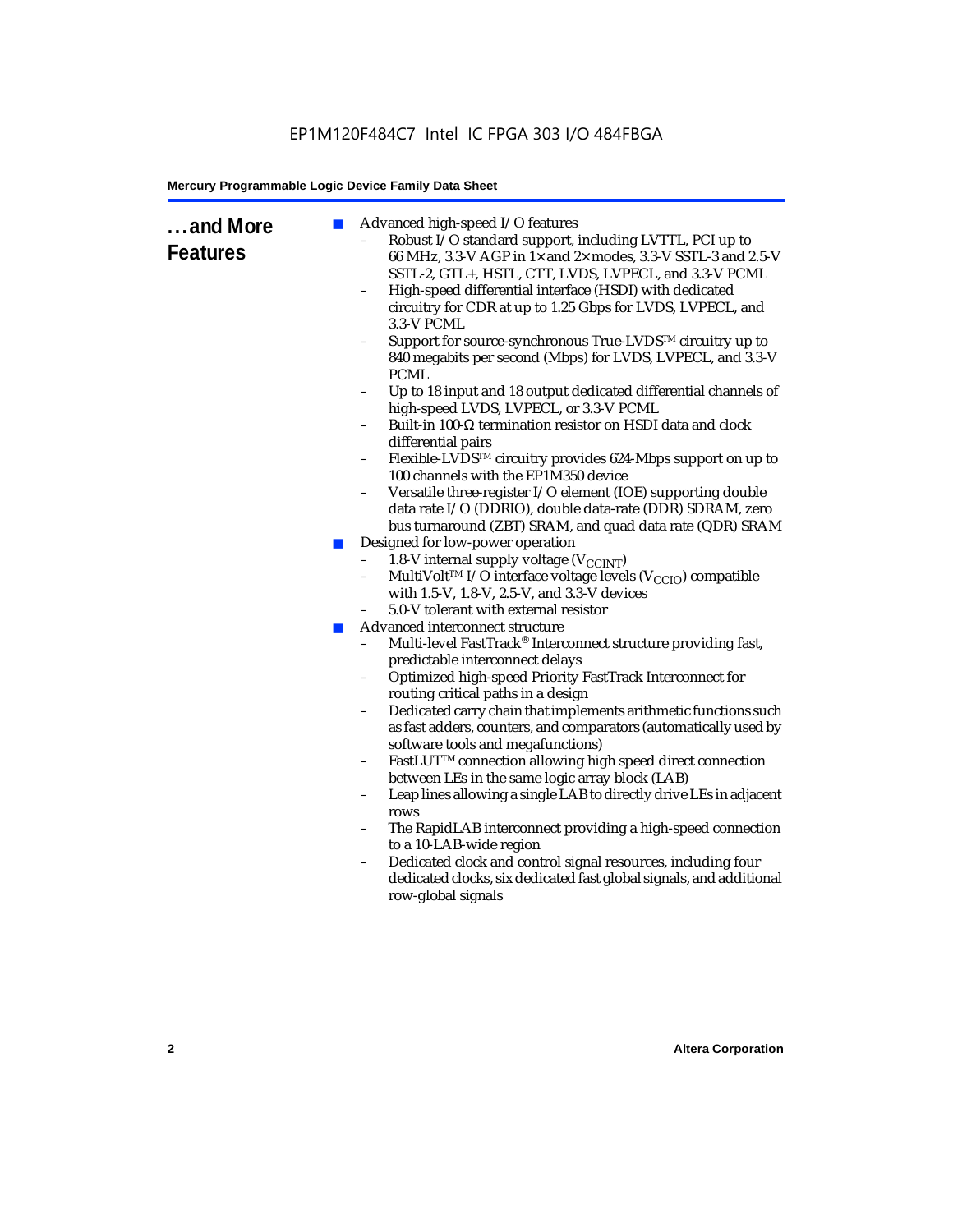## ...and More Features

- Advanced high-speed I/O features
  - Robust I/O standard support, including LVTTL, PCI up to 66 MHz, 3.3-V AGP in 1× and 2× modes, 3.3-V SSTL-3 and 2.5-V SSTL-2, GTL+, HSTL, CTT, LVDS, LVPECL, and 3.3-V PCML
  - High-speed differential interface (HSDI) with dedicated circuitry for CDR at up to 1.25 Gbps for LVDS, LVPECL, and 3.3-V PCML
  - Support for source-synchronous True-LVDS™ circuitry up to 840 megabits per second (Mbps) for LVDS, LVPECL, and 3.3-V PCML
  - Up to 18 input and 18 output dedicated differential channels of high-speed LVDS, LVPECL, or 3.3-V PCML
  - Built-in 100-Ω termination resistor on HSDI data and clock differential pairs
  - Flexible-LVDS™ circuitry provides 624-Mbps support on up to 100 channels with the EP1M350 device
  - Versatile three-register I/O element (IOE) supporting double data rate I/O (DDRIO), double data-rate (DDR) SDRAM, zero bus turnaround (ZBT) SRAM, and quad data rate (QDR) SRAM
- Designed for low-power operation
  - 1.8-V internal supply voltage ($V_{CCINT}$)
  - MultiVolt™ I/O interface voltage levels ($V_{CCIO}$) compatible with 1.5-V, 1.8-V, 2.5-V, and 3.3-V devices
  - 5.0-V tolerant with external resistor
- Advanced interconnect structure
  - Multi-level FastTrack® Interconnect structure providing fast, predictable interconnect delays
  - Optimized high-speed Priority FastTrack Interconnect for routing critical paths in a design
  - Dedicated carry chain that implements arithmetic functions such as fast adders, counters, and comparators (automatically used by software tools and megafunctions)
  - FastLUT™ connection allowing high speed direct connection between LEs in the same logic array block (LAB)
  - Leap lines allowing a single LAB to directly drive LEs in adjacent rows
  - The RapidLAB interconnect providing a high-speed connection to a 10-LAB-wide region
  - Dedicated clock and control signal resources, including four dedicated clocks, six dedicated fast global signals, and additional row-global signals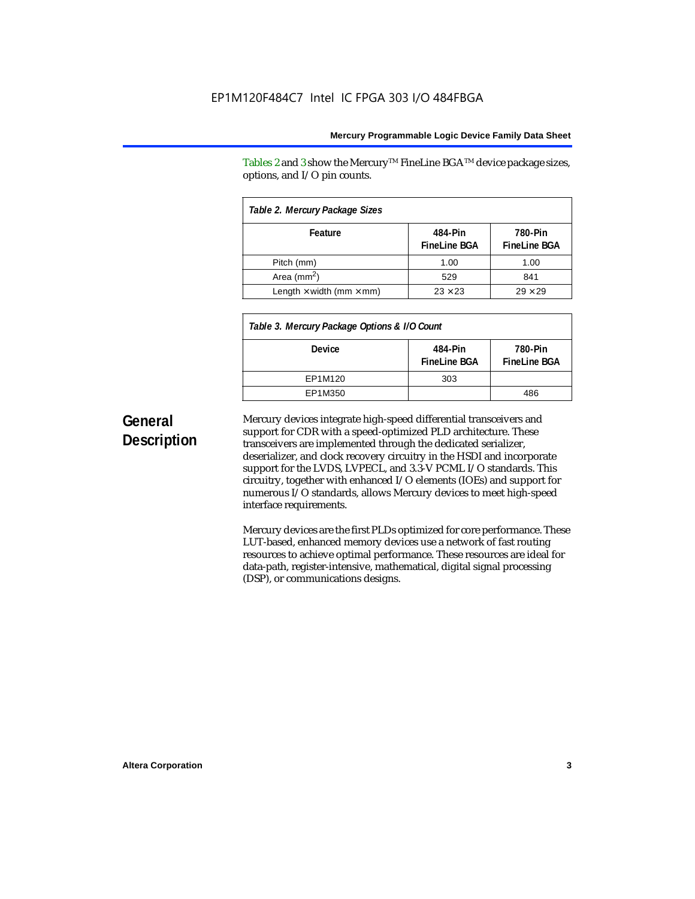Tables 2 and 3 show the Mercury™ FineLine BGA™ device package sizes, options, and I/O pin counts.

| *Table 2. Mercury Package Sizes* | | |
|---|---|---|
| **Feature** | **484-Pin FineLine BGA** | **780-Pin FineLine BGA** |
| Pitch (mm) | 1.00 | 1.00 |
| Area ($mm^2$) | 529 | 841 |
| Length × width (mm × mm) | 23 × 23 | 29 × 29 |

| *Table 3. Mercury Package Options & I/O Count* | | |
|---|---|---|
| **Device** | **484-Pin FineLine BGA** | **780-Pin FineLine BGA** |
| EP1M120 | 303 | |
| EP1M350 | | 486 |

## General Description

Mercury devices integrate high-speed differential transceivers and support for CDR with a speed-optimized PLD architecture. These transceivers are implemented through the dedicated serializer, deserializer, and clock recovery circuitry in the HSDI and incorporate support for the LVDS, LVPECL, and 3.3-V PCML I/O standards. This circuitry, together with enhanced I/O elements (IOEs) and support for numerous I/O standards, allows Mercury devices to meet high-speed interface requirements.

Mercury devices are the first PLDs optimized for core performance. These LUT-based, enhanced memory devices use a network of fast routing resources to achieve optimal performance. These resources are ideal for data-path, register-intensive, mathematical, digital signal processing (DSP), or communications designs.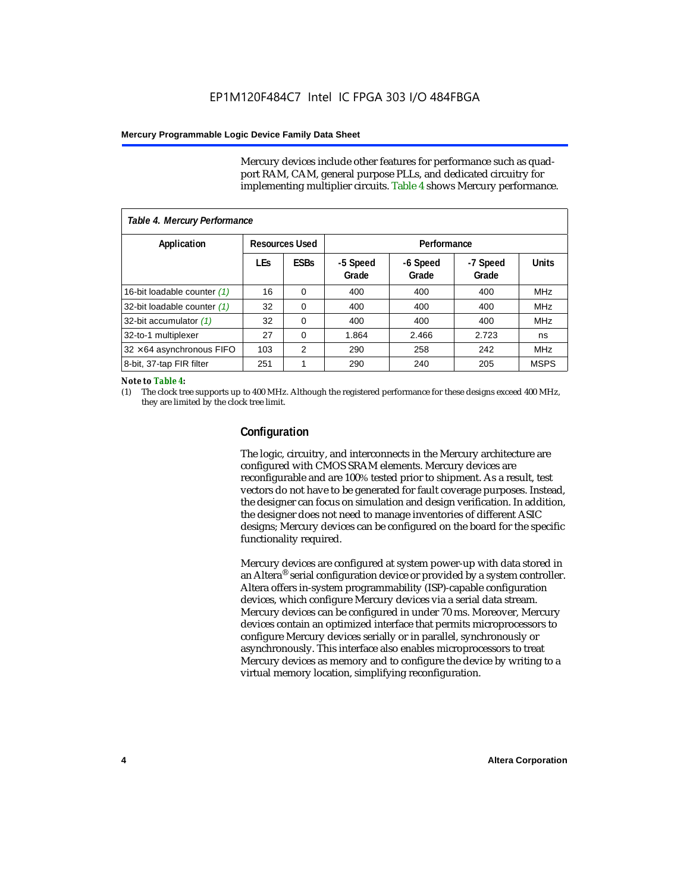Mercury devices include other features for performance such as quad-port RAM, CAM, general purpose PLLs, and dedicated circuitry for implementing multiplier circuits. Table 4 shows Mercury performance.

*Table 4. Mercury Performance*

| Application | Resources Used | | Performance | | | |
|---|---|---|---|---|---|---|
| | LEs | ESBs | -5 Speed Grade | -6 Speed Grade | -7 Speed Grade | Units |
| 16-bit loadable counter *(1)* | 16 | 0 | 400 | 400 | 400 | MHz |
| 32-bit loadable counter *(1)* | 32 | 0 | 400 | 400 | 400 | MHz |
| 32-bit accumulator *(1)* | 32 | 0 | 400 | 400 | 400 | MHz |
| 32-to-1 multiplexer | 27 | 0 | 1.864 | 2.466 | 2.723 | ns |
| 32 × 64 asynchronous FIFO | 103 | 2 | 290 | 258 | 242 | MHz |
| 8-bit, 37-tap FIR filter | 251 | 1 | 290 | 240 | 205 | MSPS |

***Note to Table 4:***

(1) The clock tree supports up to 400 MHz. Although the registered performance for these designs exceed 400 MHz, they are limited by the clock tree limit.

## Configuration

The logic, circuitry, and interconnects in the Mercury architecture are configured with CMOS SRAM elements. Mercury devices are reconfigurable and are 100% tested prior to shipment. As a result, test vectors do not have to be generated for fault coverage purposes. Instead, the designer can focus on simulation and design verification. In addition, the designer does not need to manage inventories of different ASIC designs; Mercury devices can be configured on the board for the specific functionality required.

Mercury devices are configured at system power-up with data stored in an Altera® serial configuration device or provided by a system controller. Altera offers in-system programmability (ISP)-capable configuration devices, which configure Mercury devices via a serial data stream. Mercury devices can be configured in under 70 ms. Moreover, Mercury devices contain an optimized interface that permits microprocessors to configure Mercury devices serially or in parallel, synchronously or asynchronously. This interface also enables microprocessors to treat Mercury devices as memory and to configure the device by writing to a virtual memory location, simplifying reconfiguration.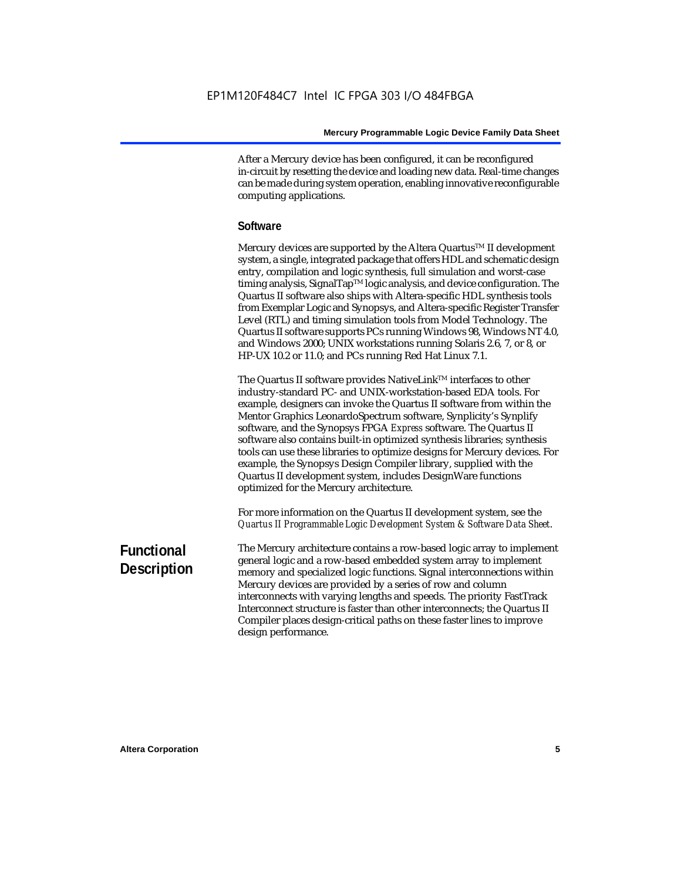After a Mercury device has been configured, it can be reconfigured in-circuit by resetting the device and loading new data. Real-time changes can be made during system operation, enabling innovative reconfigurable computing applications.

### Software

Mercury devices are supported by the Altera Quartus™ II development system, a single, integrated package that offers HDL and schematic design entry, compilation and logic synthesis, full simulation and worst-case timing analysis, SignalTap™ logic analysis, and device configuration. The Quartus II software also ships with Altera-specific HDL synthesis tools from Exemplar Logic and Synopsys, and Altera-specific Register Transfer Level (RTL) and timing simulation tools from Model Technology. The Quartus II software supports PCs running Windows 98, Windows NT 4.0, and Windows 2000; UNIX workstations running Solaris 2.6, 7, or 8, or HP-UX 10.2 or 11.0; and PCs running Red Hat Linux 7.1.

The Quartus II software provides NativeLink™ interfaces to other industry-standard PC- and UNIX-workstation-based EDA tools. For example, designers can invoke the Quartus II software from within the Mentor Graphics LeonardoSpectrum software, Synplicity's Synplify software, and the Synopsys FPGA *Express* software. The Quartus II software also contains built-in optimized synthesis libraries; synthesis tools can use these libraries to optimize designs for Mercury devices. For example, the Synopsys Design Compiler library, supplied with the Quartus II development system, includes DesignWare functions optimized for the Mercury architecture.

For more information on the Quartus II development system, see the *Quartus II Programmable Logic Development System & Software Data Sheet*.

## Functional Description

The Mercury architecture contains a row-based logic array to implement general logic and a row-based embedded system array to implement memory and specialized logic functions. Signal interconnections within Mercury devices are provided by a series of row and column interconnects with varying lengths and speeds. The priority FastTrack Interconnect structure is faster than other interconnects; the Quartus II Compiler places design-critical paths on these faster lines to improve design performance.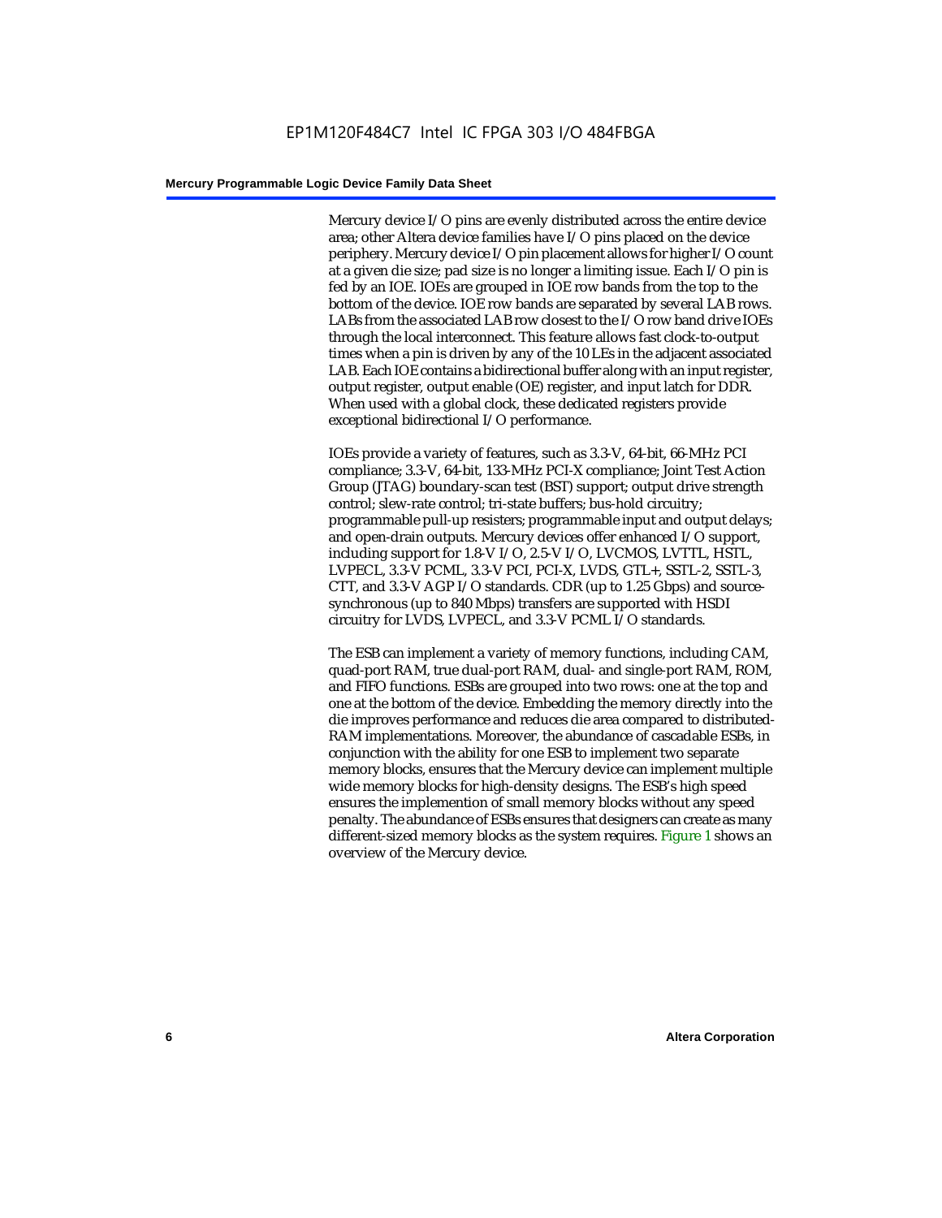Mercury device I/O pins are evenly distributed across the entire device area; other Altera device families have I/O pins placed on the device periphery. Mercury device I/O pin placement allows for higher I/O count at a given die size; pad size is no longer a limiting issue. Each I/O pin is fed by an IOE. IOEs are grouped in IOE row bands from the top to the bottom of the device. IOE row bands are separated by several LAB rows. LABs from the associated LAB row closest to the I/O row band drive IOEs through the local interconnect. This feature allows fast clock-to-output times when a pin is driven by any of the 10 LEs in the adjacent associated LAB. Each IOE contains a bidirectional buffer along with an input register, output register, output enable (OE) register, and input latch for DDR. When used with a global clock, these dedicated registers provide exceptional bidirectional I/O performance.

IOEs provide a variety of features, such as 3.3-V, 64-bit, 66-MHz PCI compliance; 3.3-V, 64-bit, 133-MHz PCI-X compliance; Joint Test Action Group (JTAG) boundary-scan test (BST) support; output drive strength control; slew-rate control; tri-state buffers; bus-hold circuitry; programmable pull-up resisters; programmable input and output delays; and open-drain outputs. Mercury devices offer enhanced I/O support, including support for 1.8-V I/O, 2.5-V I/O, LVCMOS, LVTTL, HSTL, LVPECL, 3.3-V PCML, 3.3-V PCI, PCI-X, LVDS, GTL+, SSTL-2, SSTL-3, CTT, and 3.3-V AGP I/O standards. CDR (up to 1.25 Gbps) and source-synchronous (up to 840 Mbps) transfers are supported with HSDI circuitry for LVDS, LVPECL, and 3.3-V PCML I/O standards.

The ESB can implement a variety of memory functions, including CAM, quad-port RAM, true dual-port RAM, dual- and single-port RAM, ROM, and FIFO functions. ESBs are grouped into two rows: one at the top and one at the bottom of the device. Embedding the memory directly into the die improves performance and reduces die area compared to distributed-RAM implementations. Moreover, the abundance of cascadable ESBs, in conjunction with the ability for one ESB to implement two separate memory blocks, ensures that the Mercury device can implement multiple wide memory blocks for high-density designs. The ESB's high speed ensures the implemention of small memory blocks without any speed penalty. The abundance of ESBs ensures that designers can create as many different-sized memory blocks as the system requires. Figure 1 shows an overview of the Mercury device.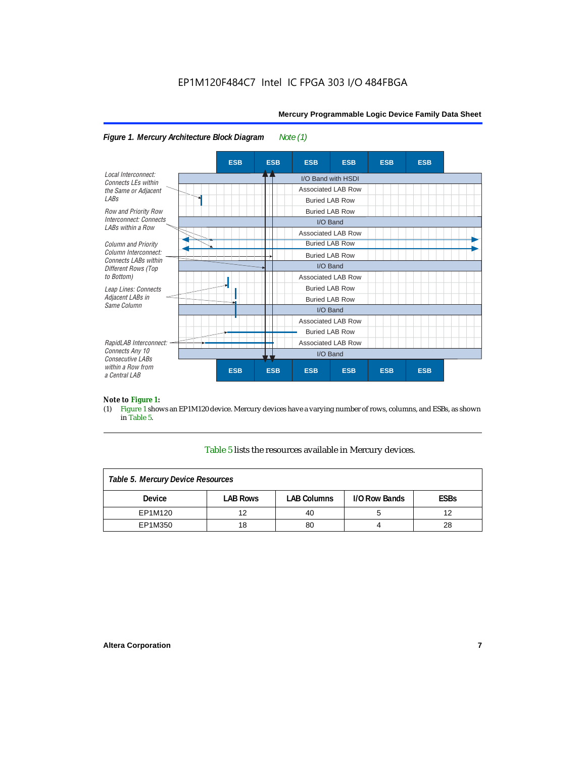*Figure 1. Mercury Architecture Block Diagram* *Note (1)*

Local Interconnect: Connects LEs within the Same or Adjacent LABs

Row and Priority Row Interconnect: Connects LABs within a Row

Column and Priority Column Interconnect: Connects LABs within Different Rows (Top to Bottom)

Leap Lines: Connects Adjacent LABs in Same Column

RapidLAB Interconnect: Connects Any 10 Consecutive LABs within a Row from a Central LAB

ESB ESB ESB ESB ESB ESB

I/O Band with HSDI
Associated LAB Row
Buried LAB Row
Buried LAB Row
I/O Band
Associated LAB Row
Buried LAB Row
Buried LAB Row
I/O Band
Associated LAB Row
Buried LAB Row
Buried LAB Row
I/O Band
Associated LAB Row
Buried LAB Row
Associated LAB Row
I/O Band

ESB ESB ESB ESB ESB ESB

**Note to Figure 1:**

(1) Figure 1 shows an EP1M120 device. Mercury devices have a varying number of rows, columns, and ESBs, as shown in Table 5.

Table 5 lists the resources available in Mercury devices.

*Table 5. Mercury Device Resources*

| Device | LAB Rows | LAB Columns | I/O Row Bands | ESBs |
|---|---|---|---|---|
| EP1M120 | 12 | 40 | 5 | 12 |
| EP1M350 | 18 | 80 | 4 | 28 |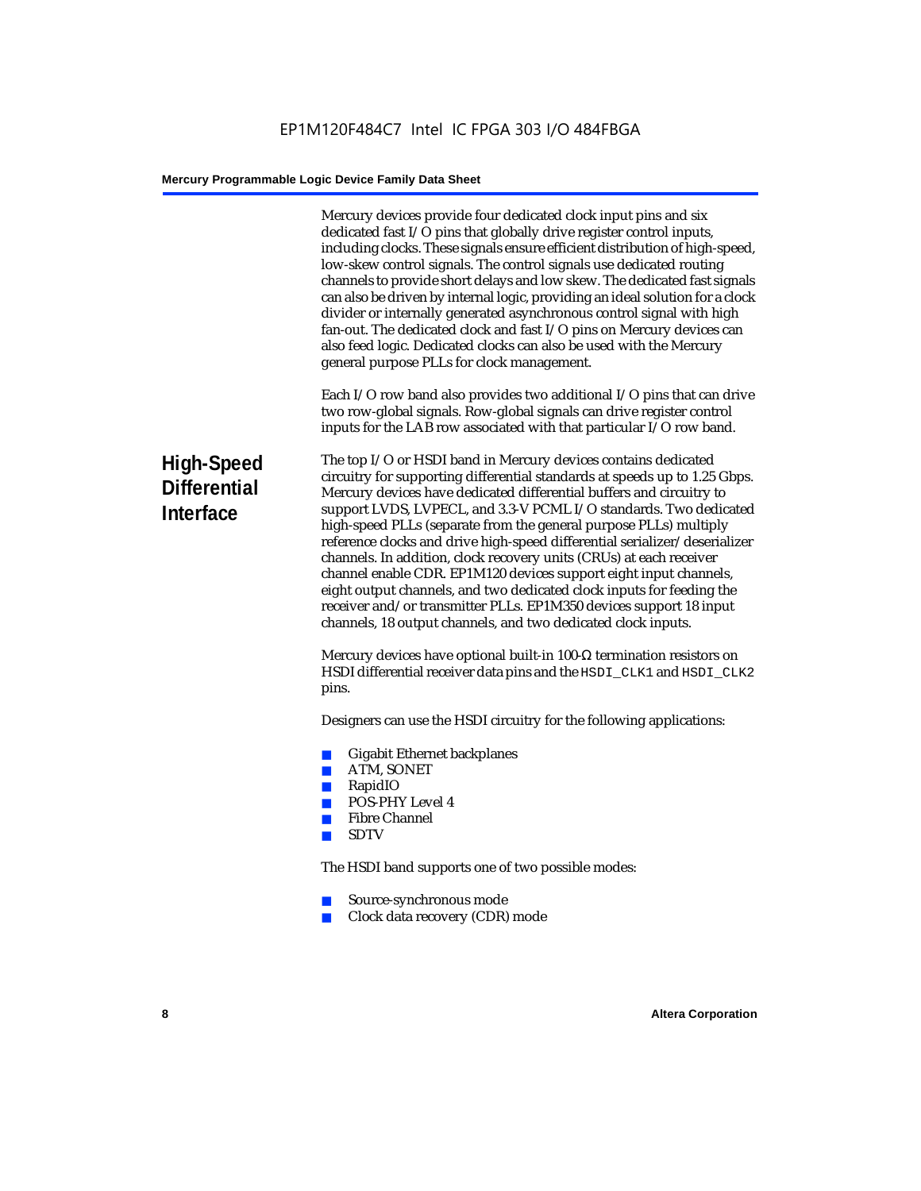Mercury devices provide four dedicated clock input pins and six dedicated fast I/O pins that globally drive register control inputs, including clocks. These signals ensure efficient distribution of high-speed, low-skew control signals. The control signals use dedicated routing channels to provide short delays and low skew. The dedicated fast signals can also be driven by internal logic, providing an ideal solution for a clock divider or internally generated asynchronous control signal with high fan-out. The dedicated clock and fast I/O pins on Mercury devices can also feed logic. Dedicated clocks can also be used with the Mercury general purpose PLLs for clock management.

Each I/O row band also provides two additional I/O pins that can drive two row-global signals. Row-global signals can drive register control inputs for the LAB row associated with that particular I/O row band.

## High-Speed Differential Interface

The top I/O or HSDI band in Mercury devices contains dedicated circuitry for supporting differential standards at speeds up to 1.25 Gbps. Mercury devices have dedicated differential buffers and circuitry to support LVDS, LVPECL, and 3.3-V PCML I/O standards. Two dedicated high-speed PLLs (separate from the general purpose PLLs) multiply reference clocks and drive high-speed differential serializer/deserializer channels. In addition, clock recovery units (CRUs) at each receiver channel enable CDR. EP1M120 devices support eight input channels, eight output channels, and two dedicated clock inputs for feeding the receiver and/or transmitter PLLs. EP1M350 devices support 18 input channels, 18 output channels, and two dedicated clock inputs.

Mercury devices have optional built-in 100-Ω termination resistors on HSDI differential receiver data pins and the `HSDI_CLK1` and `HSDI_CLK2` pins.

Designers can use the HSDI circuitry for the following applications:

- Gigabit Ethernet backplanes
- ATM, SONET
- RapidIO
- POS-PHY Level 4
- Fibre Channel
- SDTV

The HSDI band supports one of two possible modes:

- Source-synchronous mode
- Clock data recovery (CDR) mode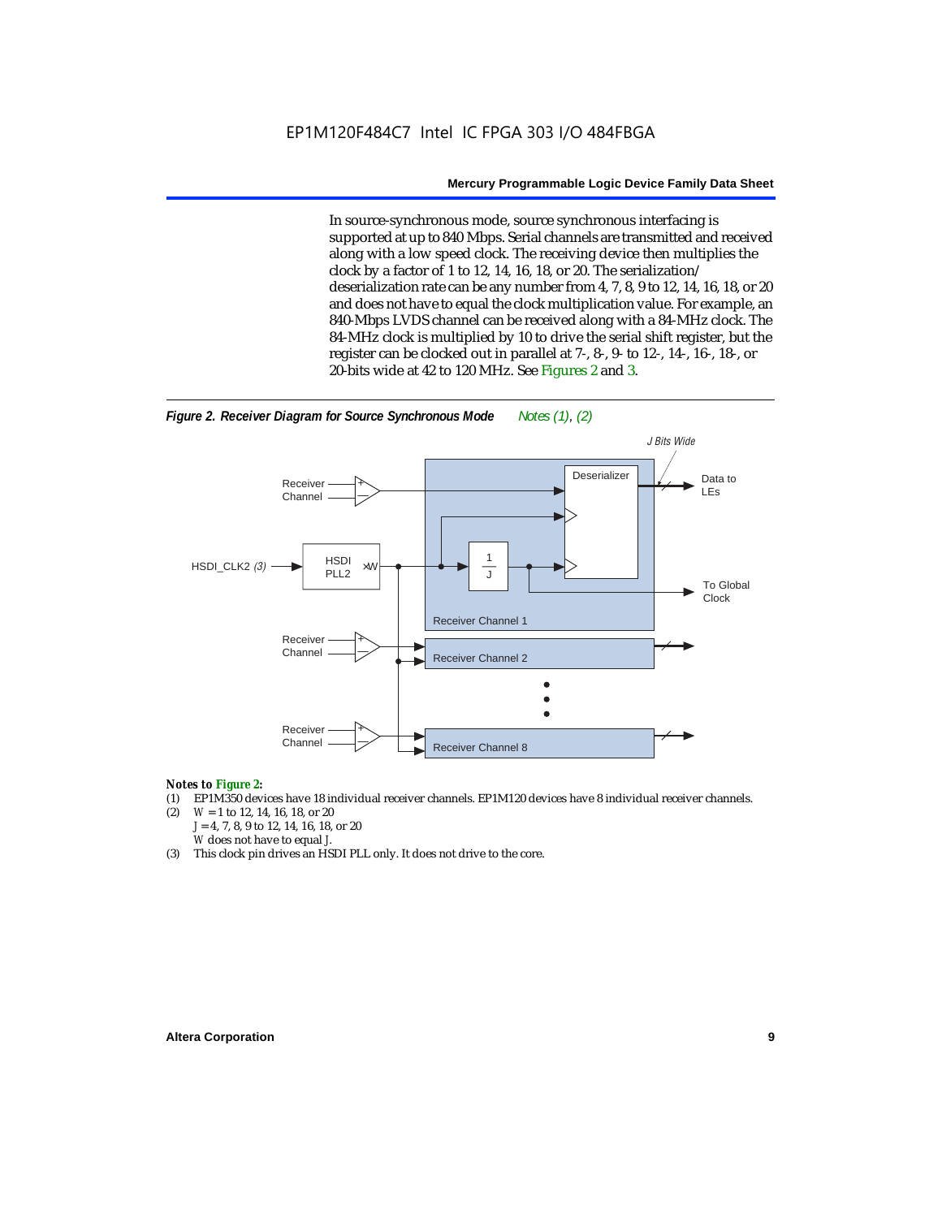In source-synchronous mode, source synchronous interfacing is supported at up to 840 Mbps. Serial channels are transmitted and received along with a low speed clock. The receiving device then multiplies the clock by a factor of 1 to 12, 14, 16, 18, or 20. The serialization/deserialization rate can be any number from 4, 7, 8, 9 to 12, 14, 16, 18, or 20 and does not have to equal the clock multiplication value. For example, an 840-Mbps LVDS channel can be received along with a 84-MHz clock. The 84-MHz clock is multiplied by 10 to drive the serial shift register, but the register can be clocked out in parallel at 7-, 8-, 9- to 12-, 14-, 16-, 18-, or 20-bits wide at 42 to 120 MHz. See Figures 2 and 3.

*Figure 2. Receiver Diagram for Source Synchronous Mode* *Notes (1), (2)*

J Bits Wide

Receiver Channel

Deserializer

Data to LEs

HSDI_CLK2 (3)

HSDI PLL2

×W

1/J

To Global Clock

Receiver Channel 1

Receiver Channel

Receiver Channel 2

Receiver Channel

Receiver Channel 8

*Notes to Figure 2:*

(1) EP1M350 devices have 18 individual receiver channels. EP1M120 devices have 8 individual receiver channels.

(2) $W$ = 1 to 12, 14, 16, 18, or 20
$J$ = 4, 7, 8, 9 to 12, 14, 16, 18, or 20
$W$ does not have to equal $J$.

(3) This clock pin drives an HSDI PLL only. It does not drive to the core.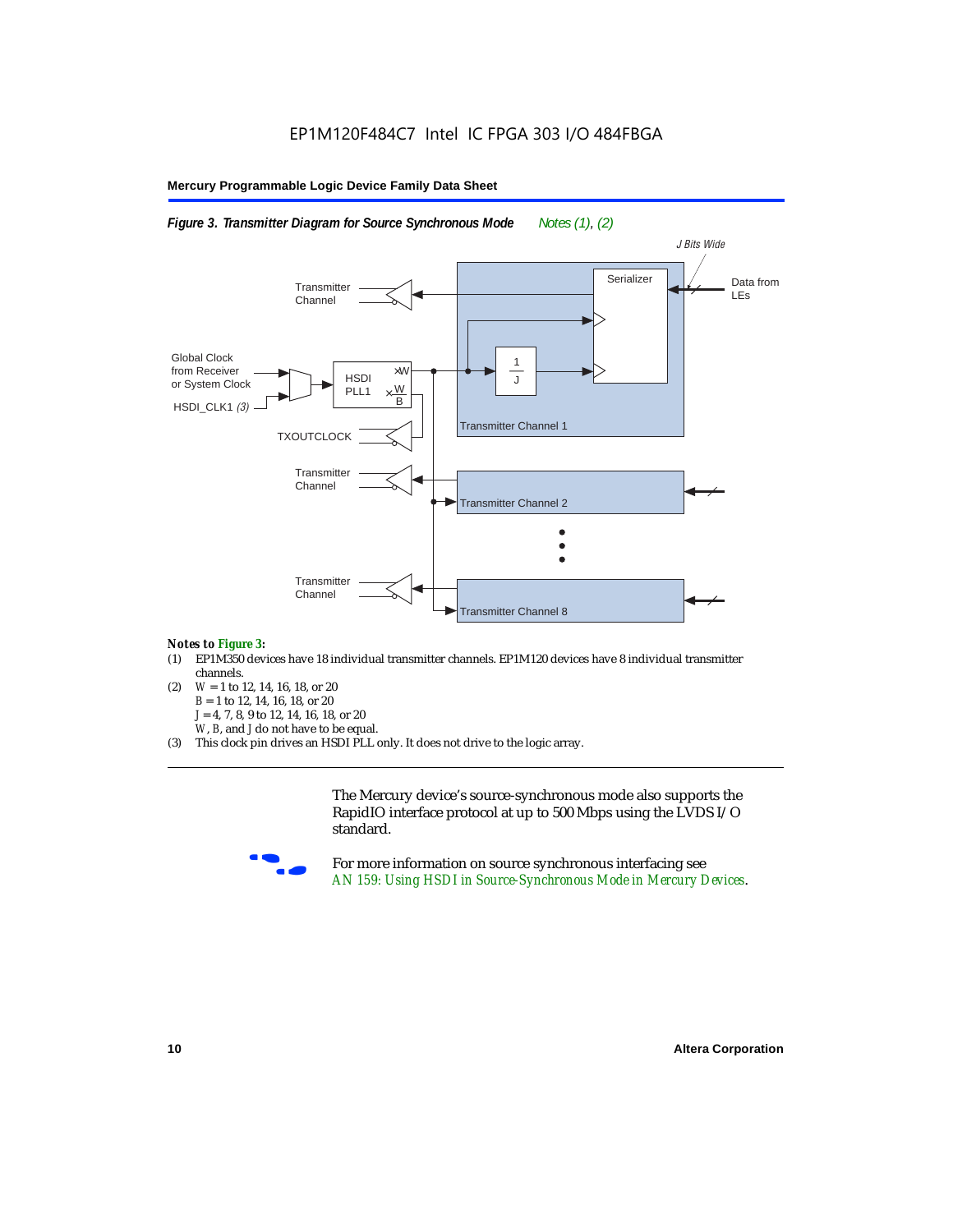**Figure 3. Transmitter Diagram for Source Synchronous Mode** *Notes (1), (2)*

*Notes to Figure 3:*

(1) EP1M350 devices have 18 individual transmitter channels. EP1M120 devices have 8 individual transmitter channels.

(2) $W$ = 1 to 12, 14, 16, 18, or 20
$B$ = 1 to 12, 14, 16, 18, or 20
$J$ = 4, 7, 8, 9 to 12, 14, 16, 18, or 20
$W$, $B$, and $J$ do not have to be equal.

(3) This clock pin drives an HSDI PLL only. It does not drive to the logic array.

The Mercury device's source-synchronous mode also supports the RapidIO interface protocol at up to 500 Mbps using the LVDS I/O standard.

For more information on source synchronous interfacing see *AN 159: Using HSDI in Source-Synchronous Mode in Mercury Devices*.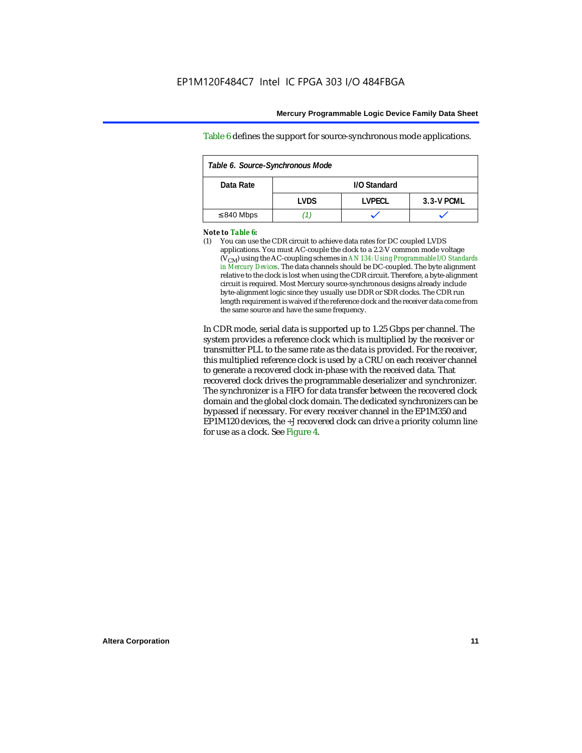Table 6 defines the support for source-synchronous mode applications.

| Table 6. Source-Synchronous Mode | | | |
|---|---|---|---|
| Data Rate | I/O Standard | | |
| | LVDS | LVPECL | 3.3-V PCML |
| ≤ 840 Mbps | *(1)* | ✓ | ✓ |

***Note to Table 6:***

(1) You can use the CDR circuit to achieve data rates for DC coupled LVDS applications. You must AC-couple the clock to a 2.2-V common mode voltage ($V_{CM}$) using the AC-coupling schemes in *AN 134: Using Programmable I/O Standards in Mercury Devices*. The data channels should be DC-coupled. The byte alignment relative to the clock is lost when using the CDR circuit. Therefore, a byte-alignment circuit is required. Most Mercury source-synchronous designs already include byte-alignment logic since they usually use DDR or SDR clocks. The CDR run length requirement is waived if the reference clock and the receiver data come from the same source and have the same frequency.

In CDR mode, serial data is supported up to 1.25 Gbps per channel. The system provides a reference clock which is multiplied by the receiver or transmitter PLL to the same rate as the data is provided. For the receiver, this multiplied reference clock is used by a CRU on each receiver channel to generate a recovered clock in-phase with the received data. That recovered clock drives the programmable deserializer and synchronizer. The synchronizer is a FIFO for data transfer between the recovered clock domain and the global clock domain. The dedicated synchronizers can be bypassed if necessary. For every receiver channel in the EP1M350 and EP1M120 devices, the ÷J recovered clock can drive a priority column line for use as a clock. See Figure 4.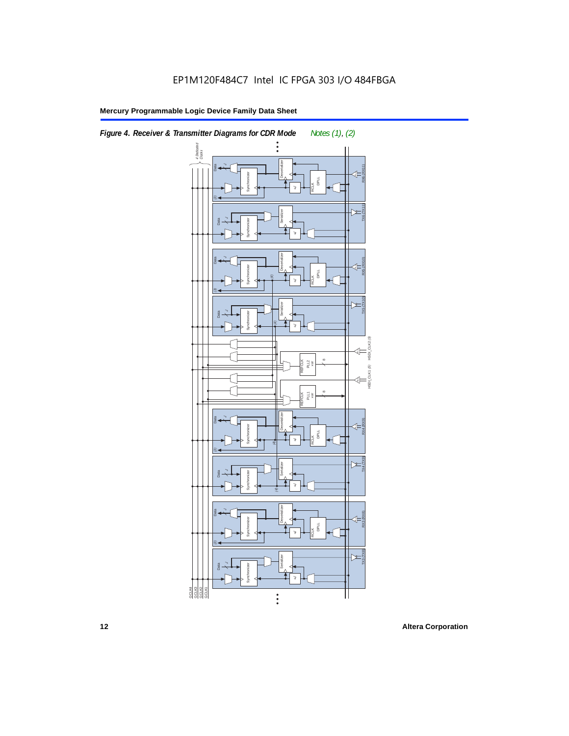# EP1M120F484C7 Intel IC FPGA 303 I/O 484FBGA

*Figure 4. Receiver & Transmitter Diagrams for CDR Mode* *Notes (1), (2)*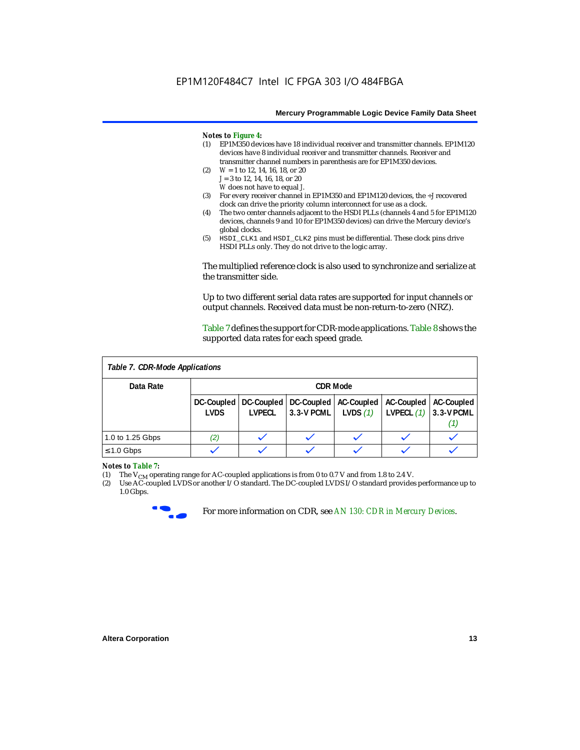*Notes to Figure 4:*

1. EP1M350 devices have 18 individual receiver and transmitter channels. EP1M120 devices have 8 individual receiver and transmitter channels. Receiver and transmitter channel numbers in parenthesis are for EP1M350 devices.
2. $W$ = 1 to 12, 14, 16, 18, or 20
   $J$ = 3 to 12, 14, 16, 18, or 20
   $W$ does not have to equal $J$.
3. For every receiver channel in EP1M350 and EP1M120 devices, the ÷J recovered clock can drive the priority column interconnect for use as a clock.
4. The two center channels adjacent to the HSDI PLLs (channels 4 and 5 for EP1M120 devices, channels 9 and 10 for EP1M350 devices) can drive the Mercury device's global clocks.
5. `HSDI_CLK1` and `HSDI_CLK2` pins must be differential. These clock pins drive HSDI PLLs only. They do not drive to the logic array.

The multiplied reference clock is also used to synchronize and serialize at the transmitter side.

Up to two different serial data rates are supported for input channels or output channels. Received data must be non-return-to-zero (NRZ).

Table 7 defines the support for CDR-mode applications. Table 8 shows the supported data rates for each speed grade.

*Table 7. CDR-Mode Applications*

| Data Rate | CDR Mode | | | | | |
|---|---|---|---|---|---|---|
| | DC-Coupled LVDS | DC-Coupled LVPECL | DC-Coupled 3.3-V PCML | AC-Coupled LVDS *(1)* | AC-Coupled LVPECL *(1)* | AC-Coupled 3.3-V PCML *(1)* |
| 1.0 to 1.25 Gbps | *(2)* | ✓ | ✓ | ✓ | ✓ | ✓ |
| ≤1.0 Gbps | ✓ | ✓ | ✓ | ✓ | ✓ | ✓ |

*Notes to Table 7:*

1. The $V_{CM}$ operating range for AC-coupled applications is from 0 to 0.7 V and from 1.8 to 2.4 V.
2. Use AC-coupled LVDS or another I/O standard. The DC-coupled LVDS I/O standard provides performance up to 1.0 Gbps.

For more information on CDR, see *AN 130: CDR in Mercury Devices*.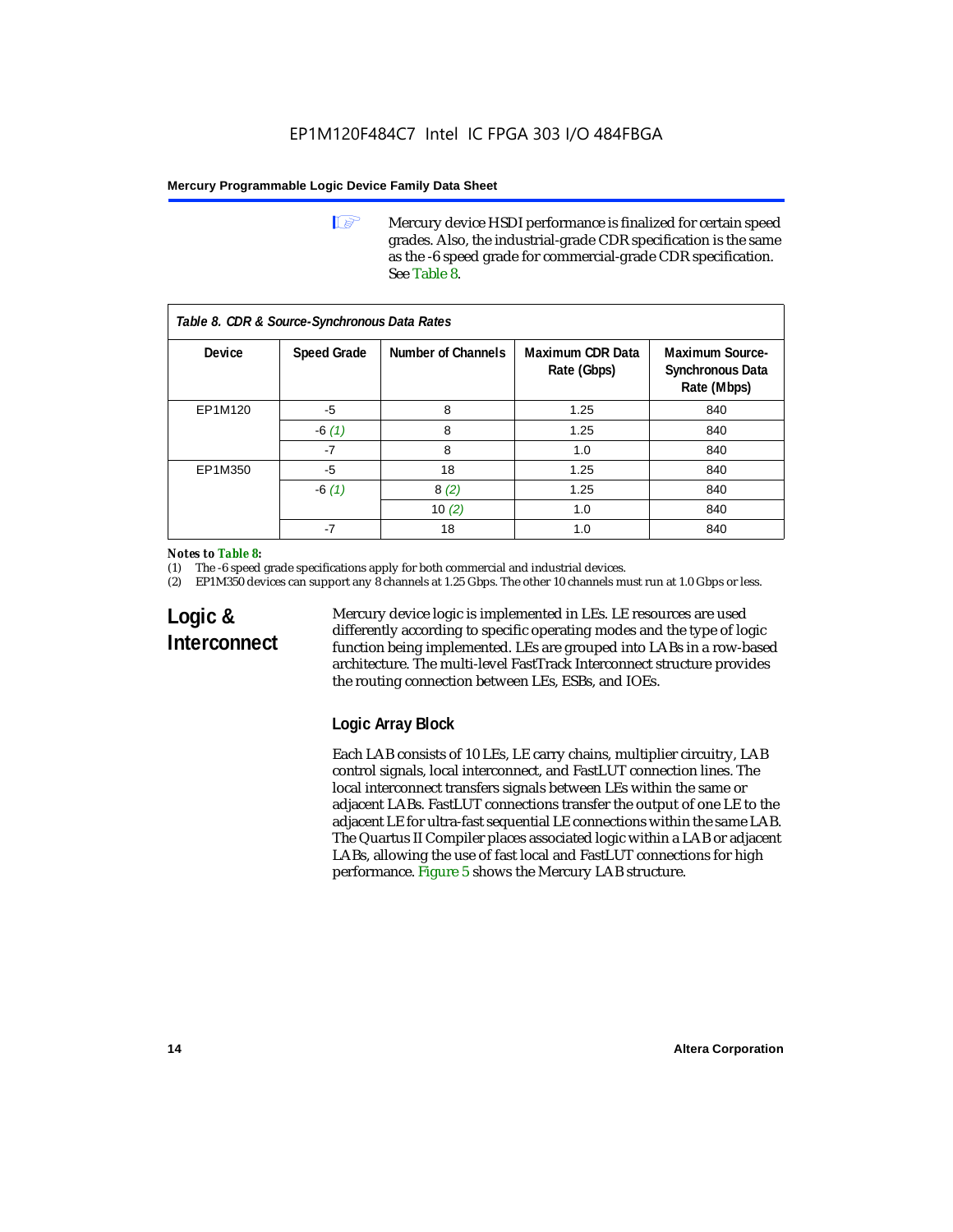Mercury device HSDI performance is finalized for certain speed grades. Also, the industrial-grade CDR specification is the same as the -6 speed grade for commercial-grade CDR specification. See Table 8.

*Table 8. CDR & Source-Synchronous Data Rates*

| Device | Speed Grade | Number of Channels | Maximum CDR Data Rate (Gbps) | Maximum Source-Synchronous Data Rate (Mbps) |
|---|---|---|---|---|
| EP1M120 | -5 | 8 | 1.25 | 840 |
| | -6 *(1)* | 8 | 1.25 | 840 |
| | -7 | 8 | 1.0 | 840 |
| EP1M350 | -5 | 18 | 1.25 | 840 |
| | -6 *(1)* | 8 *(2)* | 1.25 | 840 |
| | | 10 *(2)* | 1.0 | 840 |
| | -7 | 18 | 1.0 | 840 |

***Notes to Table 8:***

(1) The -6 speed grade specifications apply for both commercial and industrial devices.
(2) EP1M350 devices can support any 8 channels at 1.25 Gbps. The other 10 channels must run at 1.0 Gbps or less.

## Logic & Interconnect

Mercury device logic is implemented in LEs. LE resources are used differently according to specific operating modes and the type of logic function being implemented. LEs are grouped into LABs in a row-based architecture. The multi-level FastTrack Interconnect structure provides the routing connection between LEs, ESBs, and IOEs.

### Logic Array Block

Each LAB consists of 10 LEs, LE carry chains, multiplier circuitry, LAB control signals, local interconnect, and FastLUT connection lines. The local interconnect transfers signals between LEs within the same or adjacent LABs. FastLUT connections transfer the output of one LE to the adjacent LE for ultra-fast sequential LE connections within the same LAB. The Quartus II Compiler places associated logic within a LAB or adjacent LABs, allowing the use of fast local and FastLUT connections for high performance. Figure 5 shows the Mercury LAB structure.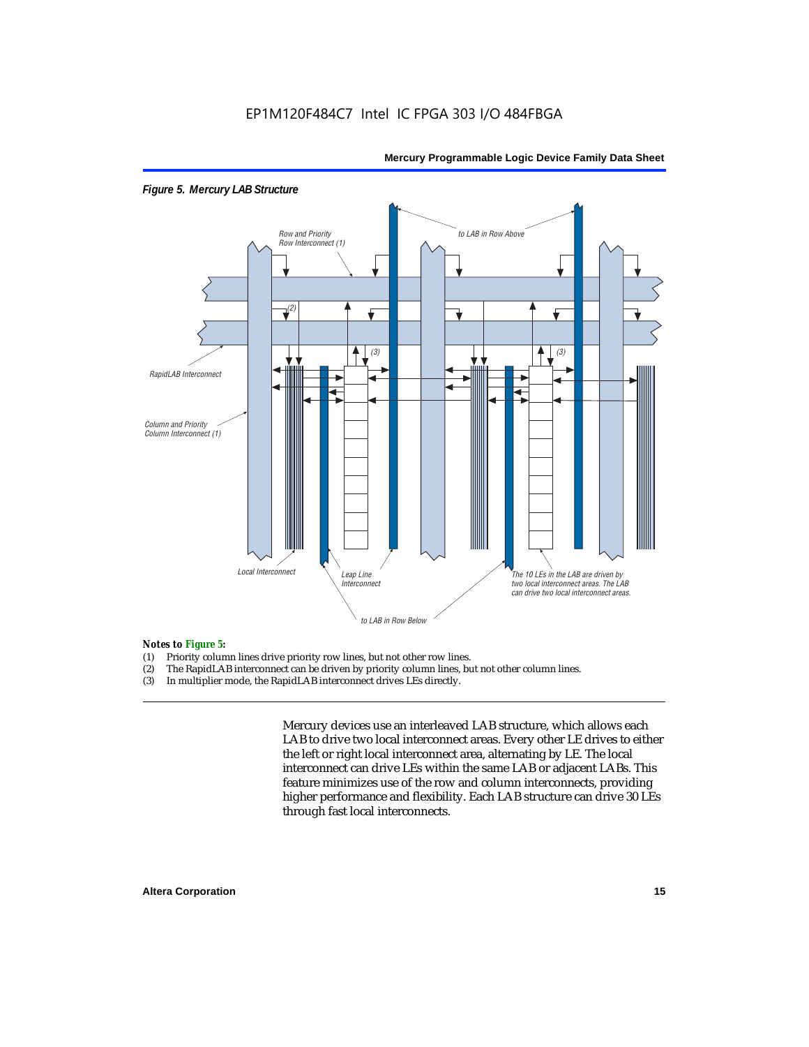*Figure 5. Mercury LAB Structure*

*Notes to Figure 5:*

(1) Priority column lines drive priority row lines, but not other row lines.
(2) The RapidLAB interconnect can be driven by priority column lines, but not other column lines.
(3) In multiplier mode, the RapidLAB interconnect drives LEs directly.

Mercury devices use an interleaved LAB structure, which allows each LAB to drive two local interconnect areas. Every other LE drives to either the left or right local interconnect area, alternating by LE. The local interconnect can drive LEs within the same LAB or adjacent LABs. This feature minimizes use of the row and column interconnects, providing higher performance and flexibility. Each LAB structure can drive 30 LEs through fast local interconnects.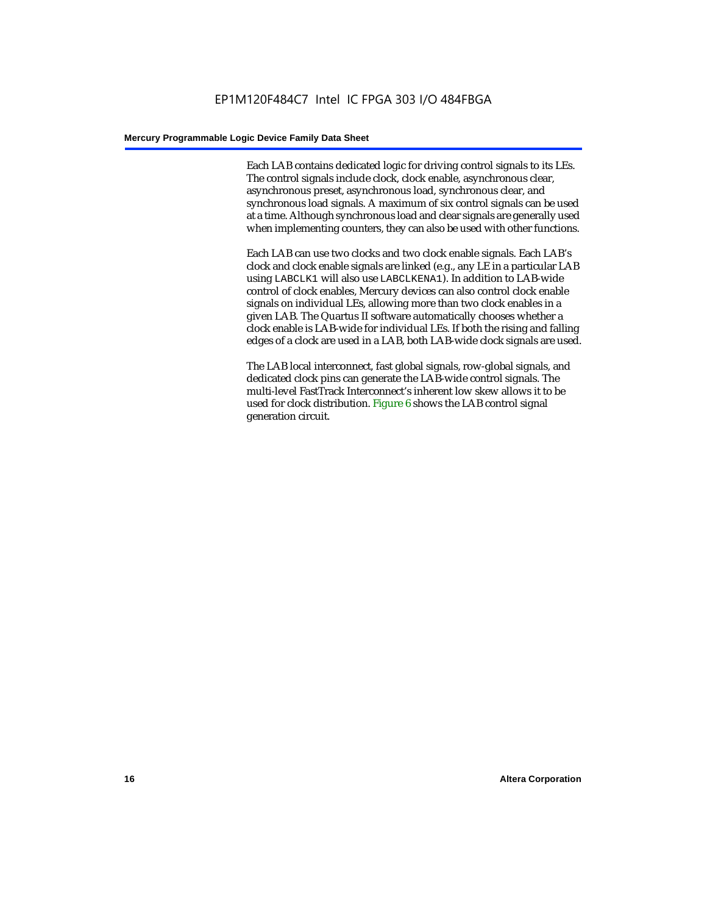Each LAB contains dedicated logic for driving control signals to its LEs. The control signals include clock, clock enable, asynchronous clear, asynchronous preset, asynchronous load, synchronous clear, and synchronous load signals. A maximum of six control signals can be used at a time. Although synchronous load and clear signals are generally used when implementing counters, they can also be used with other functions.

Each LAB can use two clocks and two clock enable signals. Each LAB's clock and clock enable signals are linked (e.g., any LE in a particular LAB using `LABCLK1` will also use `LABCLKENA1`). In addition to LAB-wide control of clock enables, Mercury devices can also control clock enable signals on individual LEs, allowing more than two clock enables in a given LAB. The Quartus II software automatically chooses whether a clock enable is LAB-wide for individual LEs. If both the rising and falling edges of a clock are used in a LAB, both LAB-wide clock signals are used.

The LAB local interconnect, fast global signals, row-global signals, and dedicated clock pins can generate the LAB-wide control signals. The multi-level FastTrack Interconnect's inherent low skew allows it to be used for clock distribution. Figure 6 shows the LAB control signal generation circuit.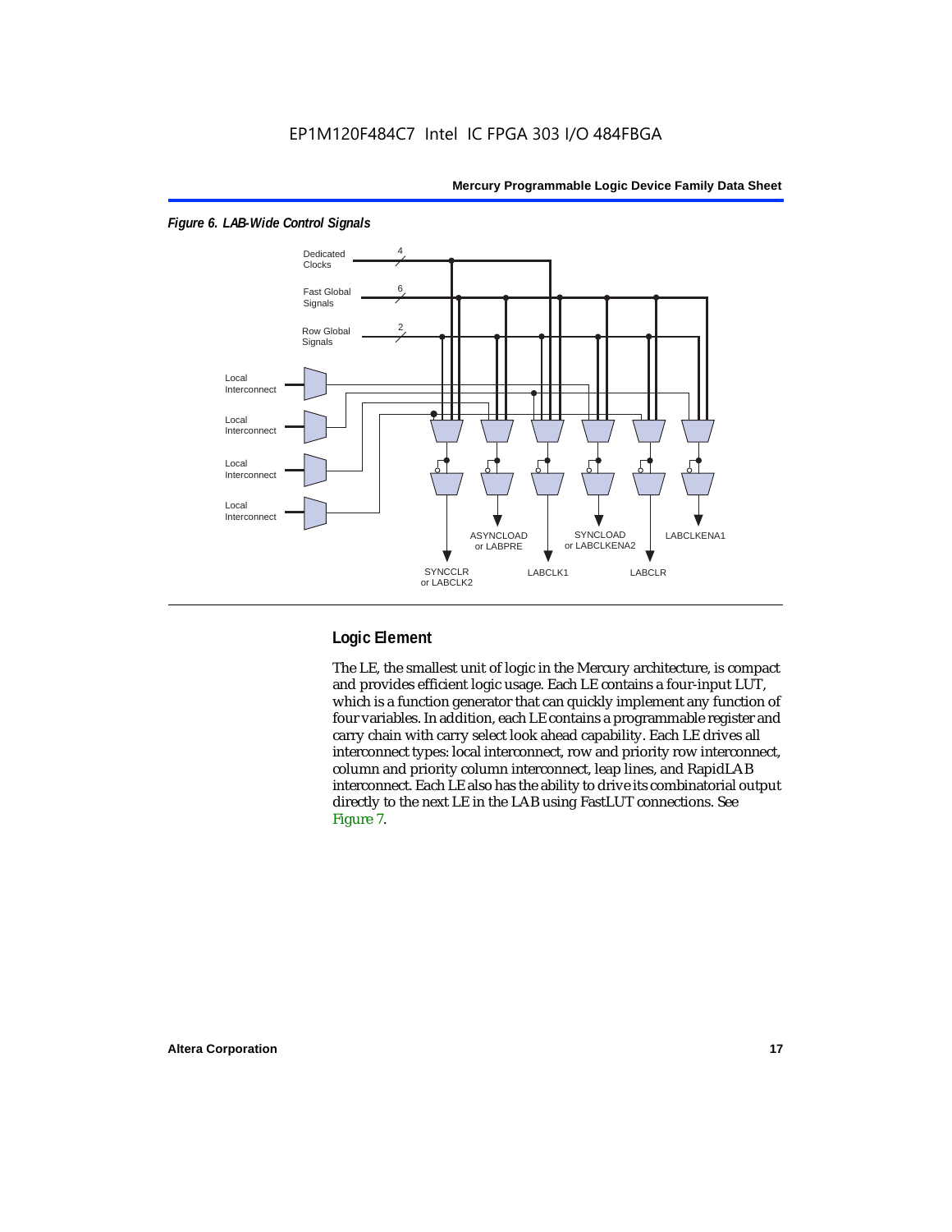*Figure 6. LAB-Wide Control Signals*

## Logic Element

The LE, the smallest unit of logic in the Mercury architecture, is compact and provides efficient logic usage. Each LE contains a four-input LUT, which is a function generator that can quickly implement any function of four variables. In addition, each LE contains a programmable register and carry chain with carry select look ahead capability. Each LE drives all interconnect types: local interconnect, row and priority row interconnect, column and priority column interconnect, leap lines, and RapidLAB interconnect. Each LE also has the ability to drive its combinatorial output directly to the next LE in the LAB using FastLUT connections. See Figure 7.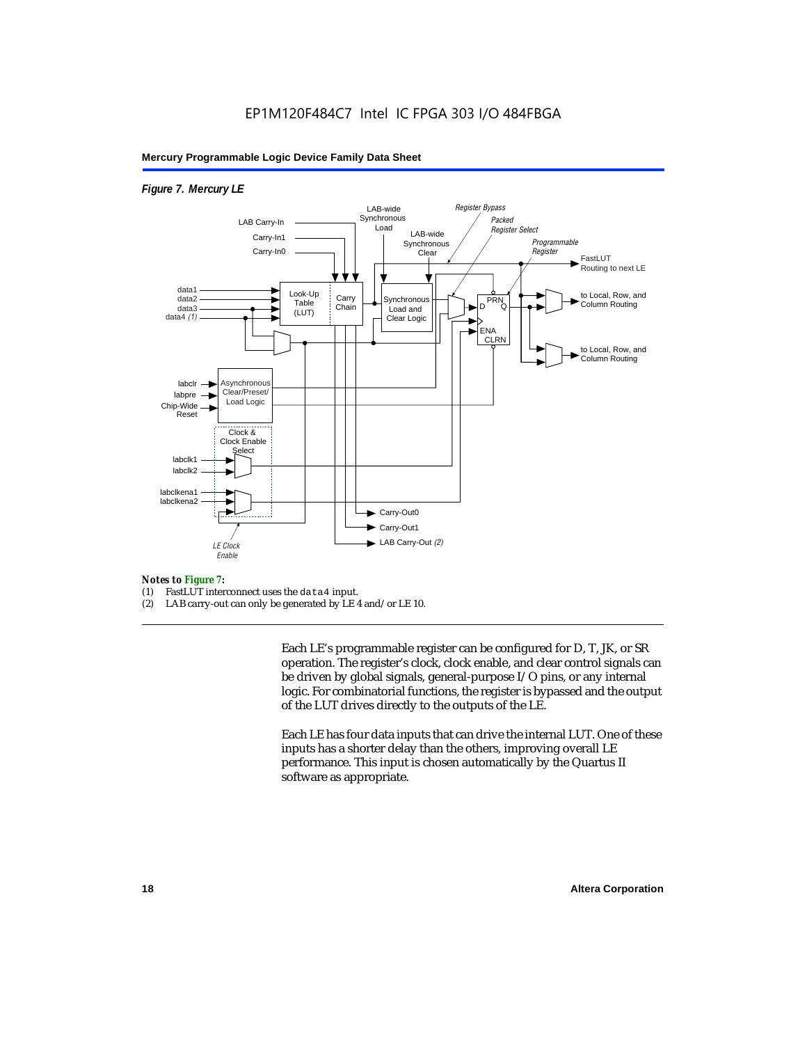*Figure 7. Mercury LE*

*Notes to Figure 7:*

(1) FastLUT interconnect uses the `data4` input.

(2) LAB carry-out can only be generated by LE 4 and/or LE 10.

Each LE's programmable register can be configured for D, T, JK, or SR operation. The register's clock, clock enable, and clear control signals can be driven by global signals, general-purpose I/O pins, or any internal logic. For combinatorial functions, the register is bypassed and the output of the LUT drives directly to the outputs of the LE.

Each LE has four data inputs that can drive the internal LUT. One of these inputs has a shorter delay than the others, improving overall LE performance. This input is chosen automatically by the Quartus II software as appropriate.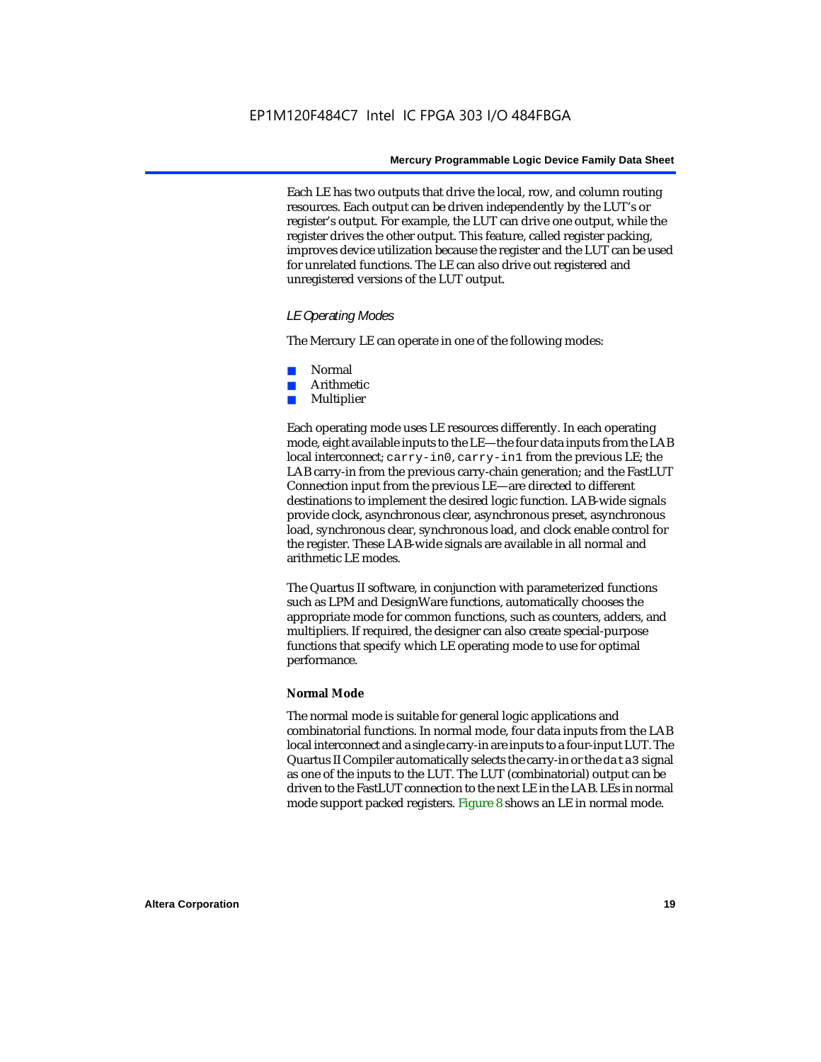Each LE has two outputs that drive the local, row, and column routing resources. Each output can be driven independently by the LUT's or register's output. For example, the LUT can drive one output, while the register drives the other output. This feature, called register packing, improves device utilization because the register and the LUT can be used for unrelated functions. The LE can also drive out registered and unregistered versions of the LUT output.

### *LE Operating Modes*

The Mercury LE can operate in one of the following modes:

- Normal
- Arithmetic
- Multiplier

Each operating mode uses LE resources differently. In each operating mode, eight available inputs to the LE—the four data inputs from the LAB local interconnect; `carry-in0`, `carry-in1` from the previous LE; the LAB carry-in from the previous carry-chain generation; and the FastLUT Connection input from the previous LE—are directed to different destinations to implement the desired logic function. LAB-wide signals provide clock, asynchronous clear, asynchronous preset, asynchronous load, synchronous clear, synchronous load, and clock enable control for the register. These LAB-wide signals are available in all normal and arithmetic LE modes.

The Quartus II software, in conjunction with parameterized functions such as LPM and DesignWare functions, automatically chooses the appropriate mode for common functions, such as counters, adders, and multipliers. If required, the designer can also create special-purpose functions that specify which LE operating mode to use for optimal performance.

#### Normal Mode

The normal mode is suitable for general logic applications and combinatorial functions. In normal mode, four data inputs from the LAB local interconnect and a single carry-in are inputs to a four-input LUT. The Quartus II Compiler automatically selects the carry-in or the `data3` signal as one of the inputs to the LUT. The LUT (combinatorial) output can be driven to the FastLUT connection to the next LE in the LAB. LEs in normal mode support packed registers. Figure 8 shows an LE in normal mode.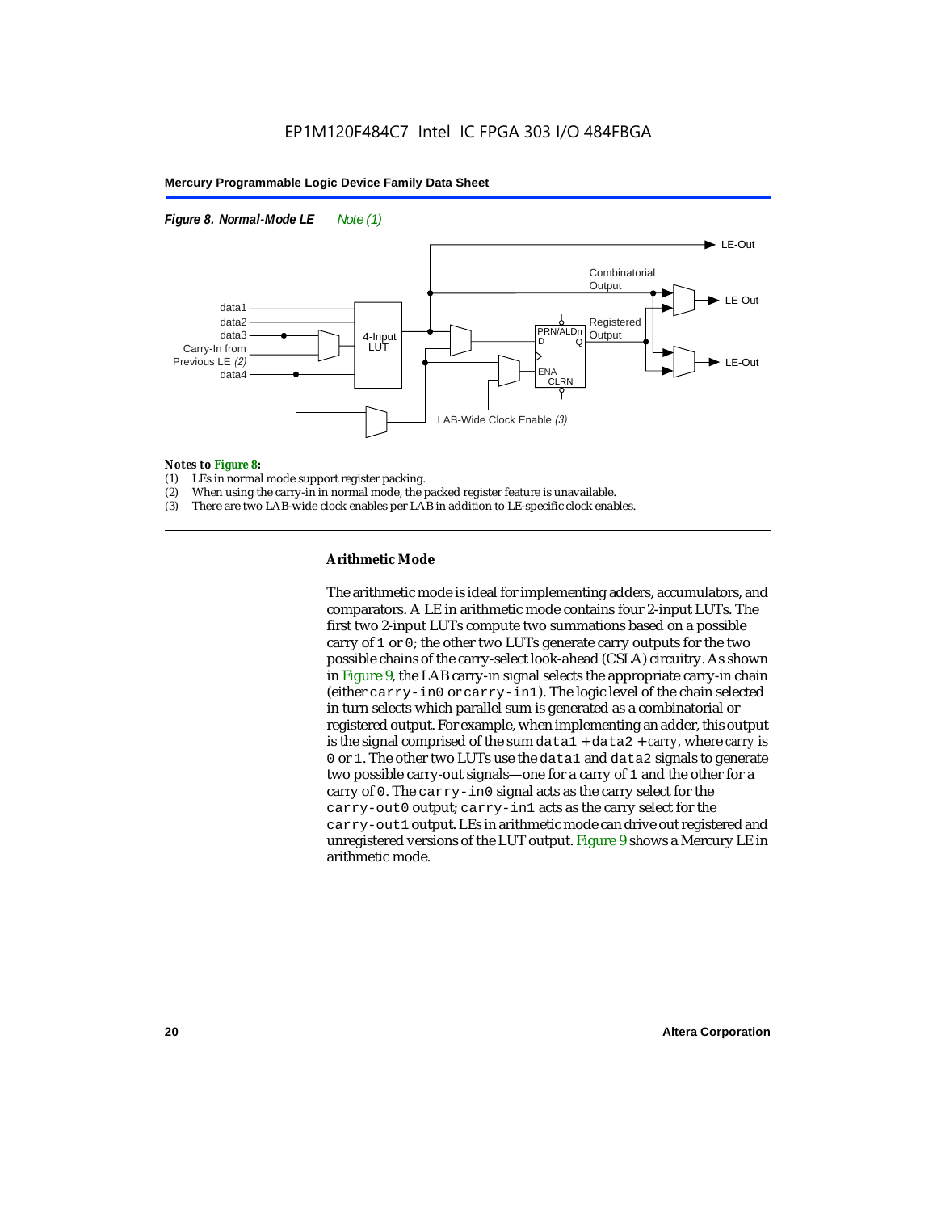*Figure 8. Normal-Mode LE* *Note (1)*

LE-Out

Combinatorial Output

data1

data2

data3

Carry-In from Previous LE *(2)*

data4

4-Input LUT

PRN/ALDn

D Q

ENA

CLRN

Registered Output

LE-Out

LE-Out

LAB-Wide Clock Enable *(3)*

*Notes to Figure 8:*

(1) LEs in normal mode support register packing.
(2) When using the carry-in in normal mode, the packed register feature is unavailable.
(3) There are two LAB-wide clock enables per LAB in addition to LE-specific clock enables.

### Arithmetic Mode

The arithmetic mode is ideal for implementing adders, accumulators, and comparators. A LE in arithmetic mode contains four 2-input LUTs. The first two 2-input LUTs compute two summations based on a possible carry of `1` or `0`; the other two LUTs generate carry outputs for the two possible chains of the carry-select look-ahead (CSLA) circuitry. As shown in Figure 9, the LAB carry-in signal selects the appropriate carry-in chain (either `carry-in0` or `carry-in1`). The logic level of the chain selected in turn selects which parallel sum is generated as a combinatorial or registered output. For example, when implementing an adder, this output is the signal comprised of the sum `data1` + `data2` + *carry*, where *carry* is `0` or `1`. The other two LUTs use the `data1` and `data2` signals to generate two possible carry-out signals—one for a carry of `1` and the other for a carry of `0`. The `carry-in0` signal acts as the carry select for the `carry-out0` output; `carry-in1` acts as the carry select for the `carry-out1` output. LEs in arithmetic mode can drive out registered and unregistered versions of the LUT output. Figure 9 shows a Mercury LE in arithmetic mode.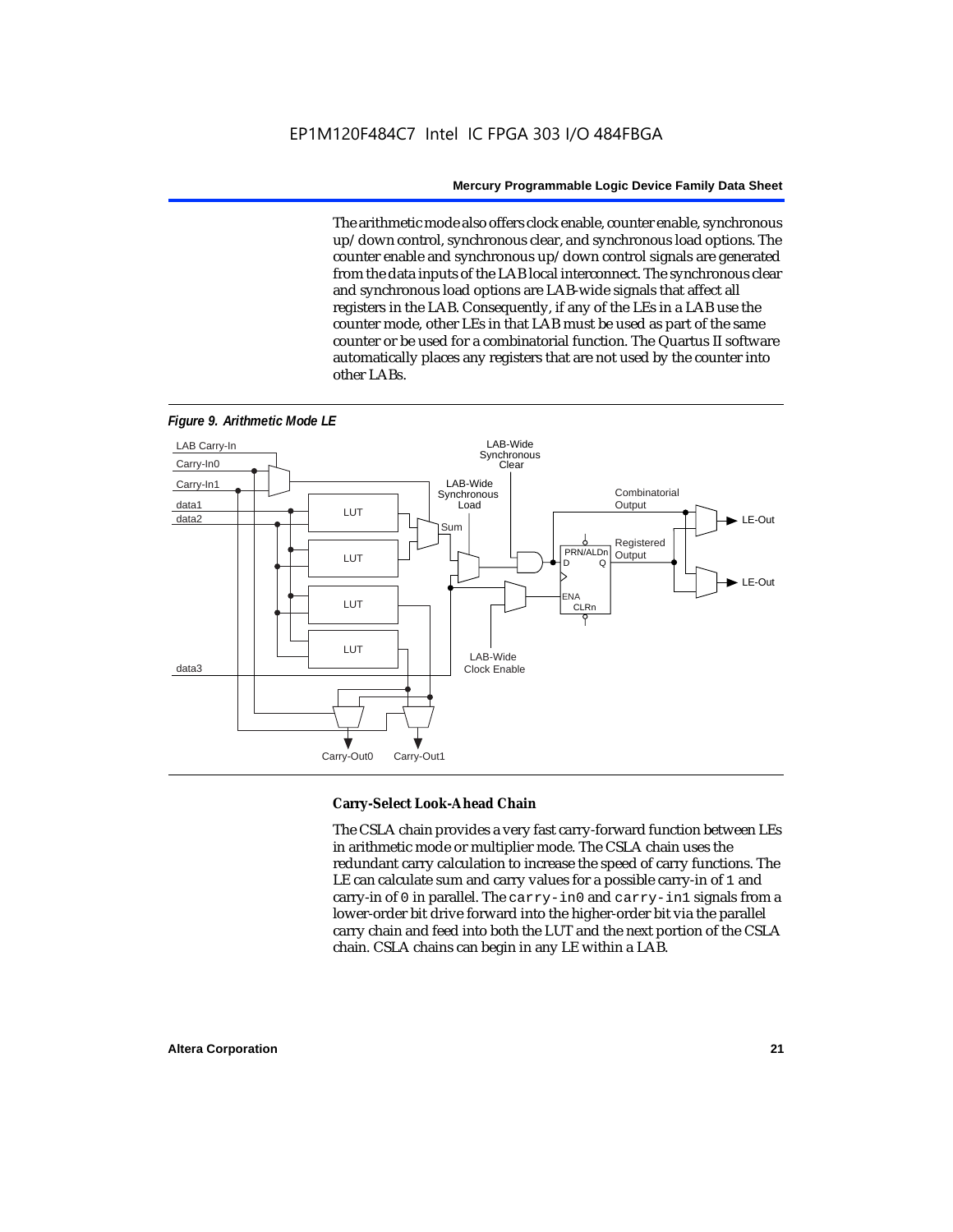The arithmetic mode also offers clock enable, counter enable, synchronous up/down control, synchronous clear, and synchronous load options. The counter enable and synchronous up/down control signals are generated from the data inputs of the LAB local interconnect. The synchronous clear and synchronous load options are LAB-wide signals that affect all registers in the LAB. Consequently, if any of the LEs in a LAB use the counter mode, other LEs in that LAB must be used as part of the same counter or be used for a combinatorial function. The Quartus II software automatically places any registers that are not used by the counter into other LABs.

*Figure 9. Arithmetic Mode LE*

### Carry-Select Look-Ahead Chain

The CSLA chain provides a very fast carry-forward function between LEs in arithmetic mode or multiplier mode. The CSLA chain uses the redundant carry calculation to increase the speed of carry functions. The LE can calculate sum and carry values for a possible carry-in of `1` and carry-in of `0` in parallel. The `carry-in0` and `carry-in1` signals from a lower-order bit drive forward into the higher-order bit via the parallel carry chain and feed into both the LUT and the next portion of the CSLA chain. CSLA chains can begin in any LE within a LAB.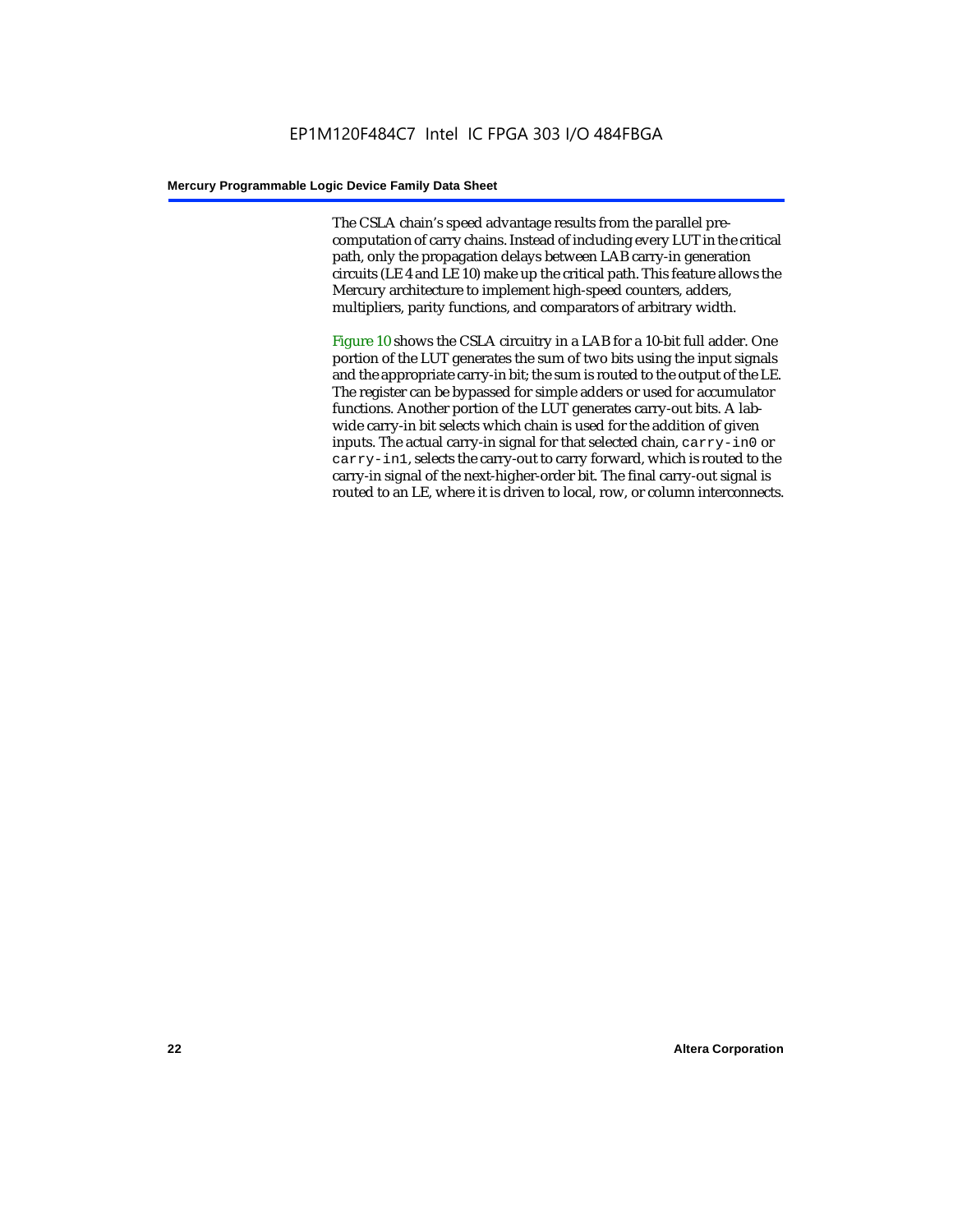The CSLA chain's speed advantage results from the parallel pre-computation of carry chains. Instead of including every LUT in the critical path, only the propagation delays between LAB carry-in generation circuits (LE 4 and LE 10) make up the critical path. This feature allows the Mercury architecture to implement high-speed counters, adders, multipliers, parity functions, and comparators of arbitrary width.

Figure 10 shows the CSLA circuitry in a LAB for a 10-bit full adder. One portion of the LUT generates the sum of two bits using the input signals and the appropriate carry-in bit; the sum is routed to the output of the LE. The register can be bypassed for simple adders or used for accumulator functions. Another portion of the LUT generates carry-out bits. A lab-wide carry-in bit selects which chain is used for the addition of given inputs. The actual carry-in signal for that selected chain, `carry-in0` or `carry-in1`, selects the carry-out to carry forward, which is routed to the carry-in signal of the next-higher-order bit. The final carry-out signal is routed to an LE, where it is driven to local, row, or column interconnects.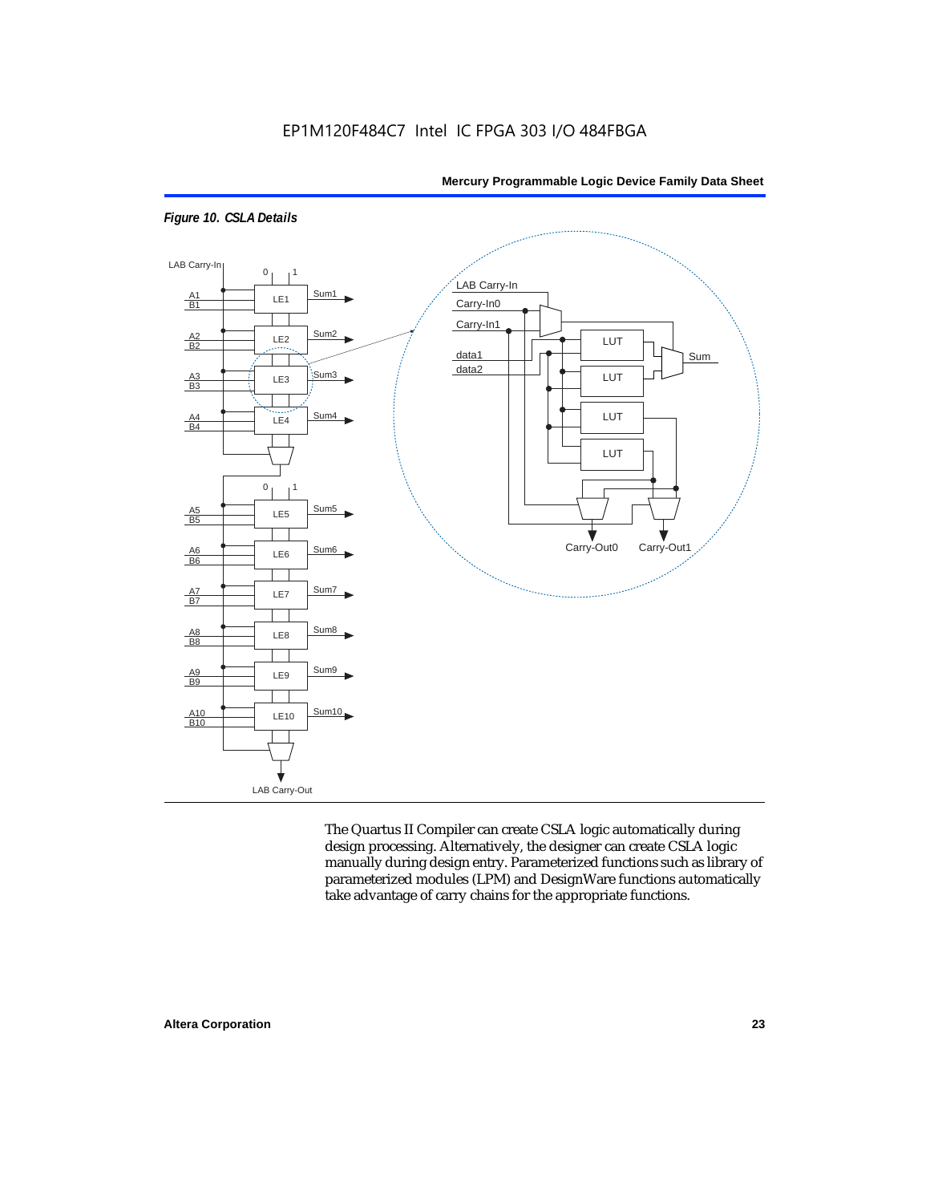*Figure 10. CSLA Details*

The Quartus II Compiler can create CSLA logic automatically during design processing. Alternatively, the designer can create CSLA logic manually during design entry. Parameterized functions such as library of parameterized modules (LPM) and DesignWare functions automatically take advantage of carry chains for the appropriate functions.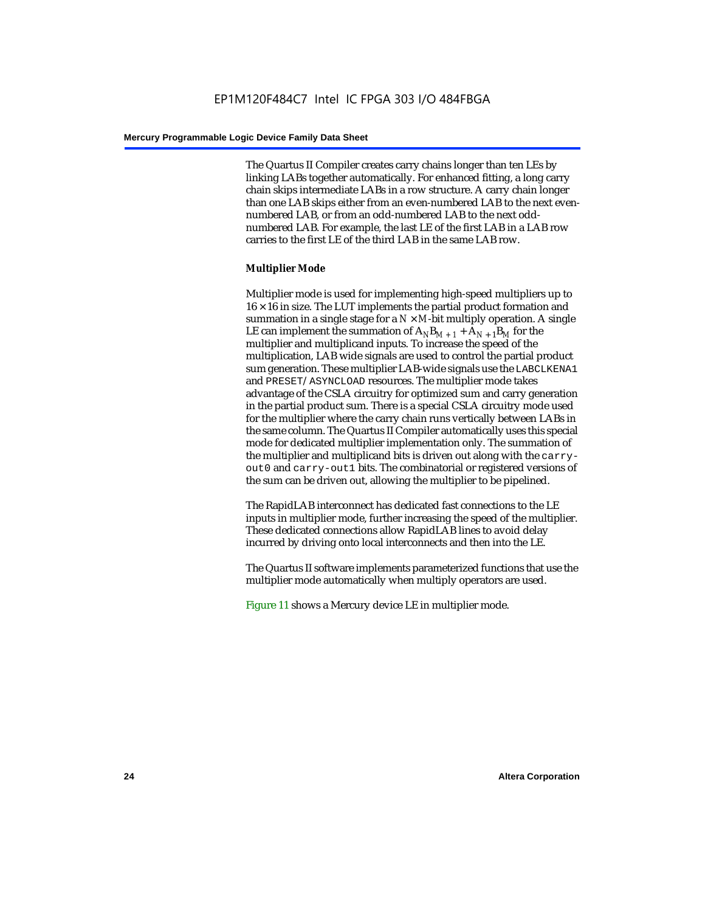The Quartus II Compiler creates carry chains longer than ten LEs by linking LABs together automatically. For enhanced fitting, a long carry chain skips intermediate LABs in a row structure. A carry chain longer than one LAB skips either from an even-numbered LAB to the next even-numbered LAB, or from an odd-numbered LAB to the next odd-numbered LAB. For example, the last LE of the first LAB in a LAB row carries to the first LE of the third LAB in the same LAB row.

### Multiplier Mode

Multiplier mode is used for implementing high-speed multipliers up to $16 \times 16$ in size. The LUT implements the partial product formation and summation in a single stage for a $N \times M$-bit multiply operation. A single LE can implement the summation of $A_N B_{M+1} + A_{N+1} B_M$ for the multiplier and multiplicand inputs. To increase the speed of the multiplication, LAB wide signals are used to control the partial product sum generation. These multiplier LAB-wide signals use the `LABCLKENA1` and `PRESET/ASYNCLOAD` resources. The multiplier mode takes advantage of the CSLA circuitry for optimized sum and carry generation in the partial product sum. There is a special CSLA circuitry mode used for the multiplier where the carry chain runs vertically between LABs in the same column. The Quartus II Compiler automatically uses this special mode for dedicated multiplier implementation only. The summation of the multiplier and multiplicand bits is driven out along with the `carry-out0` and `carry-out1` bits. The combinatorial or registered versions of the sum can be driven out, allowing the multiplier to be pipelined.

The RapidLAB interconnect has dedicated fast connections to the LE inputs in multiplier mode, further increasing the speed of the multiplier. These dedicated connections allow RapidLAB lines to avoid delay incurred by driving onto local interconnects and then into the LE.

The Quartus II software implements parameterized functions that use the multiplier mode automatically when multiply operators are used.

Figure 11 shows a Mercury device LE in multiplier mode.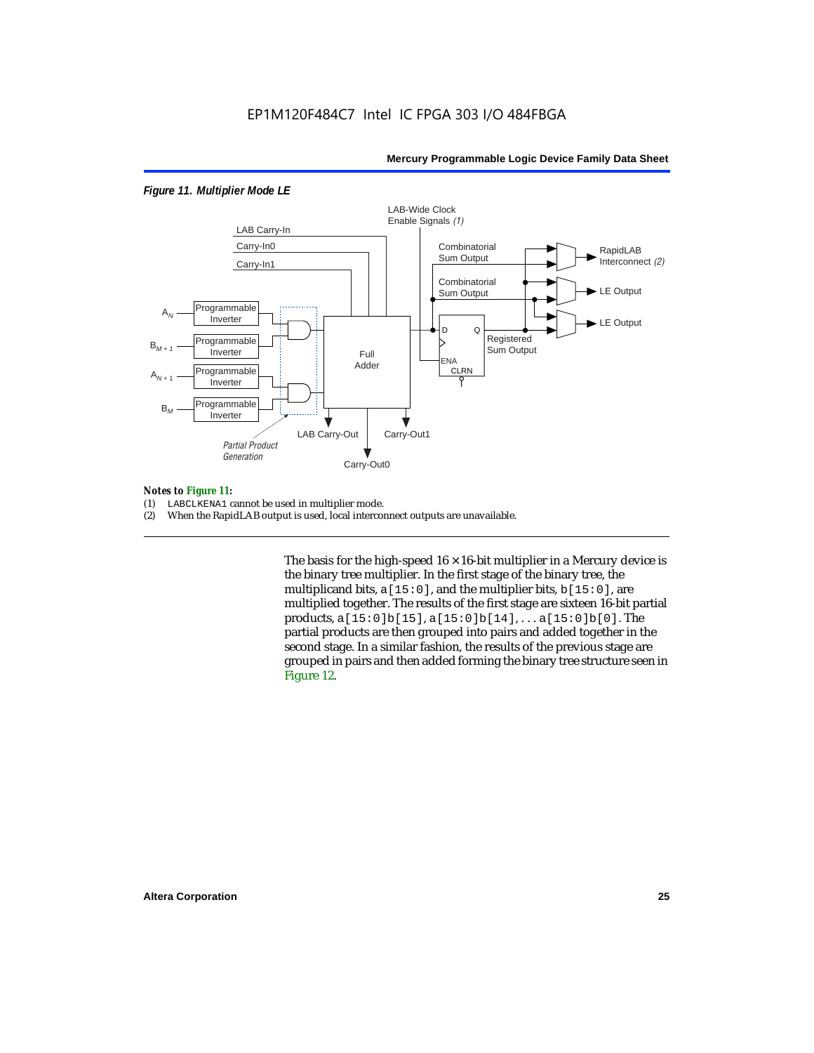*Figure 11. Multiplier Mode LE*

***Notes to Figure 11:***

(1) LABCLKENA1 cannot be used in multiplier mode.

(2) When the RapidLAB output is used, local interconnect outputs are unavailable.

The basis for the high-speed 16 × 16-bit multiplier in a Mercury device is the binary tree multiplier. In the first stage of the binary tree, the multiplicand bits, a[15:0], and the multiplier bits, b[15:0], are multiplied together. The results of the first stage are sixteen 16-bit partial products, a[15:0]b[15], a[15:0]b[14], . . . a[15:0]b[0]. The partial products are then grouped into pairs and added together in the second stage. In a similar fashion, the results of the previous stage are grouped in pairs and then added forming the binary tree structure seen in Figure 12.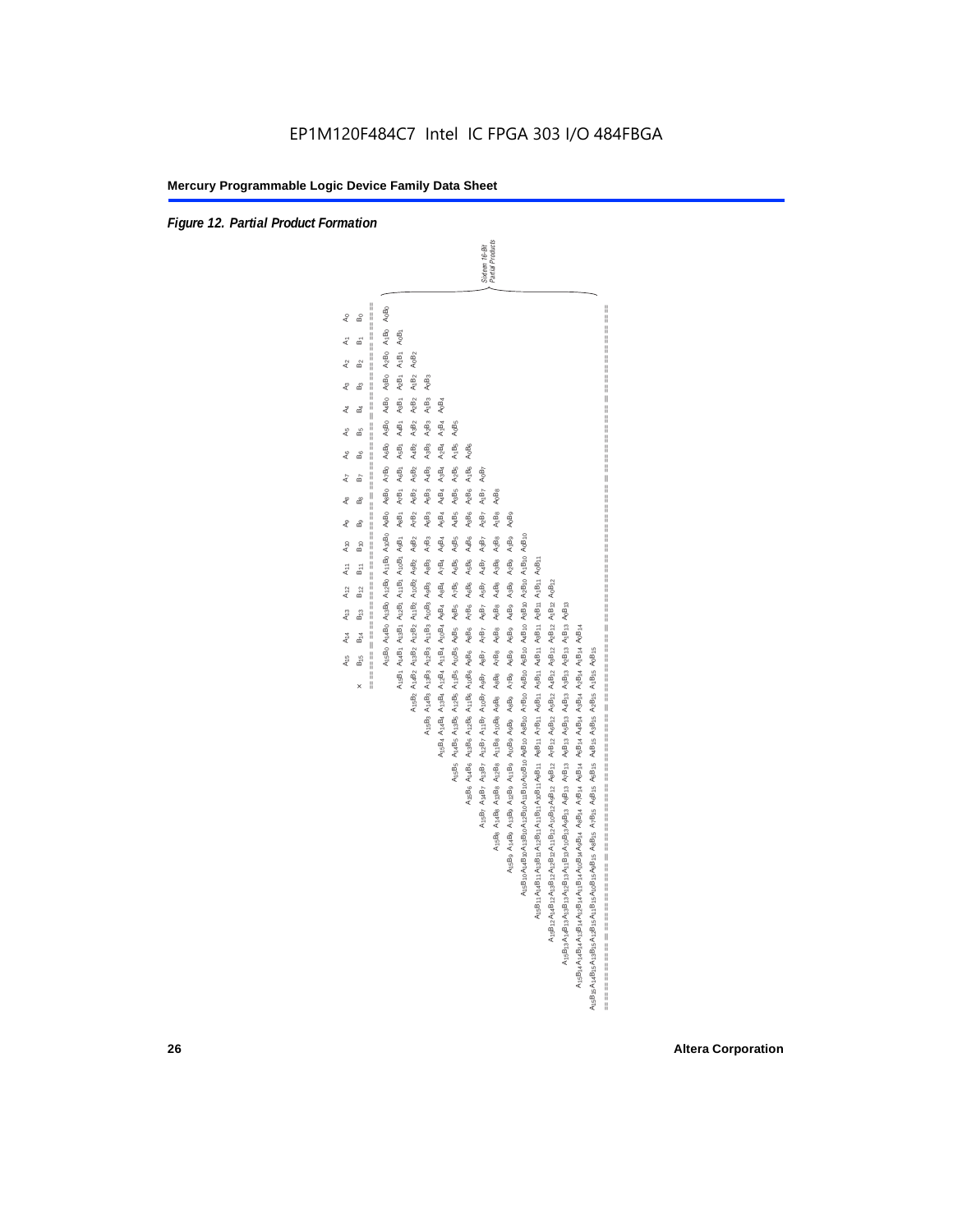EP1M120F484C7 Intel IC FPGA 303 I/O 484FBGA

**Figure 12. Partial Product Formation**

|  | $A_{15}$ | $A_{14}$ | $A_{13}$ | $A_{12}$ | $A_{11}$ | $A_{10}$ | $A_9$ | $A_8$ | $A_7$ | $A_6$ | $A_5$ | $A_4$ | $A_3$ | $A_2$ | $A_1$ | $A_0$ |
|---|---|---|---|---|---|---|---|---|---|---|---|---|---|---|---|---|
| × | $B_{15}$ | $B_{14}$ | $B_{13}$ | $B_{12}$ | $B_{11}$ | $B_{10}$ | $B_9$ | $B_8$ | $B_7$ | $B_6$ | $B_5$ | $B_4$ | $B_3$ | $B_2$ | $B_1$ | $B_0$ |

Sixteen 16-Bit Partial Products:

$A_{15}B_0\ A_{14}B_0\ A_{13}B_0\ A_{12}B_0\ A_{11}B_0\ A_{10}B_0\ A_9B_0\ A_8B_0\ A_7B_0\ A_6B_0\ A_5B_0\ A_4B_0\ A_3B_0\ A_2B_0\ A_1B_0\ A_0B_0$

$A_{15}B_1\ A_{14}B_1\ \ldots\ A_1B_1\ A_0B_1$

$A_{15}B_2\ A_{14}B_2\ \ldots\ A_1B_2\ A_0B_2$

$\vdots$

$A_{15}B_{15}\ A_{14}B_{15}\ A_{13}B_{15}\ A_{12}B_{15}\ A_{11}B_{15}\ A_{10}B_{15}\ A_9B_{15}\ A_8B_{15}\ A_7B_{15}\ A_6B_{15}\ A_5B_{15}\ A_4B_{15}\ A_3B_{15}\ A_2B_{15}\ A_1B_{15}\ A_0B_{15}$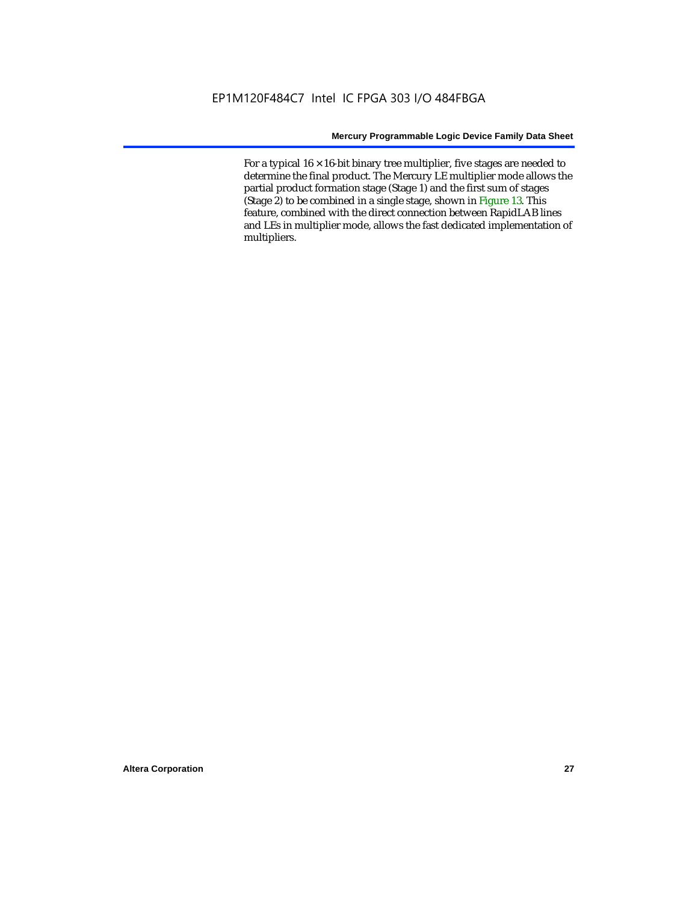For a typical 16 × 16-bit binary tree multiplier, five stages are needed to determine the final product. The Mercury LE multiplier mode allows the partial product formation stage (Stage 1) and the first sum of stages (Stage 2) to be combined in a single stage, shown in Figure 13. This feature, combined with the direct connection between RapidLAB lines and LEs in multiplier mode, allows the fast dedicated implementation of multipliers.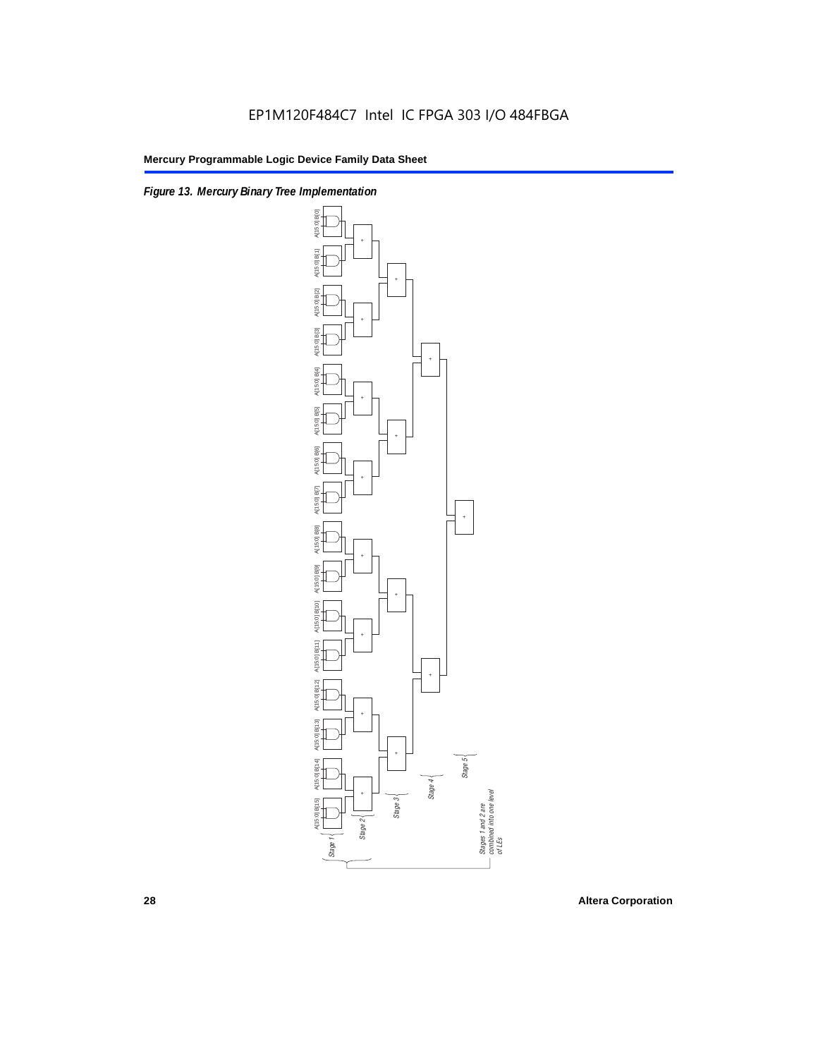EP1M120F484C7 Intel IC FPGA 303 I/O 484FBGA

*Figure 13. Mercury Binary Tree Implementation*

A[15..0] B[0]

A[15..0] B[1]

A[15..0] B[2]

A[15..0] B[3]

A[15..0] B[4]

A[15..0] B[5]

A[15..0] B[6]

A[15..0] B[7]

A[15..0] B[8]

A[15..0] B[9]

A[15..0] B[10]

A[15..0] B[11]

A[15..0] B[12]

A[15..0] B[13]

A[15..0] B[14]

A[15..0] B[15]

*Stage 1*

*Stage 2*

*Stage 3*

*Stage 4*

*Stage 5*

*Stages 1 and 2 are combined into one level of LEs*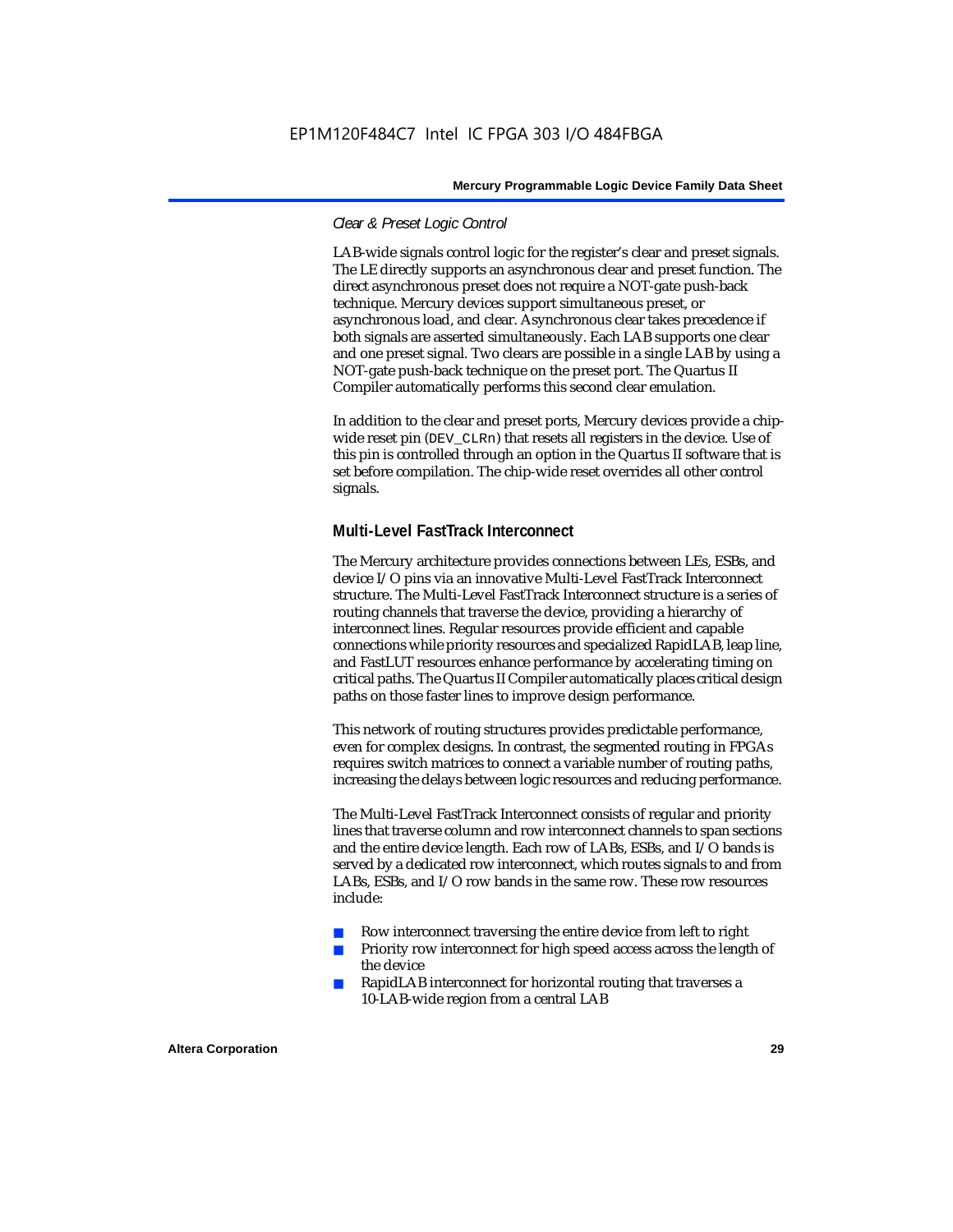*Clear & Preset Logic Control*

LAB-wide signals control logic for the register's clear and preset signals. The LE directly supports an asynchronous clear and preset function. The direct asynchronous preset does not require a NOT-gate push-back technique. Mercury devices support simultaneous preset, or asynchronous load, and clear. Asynchronous clear takes precedence if both signals are asserted simultaneously. Each LAB supports one clear and one preset signal. Two clears are possible in a single LAB by using a NOT-gate push-back technique on the preset port. The Quartus II Compiler automatically performs this second clear emulation.

In addition to the clear and preset ports, Mercury devices provide a chip-wide reset pin (`DEV_CLRn`) that resets all registers in the device. Use of this pin is controlled through an option in the Quartus II software that is set before compilation. The chip-wide reset overrides all other control signals.

## Multi-Level FastTrack Interconnect

The Mercury architecture provides connections between LEs, ESBs, and device I/O pins via an innovative Multi-Level FastTrack Interconnect structure. The Multi-Level FastTrack Interconnect structure is a series of routing channels that traverse the device, providing a hierarchy of interconnect lines. Regular resources provide efficient and capable connections while priority resources and specialized RapidLAB, leap line, and FastLUT resources enhance performance by accelerating timing on critical paths. The Quartus II Compiler automatically places critical design paths on those faster lines to improve design performance.

This network of routing structures provides predictable performance, even for complex designs. In contrast, the segmented routing in FPGAs requires switch matrices to connect a variable number of routing paths, increasing the delays between logic resources and reducing performance.

The Multi-Level FastTrack Interconnect consists of regular and priority lines that traverse column and row interconnect channels to span sections and the entire device length. Each row of LABs, ESBs, and I/O bands is served by a dedicated row interconnect, which routes signals to and from LABs, ESBs, and I/O row bands in the same row. These row resources include:

- Row interconnect traversing the entire device from left to right
- Priority row interconnect for high speed access across the length of the device
- RapidLAB interconnect for horizontal routing that traverses a 10-LAB-wide region from a central LAB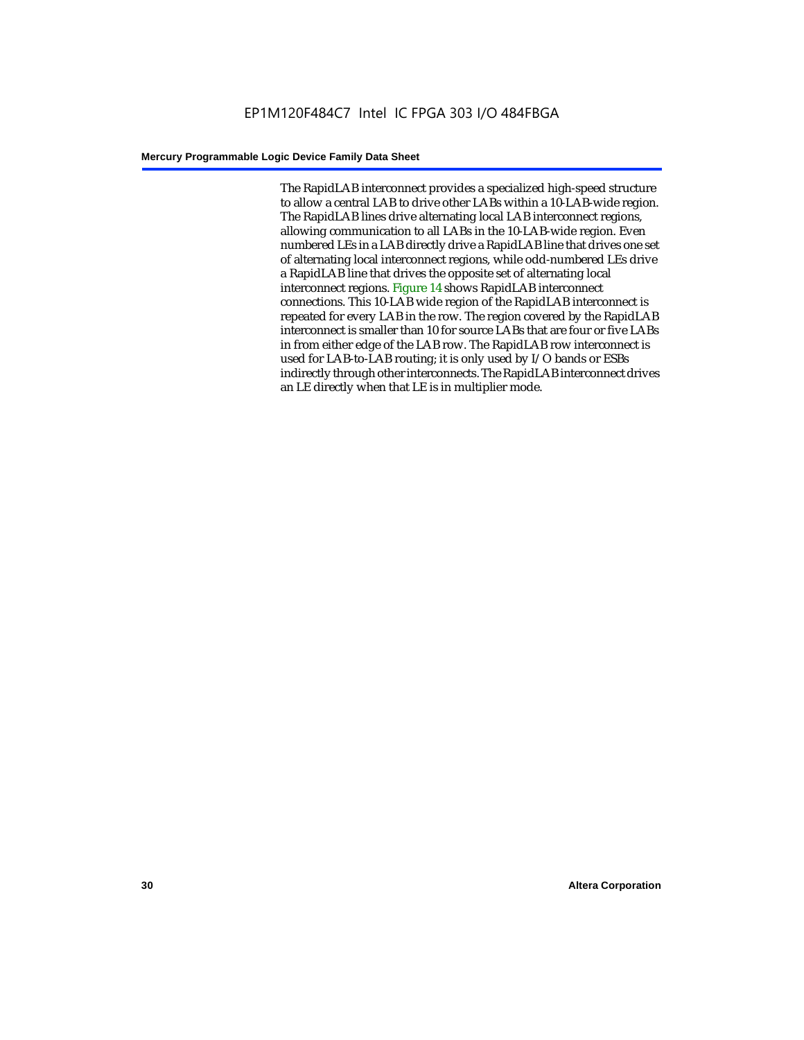The RapidLAB interconnect provides a specialized high-speed structure to allow a central LAB to drive other LABs within a 10-LAB-wide region. The RapidLAB lines drive alternating local LAB interconnect regions, allowing communication to all LABs in the 10-LAB-wide region. Even numbered LEs in a LAB directly drive a RapidLAB line that drives one set of alternating local interconnect regions, while odd-numbered LEs drive a RapidLAB line that drives the opposite set of alternating local interconnect regions. Figure 14 shows RapidLAB interconnect connections. This 10-LAB wide region of the RapidLAB interconnect is repeated for every LAB in the row. The region covered by the RapidLAB interconnect is smaller than 10 for source LABs that are four or five LABs in from either edge of the LAB row. The RapidLAB row interconnect is used for LAB-to-LAB routing; it is only used by I/O bands or ESBs indirectly through other interconnects. The RapidLAB interconnect drives an LE directly when that LE is in multiplier mode.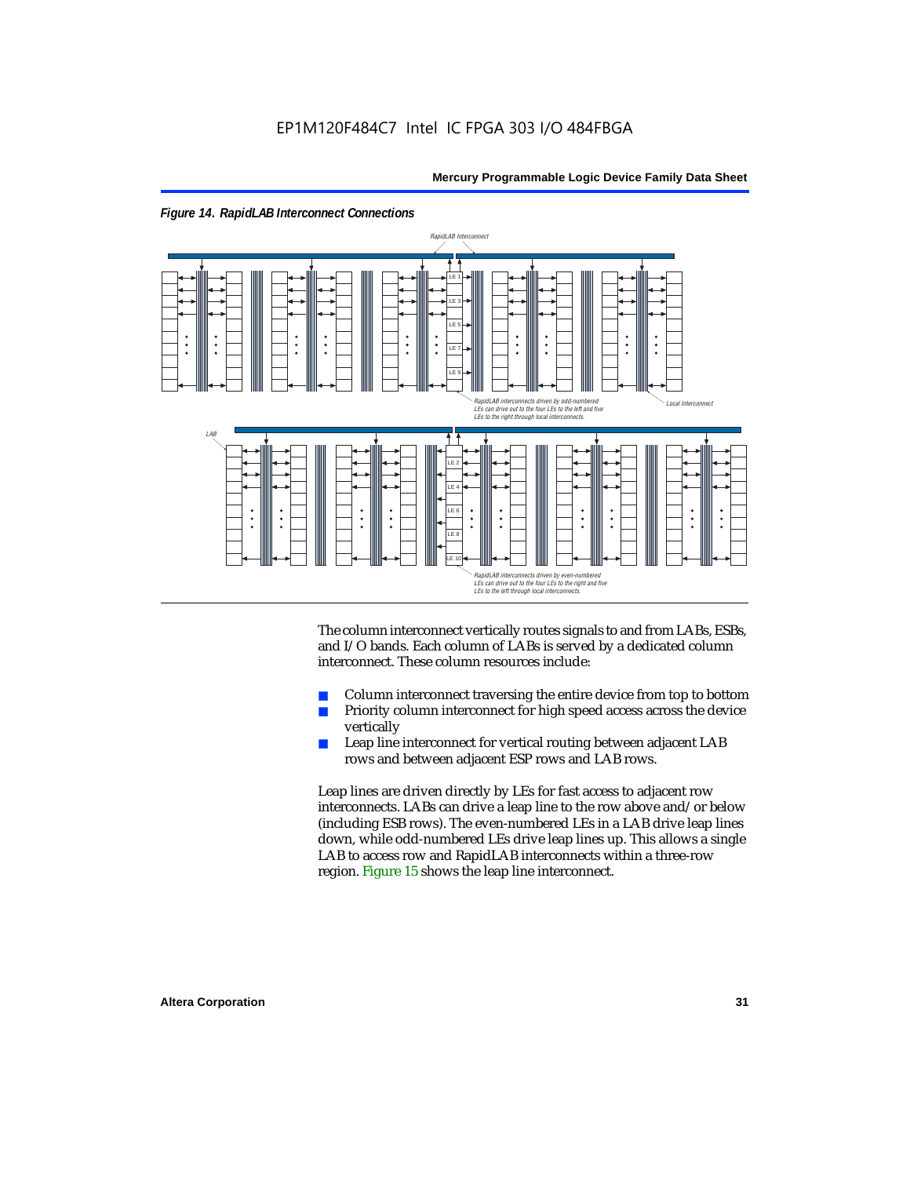*Figure 14. RapidLAB Interconnect Connections*

The column interconnect vertically routes signals to and from LABs, ESBs, and I/O bands. Each column of LABs is served by a dedicated column interconnect. These column resources include:

- Column interconnect traversing the entire device from top to bottom
- Priority column interconnect for high speed access across the device vertically
- Leap line interconnect for vertical routing between adjacent LAB rows and between adjacent ESP rows and LAB rows.

Leap lines are driven directly by LEs for fast access to adjacent row interconnects. LABs can drive a leap line to the row above and/or below (including ESB rows). The even-numbered LEs in a LAB drive leap lines down, while odd-numbered LEs drive leap lines up. This allows a single LAB to access row and RapidLAB interconnects within a three-row region. Figure 15 shows the leap line interconnect.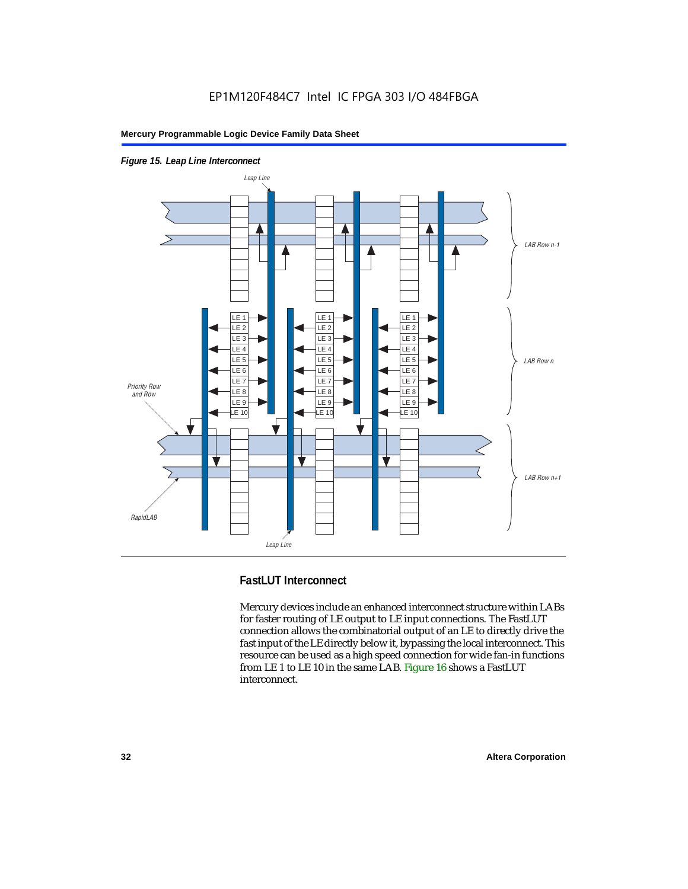*Figure 15. Leap Line Interconnect*

## FastLUT Interconnect

Mercury devices include an enhanced interconnect structure within LABs for faster routing of LE output to LE input connections. The FastLUT connection allows the combinatorial output of an LE to directly drive the fast input of the LE directly below it, bypassing the local interconnect. This resource can be used as a high speed connection for wide fan-in functions from LE 1 to LE 10 in the same LAB. Figure 16 shows a FastLUT interconnect.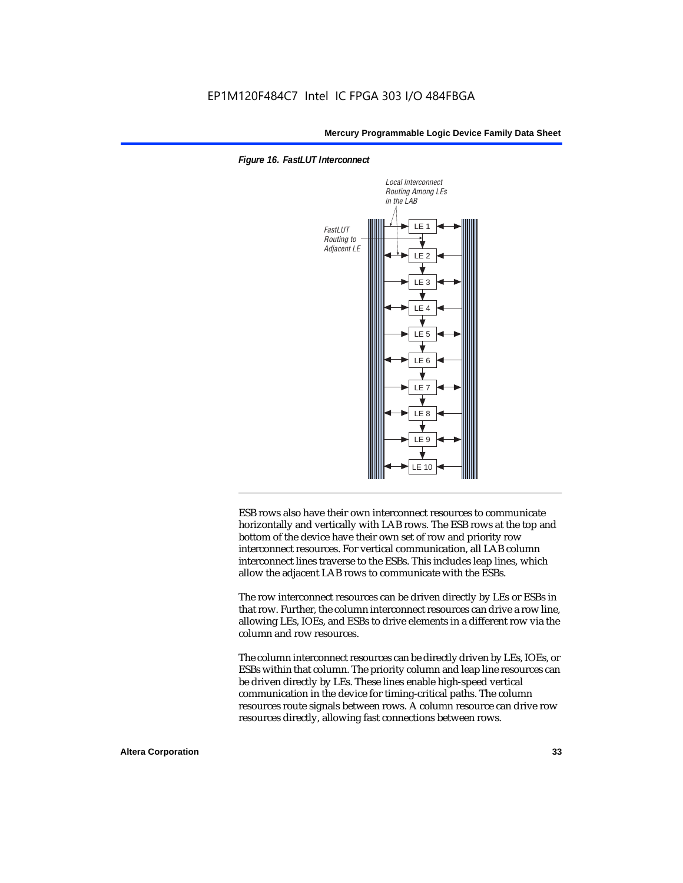*Figure 16. FastLUT Interconnect*

Local Interconnect Routing Among LEs in the LAB

FastLUT Routing to Adjacent LE

LE 1
LE 2
LE 3
LE 4
LE 5
LE 6
LE 7
LE 8
LE 9
LE 10

ESB rows also have their own interconnect resources to communicate horizontally and vertically with LAB rows. The ESB rows at the top and bottom of the device have their own set of row and priority row interconnect resources. For vertical communication, all LAB column interconnect lines traverse to the ESBs. This includes leap lines, which allow the adjacent LAB rows to communicate with the ESBs.

The row interconnect resources can be driven directly by LEs or ESBs in that row. Further, the column interconnect resources can drive a row line, allowing LEs, IOEs, and ESBs to drive elements in a different row via the column and row resources.

The column interconnect resources can be directly driven by LEs, IOEs, or ESBs within that column. The priority column and leap line resources can be driven directly by LEs. These lines enable high-speed vertical communication in the device for timing-critical paths. The column resources route signals between rows. A column resource can drive row resources directly, allowing fast connections between rows.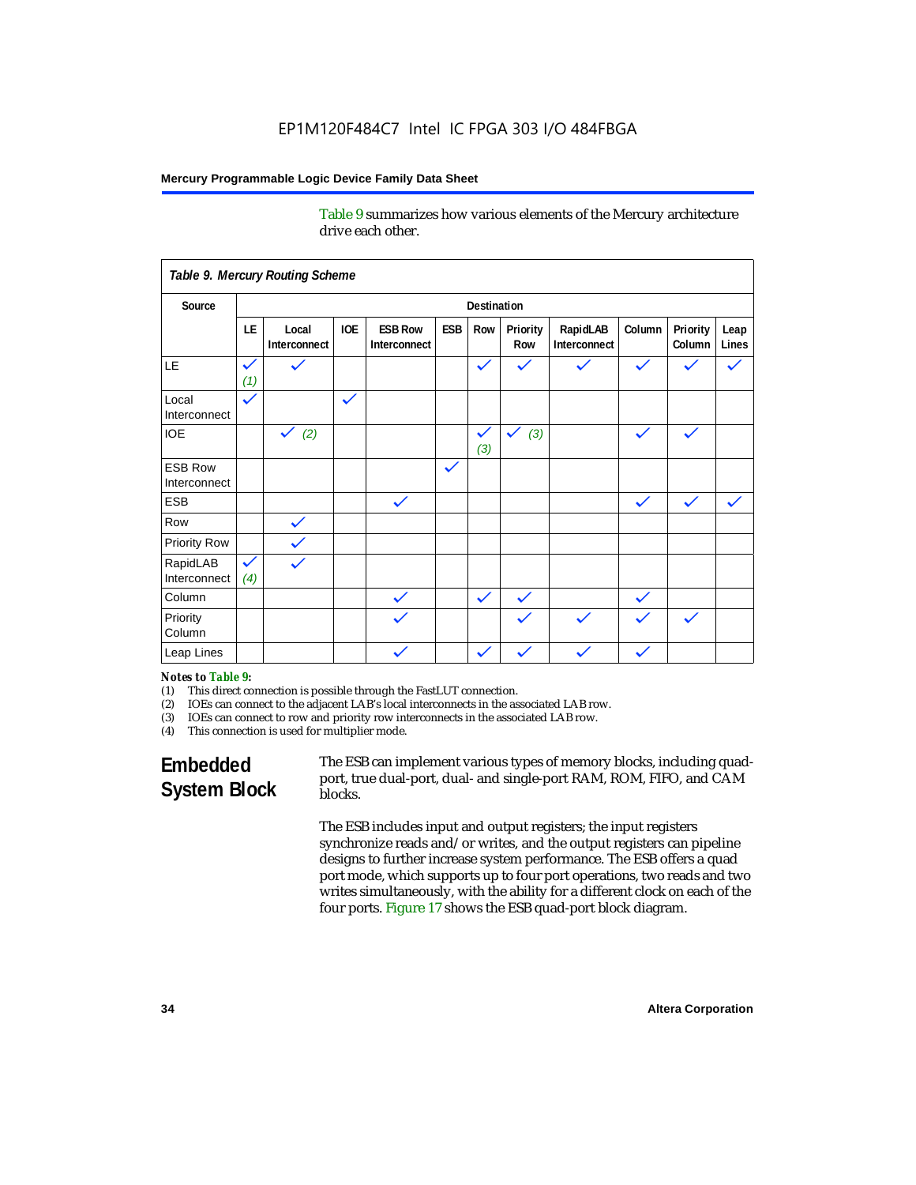Table 9 summarizes how various elements of the Mercury architecture drive each other.

**Table 9. Mercury Routing Scheme**

| Source | Destination | | | | | | | | | | |
|---|---|---|---|---|---|---|---|---|---|---|---|
| | LE | Local Interconnect | IOE | ESB Row Interconnect | ESB | Row | Priority Row | RapidLAB Interconnect | Column | Priority Column | Leap Lines |
| LE | ✓ *(1)* | ✓ | | | | ✓ | ✓ | ✓ | ✓ | ✓ | ✓ |
| Local Interconnect | ✓ | | ✓ | | | | | | | | |
| IOE | | ✓ *(2)* | | | | ✓ *(3)* | ✓ *(3)* | | ✓ | ✓ | |
| ESB Row Interconnect | | | | | ✓ | | | | | | |
| ESB | | | | ✓ | | | | | ✓ | ✓ | ✓ |
| Row | | ✓ | | | | | | | | | |
| Priority Row | | ✓ | | | | | | | | | |
| RapidLAB Interconnect | ✓ *(4)* | ✓ | | | | | | | | | |
| Column | | | | ✓ | | ✓ | ✓ | | ✓ | | |
| Priority Column | | | | ✓ | | | ✓ | ✓ | ✓ | ✓ | |
| Leap Lines | | | | ✓ | | ✓ | ✓ | ✓ | ✓ | | |

*Notes to Table 9:*

(1) This direct connection is possible through the FastLUT connection.
(2) IOEs can connect to the adjacent LAB's local interconnects in the associated LAB row.
(3) IOEs can connect to row and priority row interconnects in the associated LAB row.
(4) This connection is used for multiplier mode.

## Embedded System Block

The ESB can implement various types of memory blocks, including quad-port, true dual-port, dual- and single-port RAM, ROM, FIFO, and CAM blocks.

The ESB includes input and output registers; the input registers synchronize reads and/or writes, and the output registers can pipeline designs to further increase system performance. The ESB offers a quad port mode, which supports up to four port operations, two reads and two writes simultaneously, with the ability for a different clock on each of the four ports. Figure 17 shows the ESB quad-port block diagram.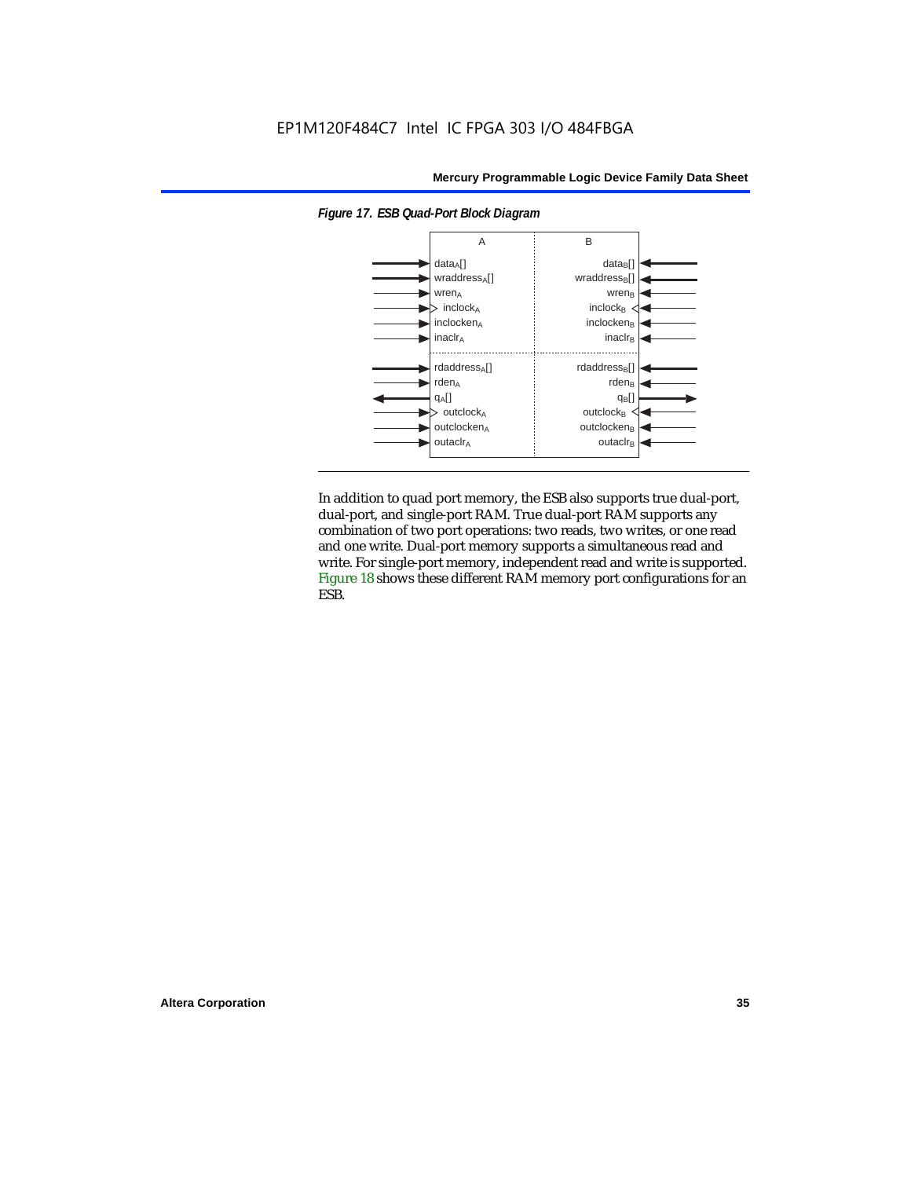*Figure 17. ESB Quad-Port Block Diagram*

| A | B |
|---|---|
| $data_A[]$ | $data_B[]$ |
| $wraddress_A[]$ | $wraddress_B[]$ |
| $wren_A$ | $wren_B$ |
| $inclock_A$ | $inclock_B$ |
| $inclocken_A$ | $inclocken_B$ |
| $inaclr_A$ | $inaclr_B$ |
| $rdaddress_A[]$ | $rdaddress_B[]$ |
| $rden_A$ | $rden_B$ |
| $q_A[]$ | $q_B[]$ |
| $outclock_A$ | $outclock_B$ |
| $outclocken_A$ | $outclocken_B$ |
| $outaclr_A$ | $outaclr_B$ |

In addition to quad port memory, the ESB also supports true dual-port, dual-port, and single-port RAM. True dual-port RAM supports any combination of two port operations: two reads, two writes, or one read and one write. Dual-port memory supports a simultaneous read and write. For single-port memory, independent read and write is supported. Figure 18 shows these different RAM memory port configurations for an ESB.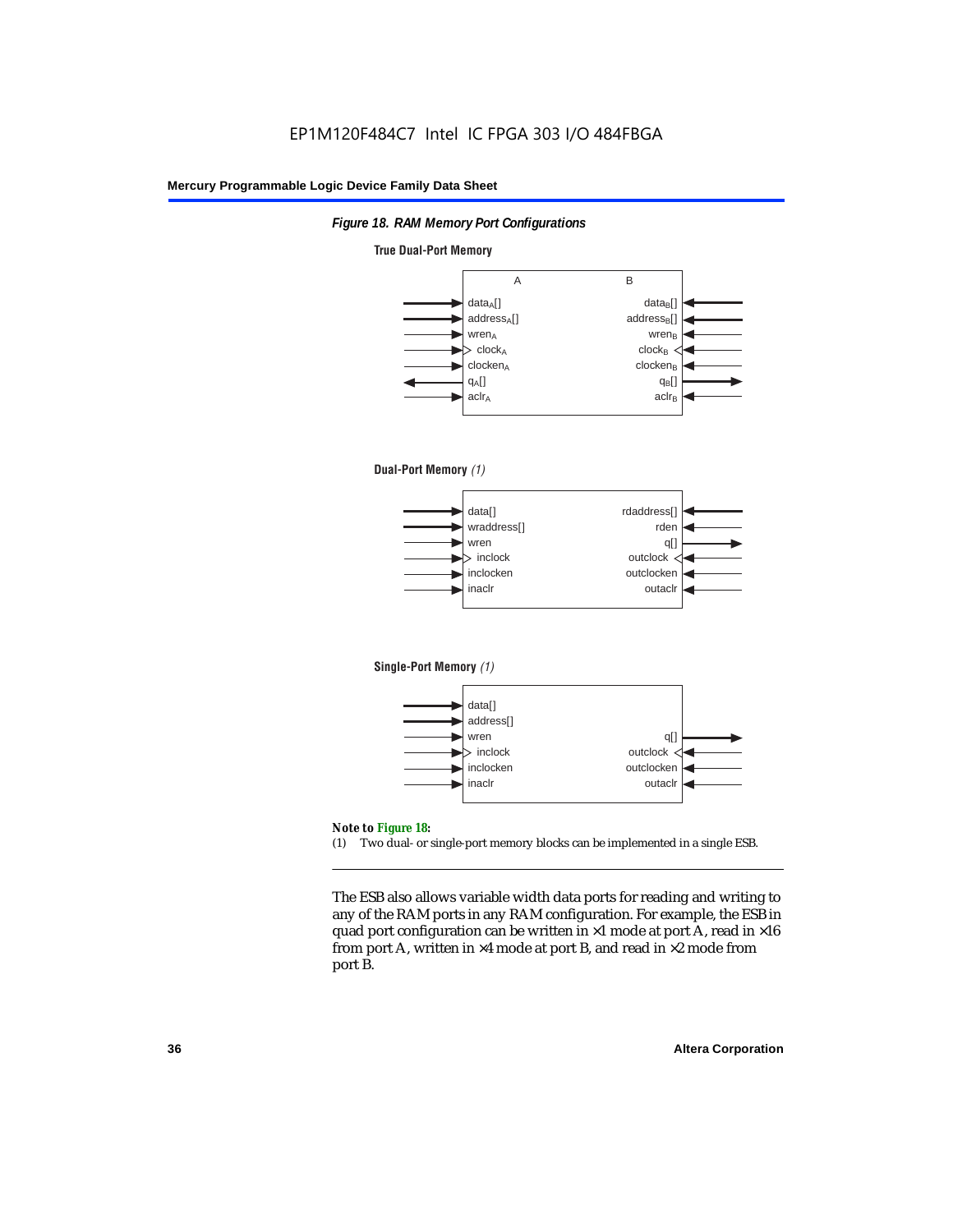*Figure 18. RAM Memory Port Configurations*

**True Dual-Port Memory**

| A | B |
|---|---|
| $data_A$[] | $data_B$[] |
| $address_A$[] | $address_B$[] |
| $wren_A$ | $wren_B$ |
| $clock_A$ | $clock_B$ |
| $clocken_A$ | $clocken_B$ |
| $q_A$[] | $q_B$[] |
| $aclr_A$ | $aclr_B$ |

**Dual-Port Memory** *(1)*

| | |
|---|---|
| data[] | rdaddress[] |
| wraddress[] | rden |
| wren | q[] |
| inclock | outclock |
| inclocken | outclocken |
| inaclr | outaclr |

**Single-Port Memory** *(1)*

| | |
|---|---|
| data[] | |
| address[] | |
| wren | q[] |
| inclock | outclock |
| inclocken | outclocken |
| inaclr | outaclr |

**Note to Figure 18:**

(1) Two dual- or single-port memory blocks can be implemented in a single ESB.

The ESB also allows variable width data ports for reading and writing to any of the RAM ports in any RAM configuration. For example, the ESB in quad port configuration can be written in ×1 mode at port A, read in ×16 from port A, written in ×4 mode at port B, and read in ×2 mode from port B.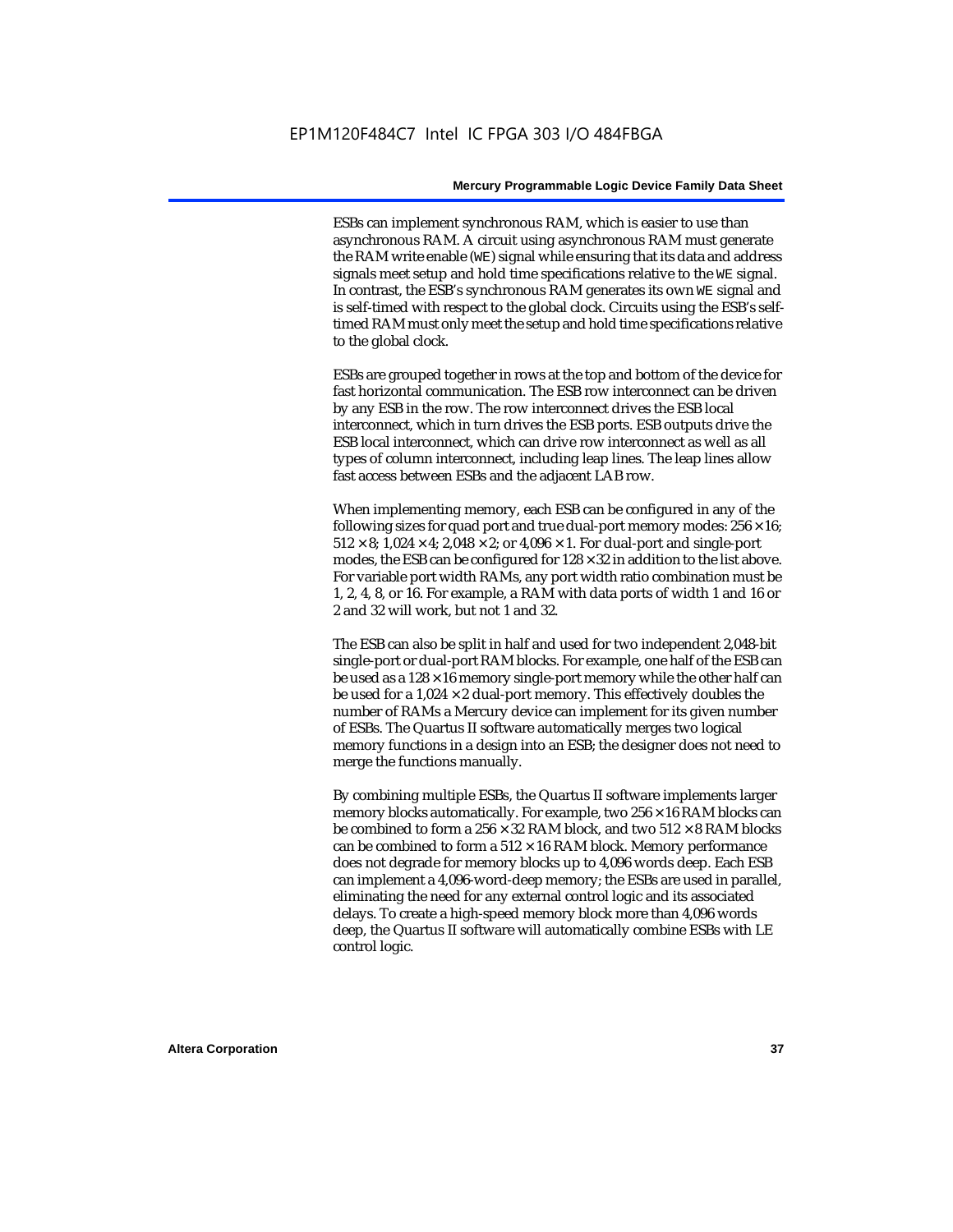ESBs can implement synchronous RAM, which is easier to use than asynchronous RAM. A circuit using asynchronous RAM must generate the RAM write enable (WE) signal while ensuring that its data and address signals meet setup and hold time specifications relative to the WE signal. In contrast, the ESB's synchronous RAM generates its own WE signal and is self-timed with respect to the global clock. Circuits using the ESB's self-timed RAM must only meet the setup and hold time specifications relative to the global clock.

ESBs are grouped together in rows at the top and bottom of the device for fast horizontal communication. The ESB row interconnect can be driven by any ESB in the row. The row interconnect drives the ESB local interconnect, which in turn drives the ESB ports. ESB outputs drive the ESB local interconnect, which can drive row interconnect as well as all types of column interconnect, including leap lines. The leap lines allow fast access between ESBs and the adjacent LAB row.

When implementing memory, each ESB can be configured in any of the following sizes for quad port and true dual-port memory modes: 256 × 16; 512 × 8; 1,024 × 4; 2,048 × 2; or 4,096 × 1. For dual-port and single-port modes, the ESB can be configured for 128 × 32 in addition to the list above. For variable port width RAMs, any port width ratio combination must be 1, 2, 4, 8, or 16. For example, a RAM with data ports of width 1 and 16 or 2 and 32 will work, but not 1 and 32.

The ESB can also be split in half and used for two independent 2,048-bit single-port or dual-port RAM blocks. For example, one half of the ESB can be used as a 128 × 16 memory single-port memory while the other half can be used for a 1,024 × 2 dual-port memory. This effectively doubles the number of RAMs a Mercury device can implement for its given number of ESBs. The Quartus II software automatically merges two logical memory functions in a design into an ESB; the designer does not need to merge the functions manually.

By combining multiple ESBs, the Quartus II software implements larger memory blocks automatically. For example, two 256 × 16 RAM blocks can be combined to form a 256 × 32 RAM block, and two 512 × 8 RAM blocks can be combined to form a 512 × 16 RAM block. Memory performance does not degrade for memory blocks up to 4,096 words deep. Each ESB can implement a 4,096-word-deep memory; the ESBs are used in parallel, eliminating the need for any external control logic and its associated delays. To create a high-speed memory block more than 4,096 words deep, the Quartus II software will automatically combine ESBs with LE control logic.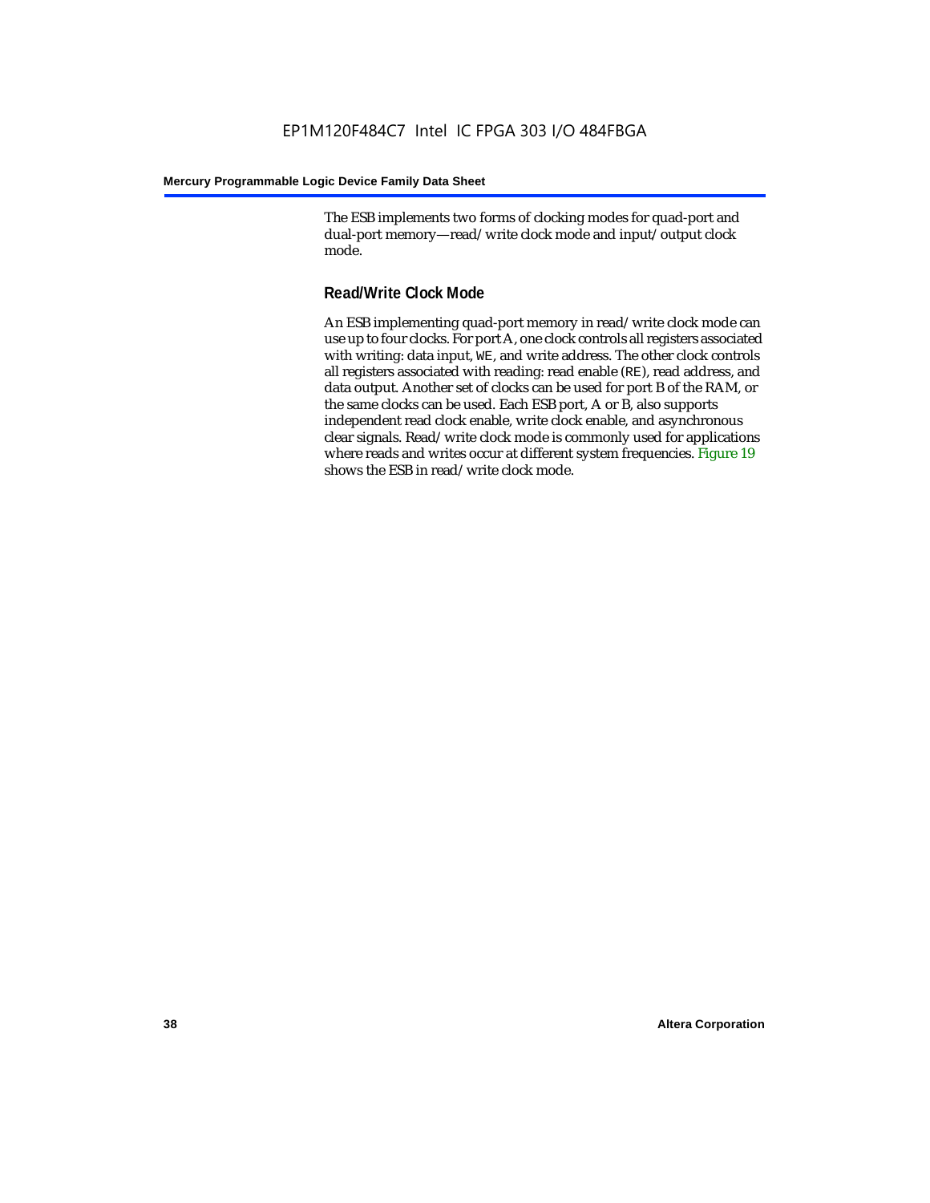The ESB implements two forms of clocking modes for quad-port and dual-port memory—read/write clock mode and input/output clock mode.

### Read/Write Clock Mode

An ESB implementing quad-port memory in read/write clock mode can use up to four clocks. For port A, one clock controls all registers associated with writing: data input, `WE`, and write address. The other clock controls all registers associated with reading: read enable (`RE`), read address, and data output. Another set of clocks can be used for port B of the RAM, or the same clocks can be used. Each ESB port, A or B, also supports independent read clock enable, write clock enable, and asynchronous clear signals. Read/write clock mode is commonly used for applications where reads and writes occur at different system frequencies. Figure 19 shows the ESB in read/write clock mode.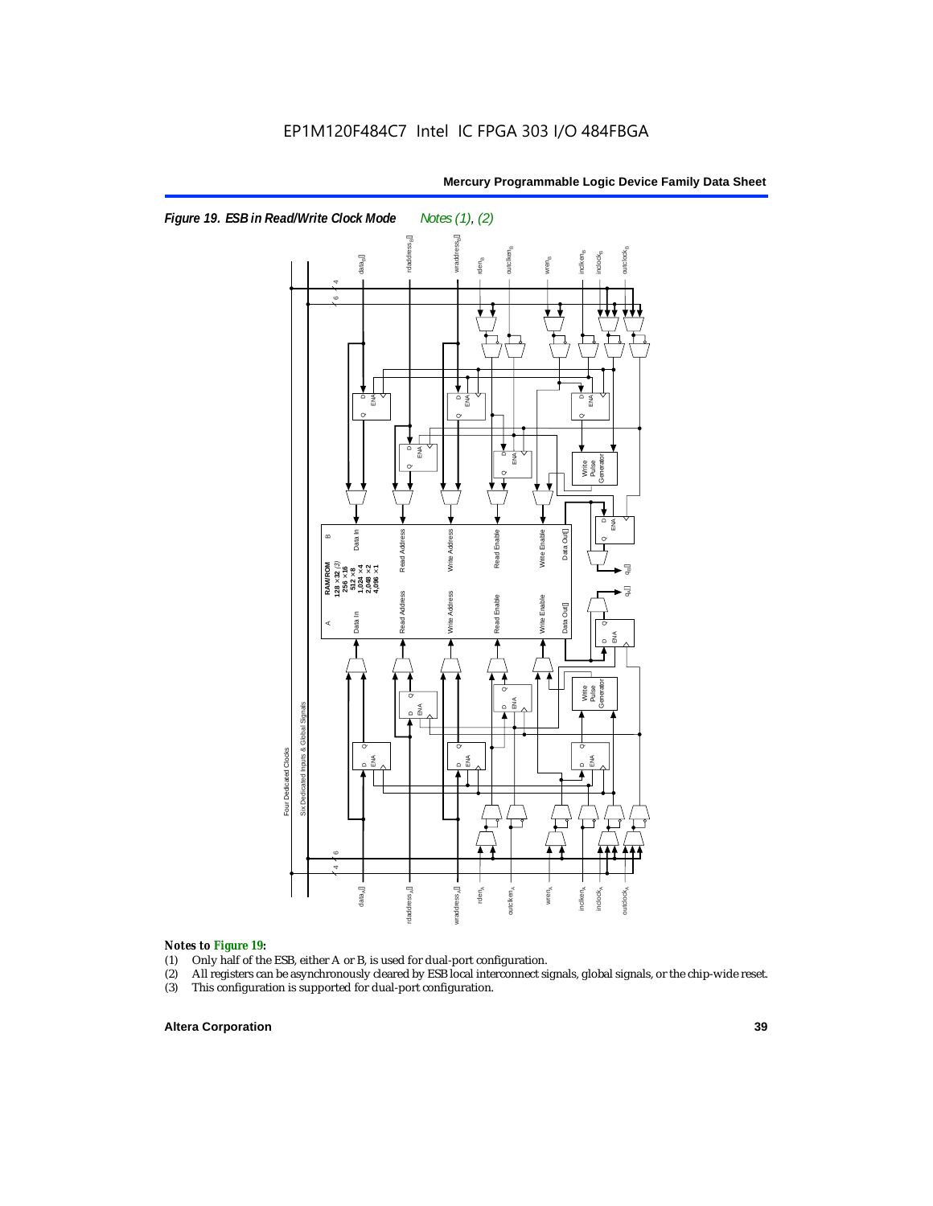*Figure 19. ESB in Read/Write Clock Mode* *Notes (1), (2)*

*Notes to Figure 19:*

(1) Only half of the ESB, either A or B, is used for dual-port configuration.
(2) All registers can be asynchronously cleared by ESB local interconnect signals, global signals, or the chip-wide reset.
(3) This configuration is supported for dual-port configuration.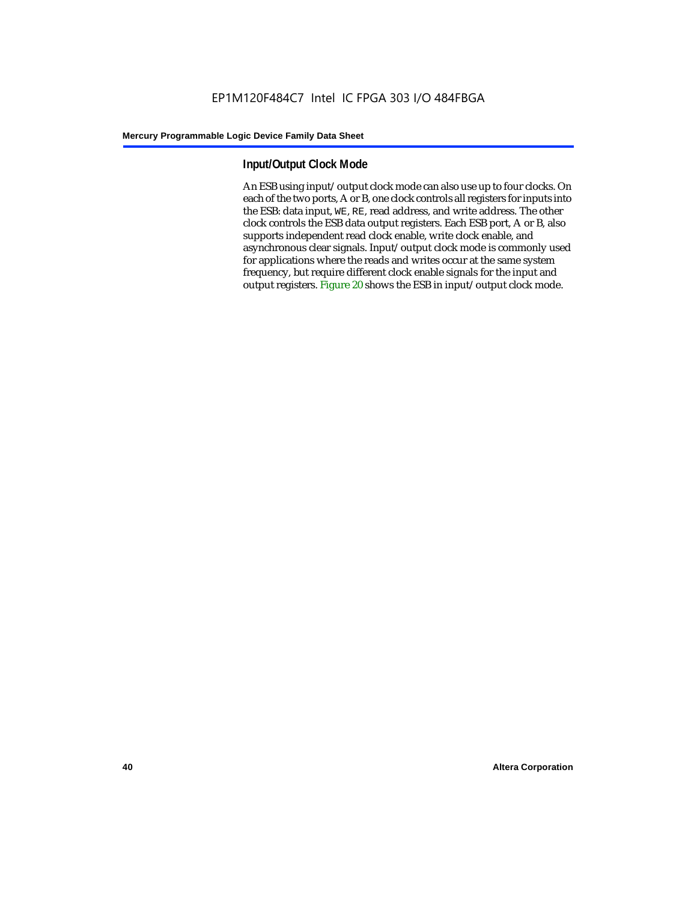### Input/Output Clock Mode

An ESB using input/output clock mode can also use up to four clocks. On each of the two ports, A or B, one clock controls all registers for inputs into the ESB: data input, `WE`, `RE`, read address, and write address. The other clock controls the ESB data output registers. Each ESB port, A or B, also supports independent read clock enable, write clock enable, and asynchronous clear signals. Input/output clock mode is commonly used for applications where the reads and writes occur at the same system frequency, but require different clock enable signals for the input and output registers. Figure 20 shows the ESB in input/output clock mode.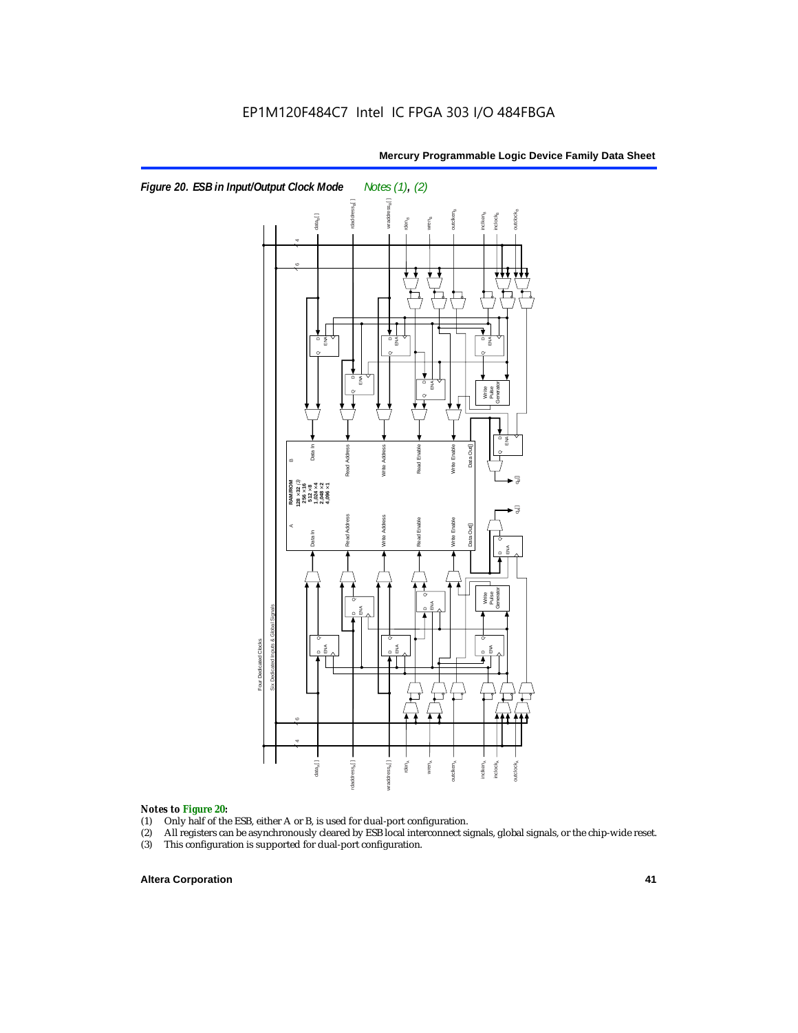*Figure 20. ESB in Input/Output Clock Mode* *Notes (1), (2)*

*Notes to Figure 20:*

(1) Only half of the ESB, either A or B, is used for dual-port configuration.
(2) All registers can be asynchronously cleared by ESB local interconnect signals, global signals, or the chip-wide reset.
(3) This configuration is supported for dual-port configuration.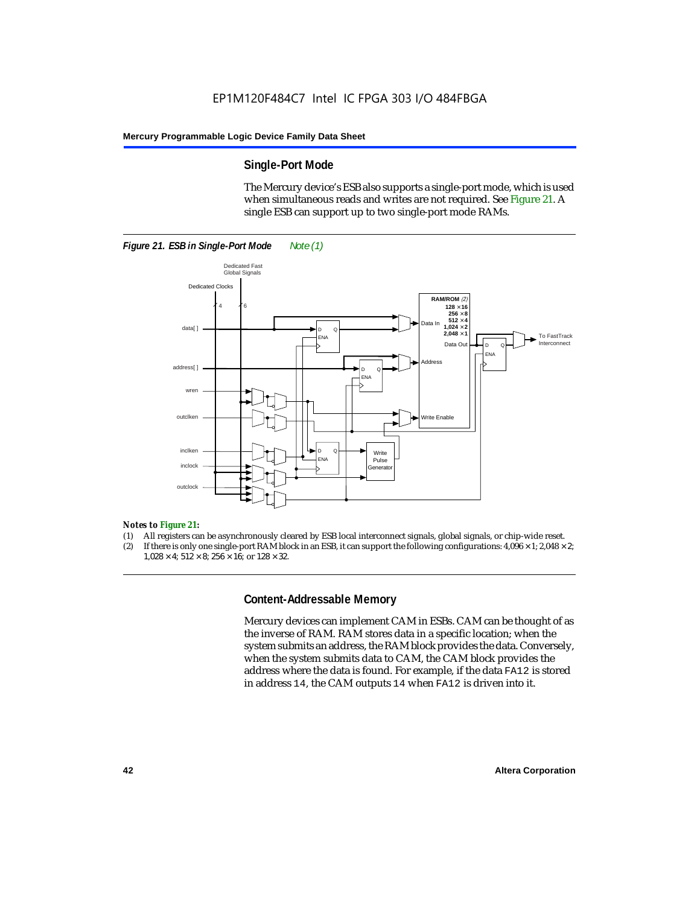## Single-Port Mode

The Mercury device's ESB also supports a single-port mode, which is used when simultaneous reads and writes are not required. See Figure 21. A single ESB can support up to two single-port mode RAMs.

*Figure 21. ESB in Single-Port Mode Note (1)*

*Notes to Figure 21:*

(1) All registers can be asynchronously cleared by ESB local interconnect signals, global signals, or chip-wide reset.
(2) If there is only one single-port RAM block in an ESB, it can support the following configurations: 4,096 × 1; 2,048 × 2; 1,028 × 4; 512 × 8; 256 × 16; or 128 × 32.

## Content-Addressable Memory

Mercury devices can implement CAM in ESBs. CAM can be thought of as the inverse of RAM. RAM stores data in a specific location; when the system submits an address, the RAM block provides the data. Conversely, when the system submits data to CAM, the CAM block provides the address where the data is found. For example, if the data `FA12` is stored in address `14`, the CAM outputs `14` when `FA12` is driven into it.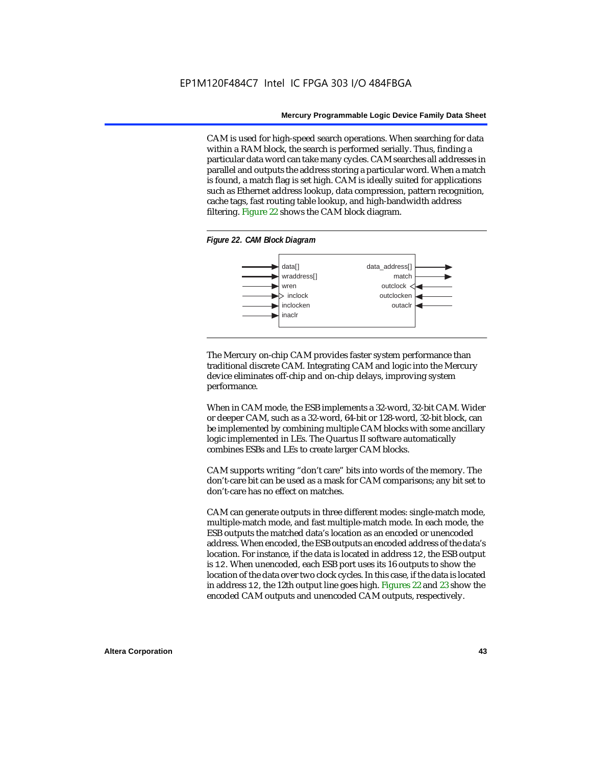CAM is used for high-speed search operations. When searching for data within a RAM block, the search is performed serially. Thus, finding a particular data word can take many cycles. CAM searches all addresses in parallel and outputs the address storing a particular word. When a match is found, a match flag is set high. CAM is ideally suited for applications such as Ethernet address lookup, data compression, pattern recognition, cache tags, fast routing table lookup, and high-bandwidth address filtering. Figure 22 shows the CAM block diagram.

*Figure 22. CAM Block Diagram*

data[]
wraddress[]
wren
inclock
inclocken
inaclr

data_address[]
match
outclock
outclocken
outaclr

The Mercury on-chip CAM provides faster system performance than traditional discrete CAM. Integrating CAM and logic into the Mercury device eliminates off-chip and on-chip delays, improving system performance.

When in CAM mode, the ESB implements a 32-word, 32-bit CAM. Wider or deeper CAM, such as a 32-word, 64-bit or 128-word, 32-bit block, can be implemented by combining multiple CAM blocks with some ancillary logic implemented in LEs. The Quartus II software automatically combines ESBs and LEs to create larger CAM blocks.

CAM supports writing "don't care" bits into words of the memory. The don't-care bit can be used as a mask for CAM comparisons; any bit set to don't-care has no effect on matches.

CAM can generate outputs in three different modes: single-match mode, multiple-match mode, and fast multiple-match mode. In each mode, the ESB outputs the matched data's location as an encoded or unencoded address. When encoded, the ESB outputs an encoded address of the data's location. For instance, if the data is located in address `12`, the ESB output is `12`. When unencoded, each ESB port uses its 16 outputs to show the location of the data over two clock cycles. In this case, if the data is located in address `12`, the 12th output line goes high. Figures 22 and 23 show the encoded CAM outputs and unencoded CAM outputs, respectively.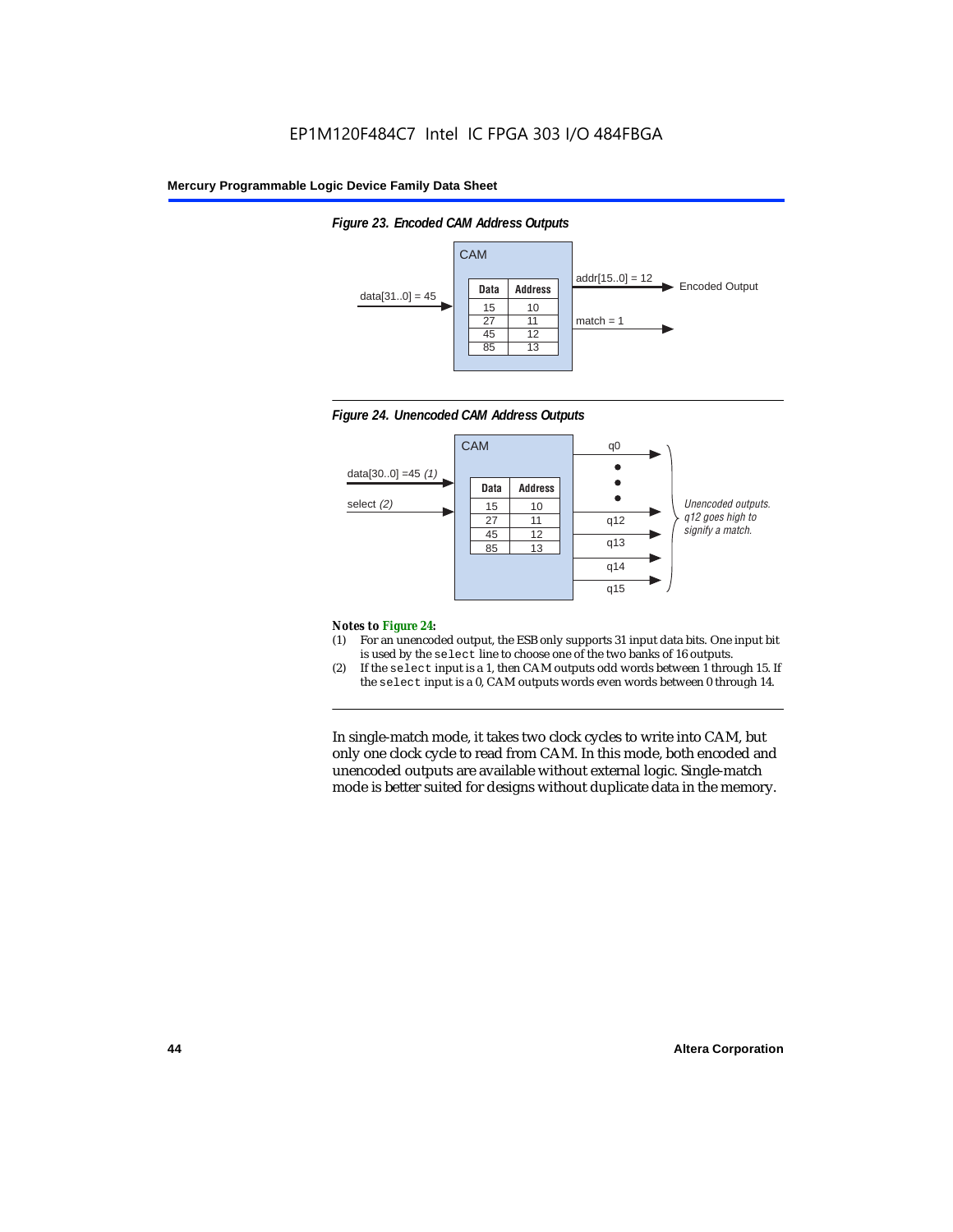*Figure 23. Encoded CAM Address Outputs*

| Data | Address |
| --- | --- |
| 15 | 10 |
| 27 | 11 |
| 45 | 12 |
| 85 | 13 |

CAM: data[31..0] = 45 → addr[15..0] = 12 (Encoded Output); match = 1

*Figure 24. Unencoded CAM Address Outputs*

| Data | Address |
| --- | --- |
| 15 | 10 |
| 27 | 11 |
| 45 | 12 |
| 85 | 13 |

CAM: data[30..0] =45 *(1)*, select *(2)* → q0 ... q12, q13, q14, q15

*Unencoded outputs. q12 goes high to signify a match.*

**Notes to Figure 24:**

(1) For an unencoded output, the ESB only supports 31 input data bits. One input bit is used by the `select` line to choose one of the two banks of 16 outputs.

(2) If the `select` input is a 1, then CAM outputs odd words between 1 through 15. If the `select` input is a 0, CAM outputs words even words between 0 through 14.

In single-match mode, it takes two clock cycles to write into CAM, but only one clock cycle to read from CAM. In this mode, both encoded and unencoded outputs are available without external logic. Single-match mode is better suited for designs without duplicate data in the memory.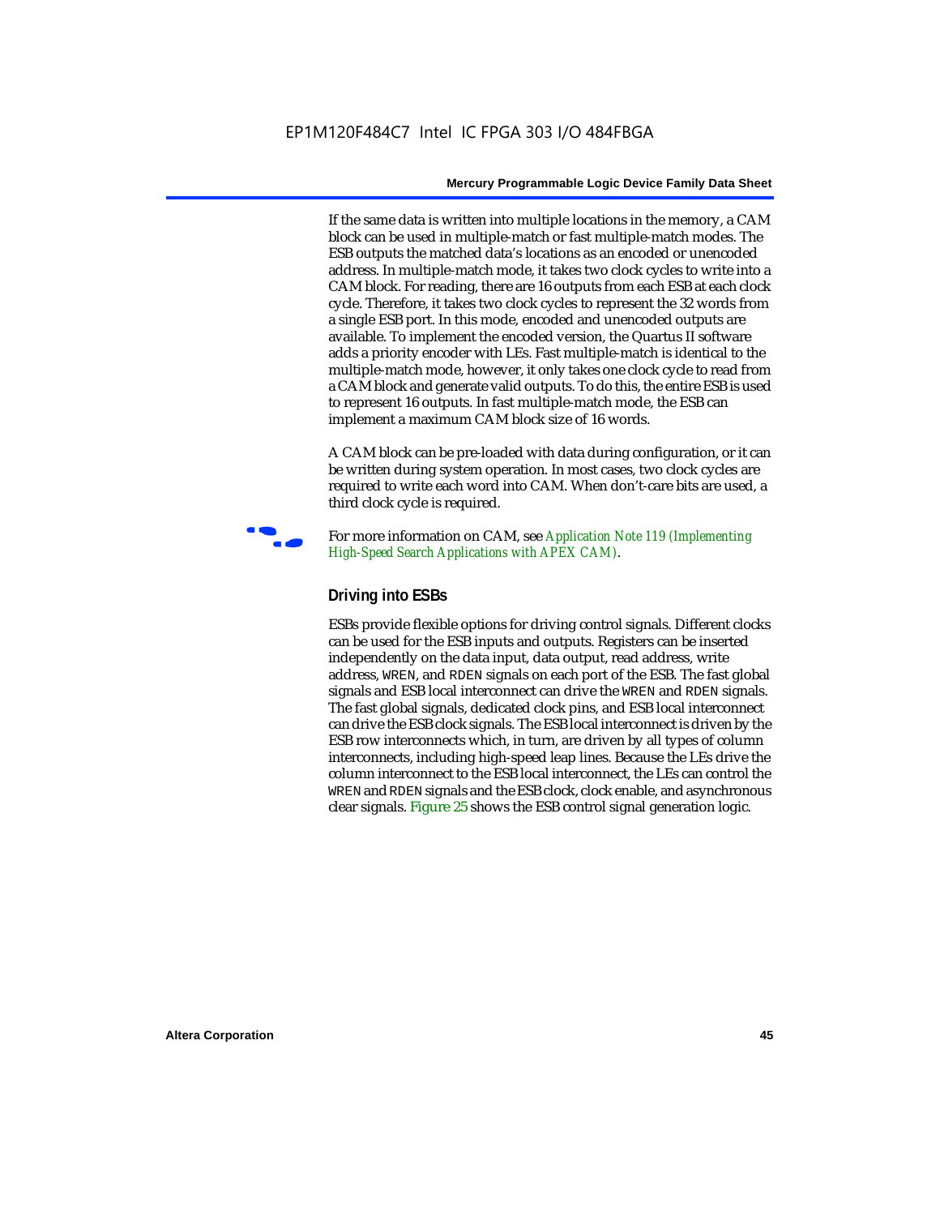If the same data is written into multiple locations in the memory, a CAM block can be used in multiple-match or fast multiple-match modes. The ESB outputs the matched data's locations as an encoded or unencoded address. In multiple-match mode, it takes two clock cycles to write into a CAM block. For reading, there are 16 outputs from each ESB at each clock cycle. Therefore, it takes two clock cycles to represent the 32 words from a single ESB port. In this mode, encoded and unencoded outputs are available. To implement the encoded version, the Quartus II software adds a priority encoder with LEs. Fast multiple-match is identical to the multiple-match mode, however, it only takes one clock cycle to read from a CAM block and generate valid outputs. To do this, the entire ESB is used to represent 16 outputs. In fast multiple-match mode, the ESB can implement a maximum CAM block size of 16 words.

A CAM block can be pre-loaded with data during configuration, or it can be written during system operation. In most cases, two clock cycles are required to write each word into CAM. When don't-care bits are used, a third clock cycle is required.

For more information on CAM, see *Application Note 119 (Implementing High-Speed Search Applications with APEX CAM)*.

### Driving into ESBs

ESBs provide flexible options for driving control signals. Different clocks can be used for the ESB inputs and outputs. Registers can be inserted independently on the data input, data output, read address, write address, `WREN`, and `RDEN` signals on each port of the ESB. The fast global signals and ESB local interconnect can drive the `WREN` and `RDEN` signals. The fast global signals, dedicated clock pins, and ESB local interconnect can drive the ESB clock signals. The ESB local interconnect is driven by the ESB row interconnects which, in turn, are driven by all types of column interconnects, including high-speed leap lines. Because the LEs drive the column interconnect to the ESB local interconnect, the LEs can control the `WREN` and `RDEN` signals and the ESB clock, clock enable, and asynchronous clear signals. Figure 25 shows the ESB control signal generation logic.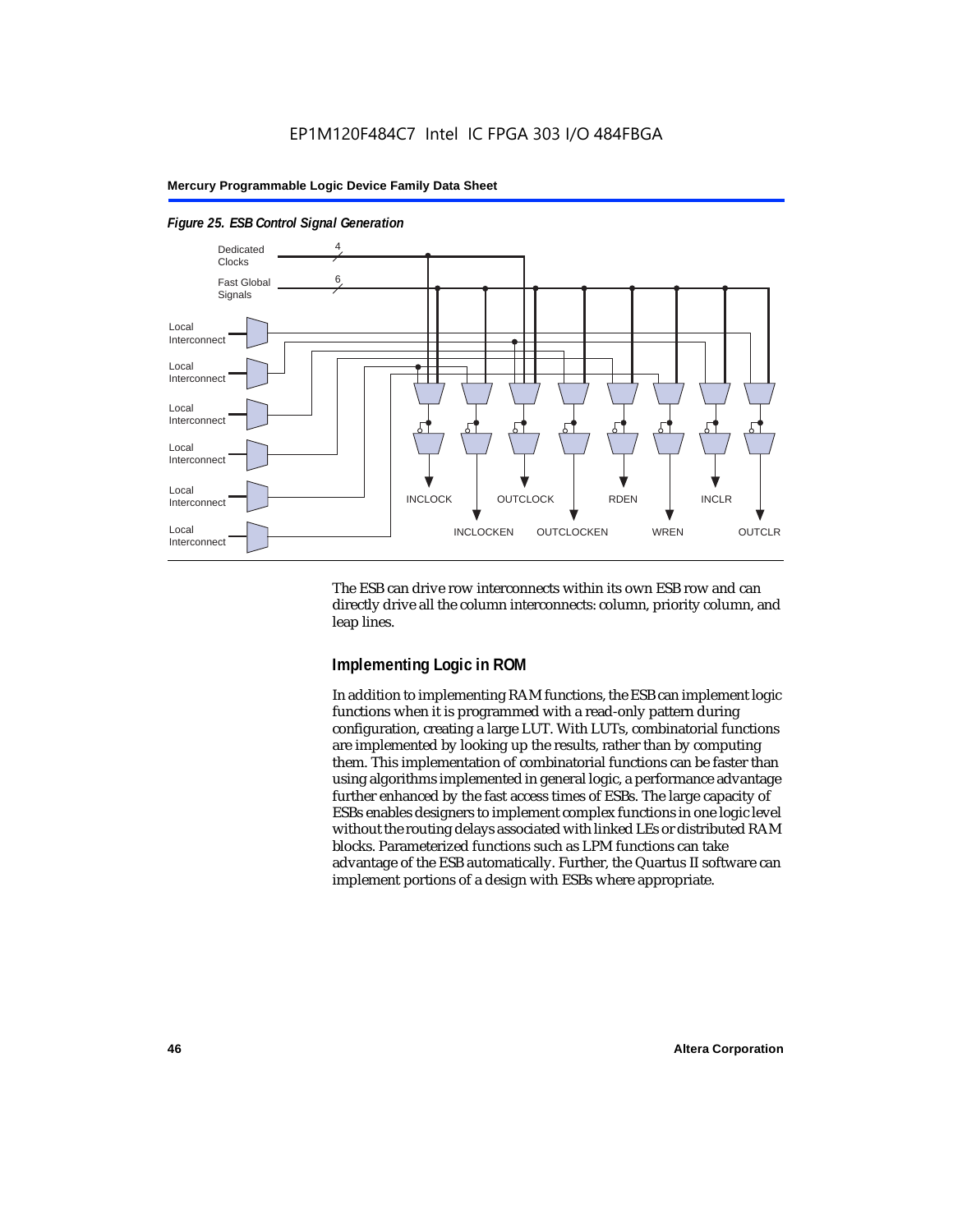*Figure 25. ESB Control Signal Generation*

The ESB can drive row interconnects within its own ESB row and can directly drive all the column interconnects: column, priority column, and leap lines.

## Implementing Logic in ROM

In addition to implementing RAM functions, the ESB can implement logic functions when it is programmed with a read-only pattern during configuration, creating a large LUT. With LUTs, combinatorial functions are implemented by looking up the results, rather than by computing them. This implementation of combinatorial functions can be faster than using algorithms implemented in general logic, a performance advantage further enhanced by the fast access times of ESBs. The large capacity of ESBs enables designers to implement complex functions in one logic level without the routing delays associated with linked LEs or distributed RAM blocks. Parameterized functions such as LPM functions can take advantage of the ESB automatically. Further, the Quartus II software can implement portions of a design with ESBs where appropriate.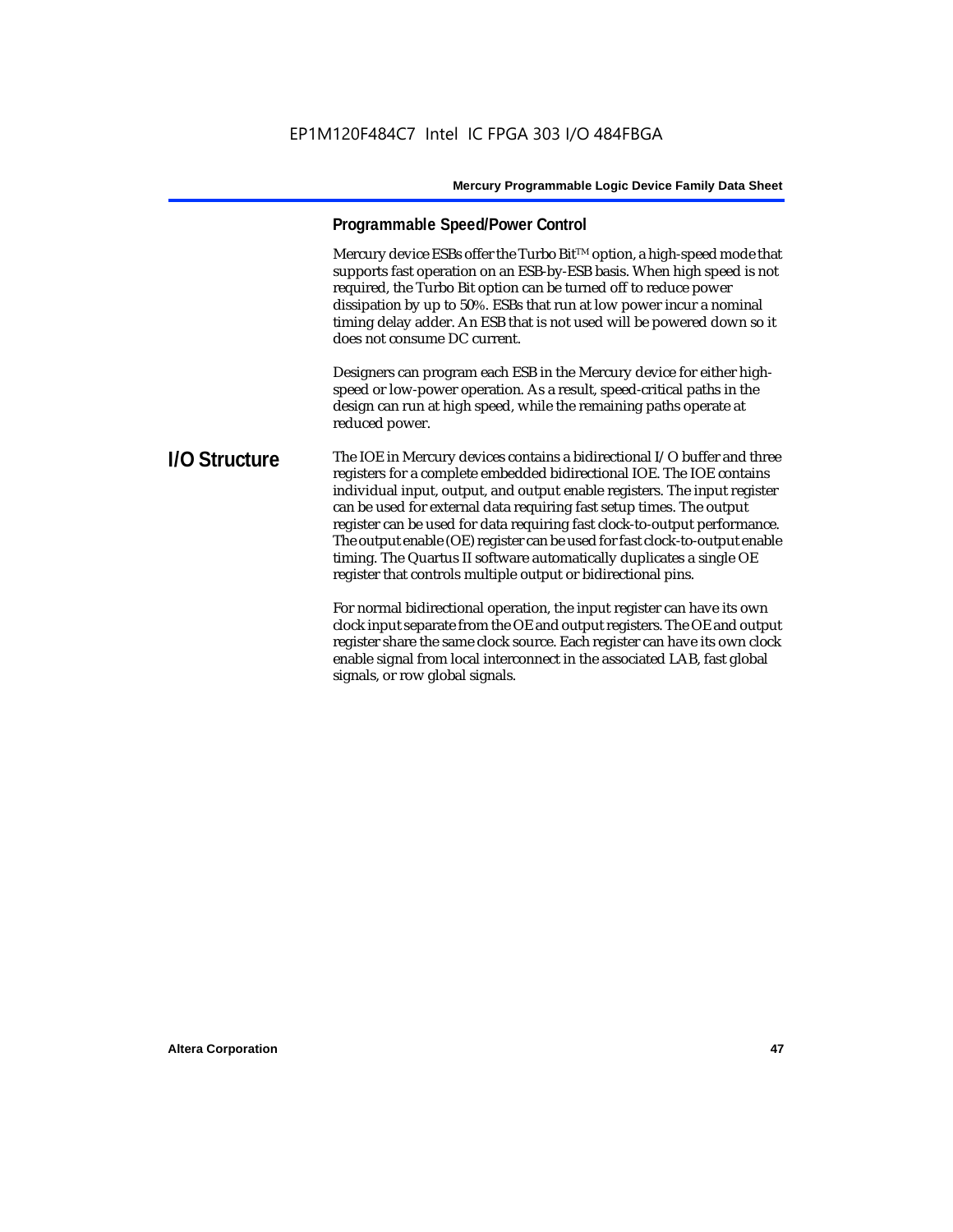### Programmable Speed/Power Control

Mercury device ESBs offer the Turbo Bit™ option, a high-speed mode that supports fast operation on an ESB-by-ESB basis. When high speed is not required, the Turbo Bit option can be turned off to reduce power dissipation by up to 50%. ESBs that run at low power incur a nominal timing delay adder. An ESB that is not used will be powered down so it does not consume DC current.

Designers can program each ESB in the Mercury device for either high-speed or low-power operation. As a result, speed-critical paths in the design can run at high speed, while the remaining paths operate at reduced power.

## I/O Structure

The IOE in Mercury devices contains a bidirectional I/O buffer and three registers for a complete embedded bidirectional IOE. The IOE contains individual input, output, and output enable registers. The input register can be used for external data requiring fast setup times. The output register can be used for data requiring fast clock-to-output performance. The output enable (OE) register can be used for fast clock-to-output enable timing. The Quartus II software automatically duplicates a single OE register that controls multiple output or bidirectional pins.

For normal bidirectional operation, the input register can have its own clock input separate from the OE and output registers. The OE and output register share the same clock source. Each register can have its own clock enable signal from local interconnect in the associated LAB, fast global signals, or row global signals.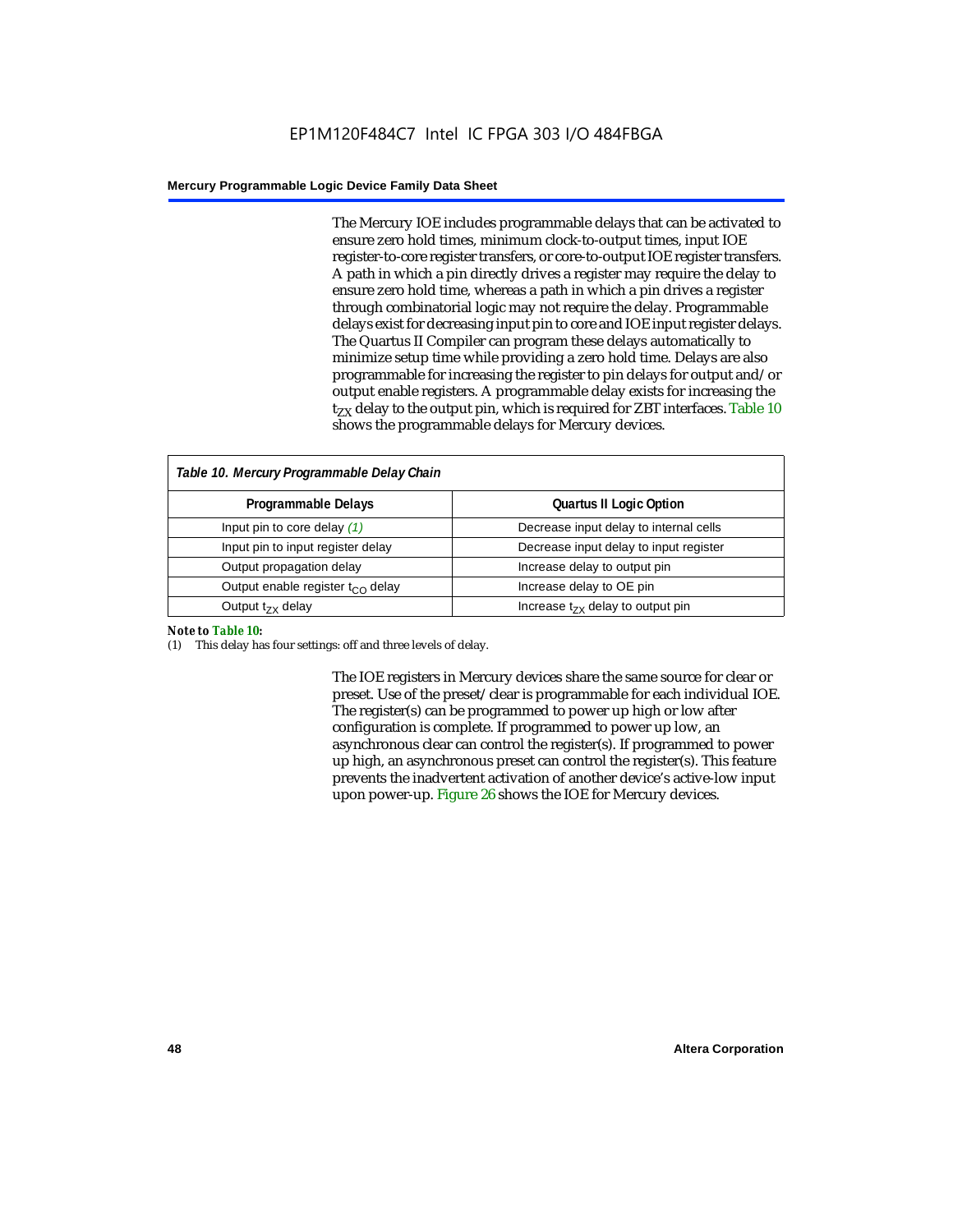The Mercury IOE includes programmable delays that can be activated to ensure zero hold times, minimum clock-to-output times, input IOE register-to-core register transfers, or core-to-output IOE register transfers. A path in which a pin directly drives a register may require the delay to ensure zero hold time, whereas a path in which a pin drives a register through combinatorial logic may not require the delay. Programmable delays exist for decreasing input pin to core and IOE input register delays. The Quartus II Compiler can program these delays automatically to minimize setup time while providing a zero hold time. Delays are also programmable for increasing the register to pin delays for output and/or output enable registers. A programmable delay exists for increasing the $t_{ZX}$ delay to the output pin, which is required for ZBT interfaces. Table 10 shows the programmable delays for Mercury devices.

*Table 10. Mercury Programmable Delay Chain*

| Programmable Delays | Quartus II Logic Option |
|---|---|
| Input pin to core delay *(1)* | Decrease input delay to internal cells |
| Input pin to input register delay | Decrease input delay to input register |
| Output propagation delay | Increase delay to output pin |
| Output enable register $t_{CO}$ delay | Increase delay to OE pin |
| Output $t_{ZX}$ delay | Increase $t_{ZX}$ delay to output pin |

***Note to Table 10:***

(1) This delay has four settings: off and three levels of delay.

The IOE registers in Mercury devices share the same source for clear or preset. Use of the preset/clear is programmable for each individual IOE. The register(s) can be programmed to power up high or low after configuration is complete. If programmed to power up low, an asynchronous clear can control the register(s). If programmed to power up high, an asynchronous preset can control the register(s). This feature prevents the inadvertent activation of another device's active-low input upon power-up. Figure 26 shows the IOE for Mercury devices.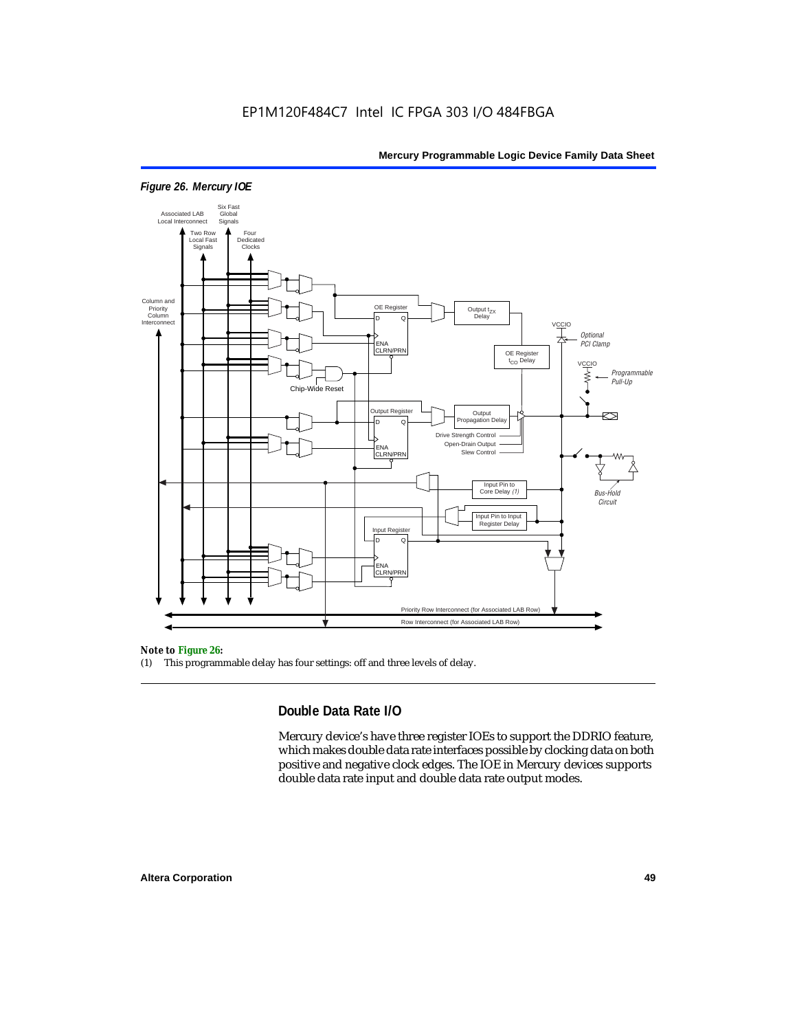*Figure 26. Mercury IOE*

**Note to Figure 26:**

(1) This programmable delay has four settings: off and three levels of delay.

## Double Data Rate I/O

Mercury device's have three register IOEs to support the DDRIO feature, which makes double data rate interfaces possible by clocking data on both positive and negative clock edges. The IOE in Mercury devices supports double data rate input and double data rate output modes.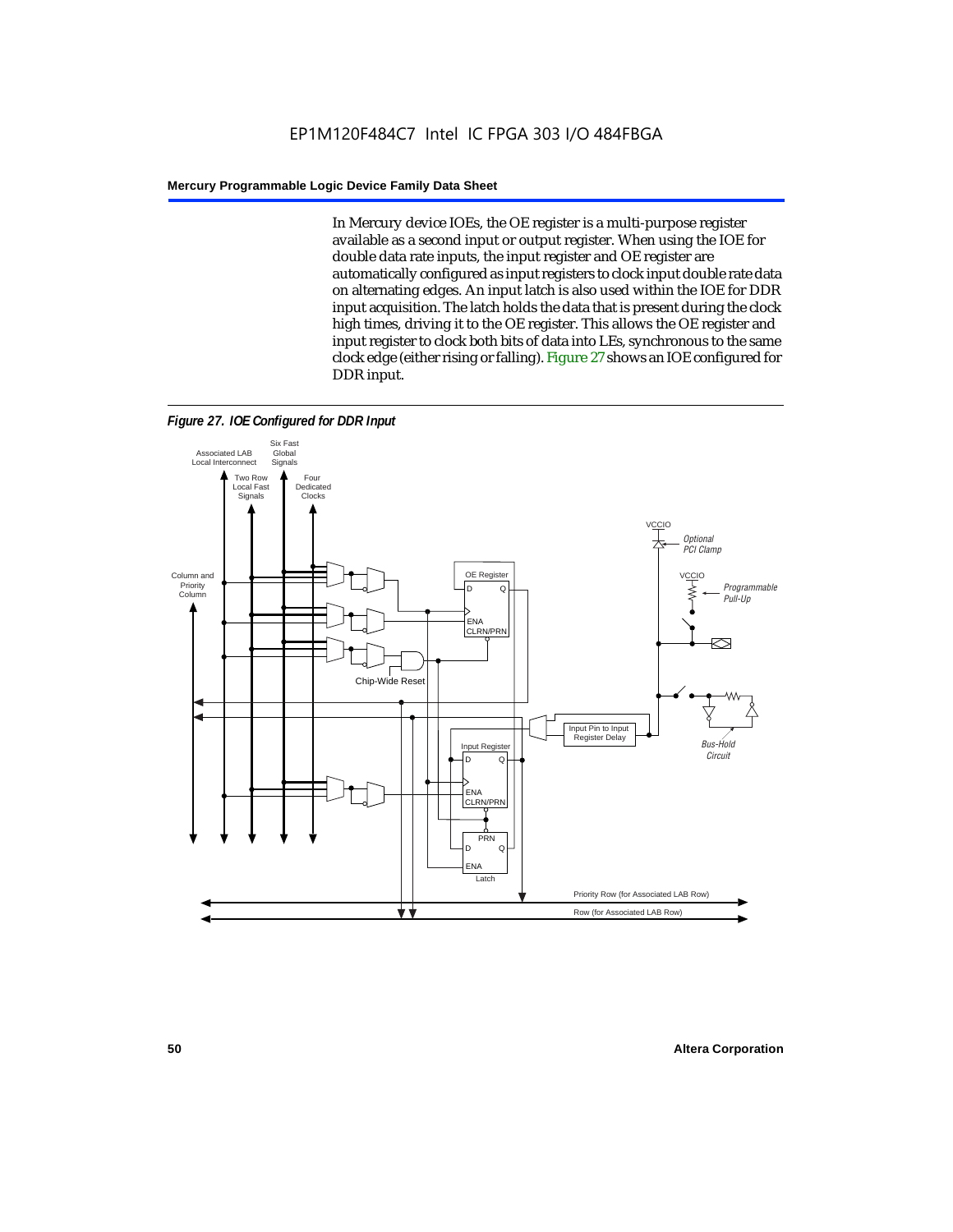In Mercury device IOEs, the OE register is a multi-purpose register available as a second input or output register. When using the IOE for double data rate inputs, the input register and OE register are automatically configured as input registers to clock input double rate data on alternating edges. An input latch is also used within the IOE for DDR input acquisition. The latch holds the data that is present during the clock high times, driving it to the OE register. This allows the OE register and input register to clock both bits of data into LEs, synchronous to the same clock edge (either rising or falling). Figure 27 shows an IOE configured for DDR input.

*Figure 27. IOE Configured for DDR Input*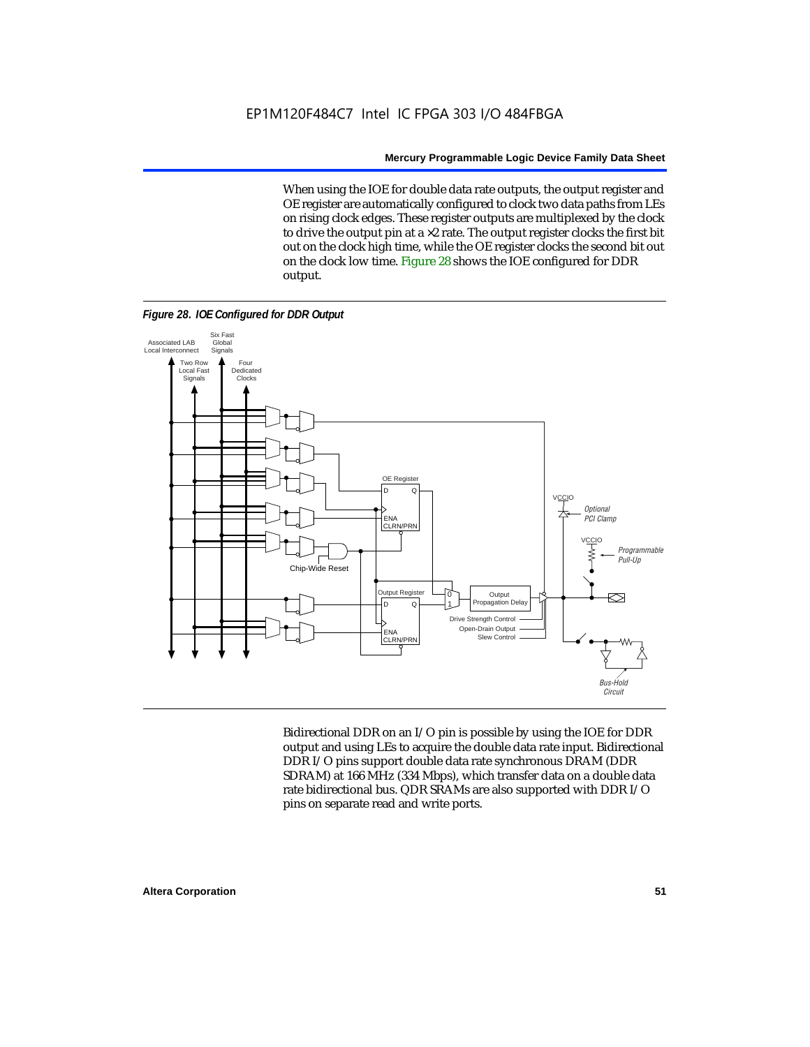When using the IOE for double data rate outputs, the output register and OE register are automatically configured to clock two data paths from LEs on rising clock edges. These register outputs are multiplexed by the clock to drive the output pin at a ×2 rate. The output register clocks the first bit out on the clock high time, while the OE register clocks the second bit out on the clock low time. Figure 28 shows the IOE configured for DDR output.

*Figure 28. IOE Configured for DDR Output*

Bidirectional DDR on an I/O pin is possible by using the IOE for DDR output and using LEs to acquire the double data rate input. Bidirectional DDR I/O pins support double data rate synchronous DRAM (DDR SDRAM) at 166 MHz (334 Mbps), which transfer data on a double data rate bidirectional bus. QDR SRAMs are also supported with DDR I/O pins on separate read and write ports.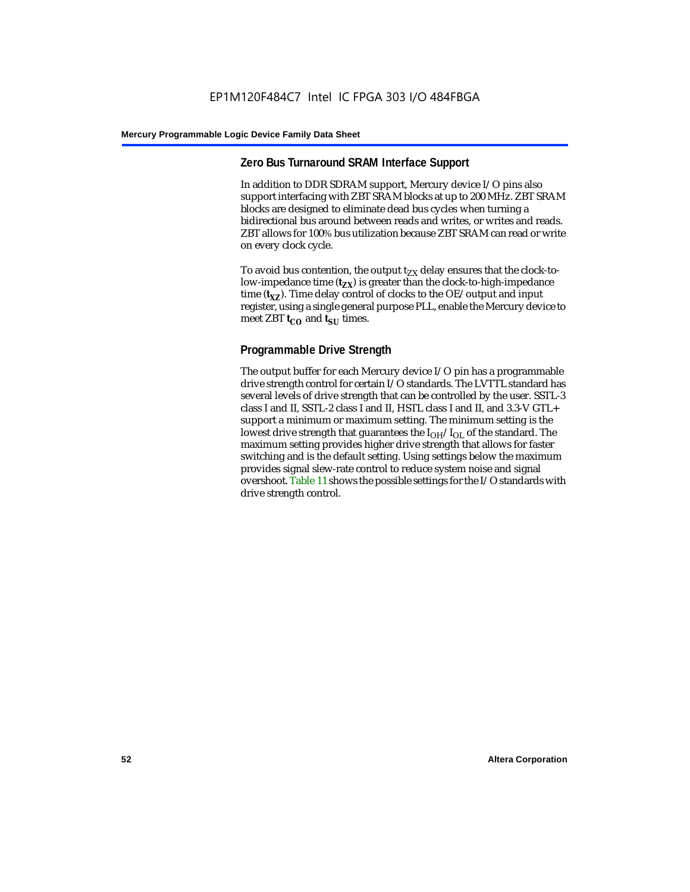## Zero Bus Turnaround SRAM Interface Support

In addition to DDR SDRAM support, Mercury device I/O pins also support interfacing with ZBT SRAM blocks at up to 200 MHz. ZBT SRAM blocks are designed to eliminate dead bus cycles when turning a bidirectional bus around between reads and writes, or writes and reads. ZBT allows for 100% bus utilization because ZBT SRAM can read or write on every clock cycle.

To avoid bus contention, the output $t_{ZX}$ delay ensures that the clock-to-low-impedance time ($\mathbf{t_{ZX}}$) is greater than the clock-to-high-impedance time ($\mathbf{t_{XZ}}$). Time delay control of clocks to the OE/output and input register, using a single general purpose PLL, enable the Mercury device to meet ZBT $\mathbf{t_{CO}}$ and $\mathbf{t_{SU}}$ times.

## Programmable Drive Strength

The output buffer for each Mercury device I/O pin has a programmable drive strength control for certain I/O standards. The LVTTL standard has several levels of drive strength that can be controlled by the user. SSTL-3 class I and II, SSTL-2 class I and II, HSTL class I and II, and 3.3-V GTL+ support a minimum or maximum setting. The minimum setting is the lowest drive strength that guarantees the $I_{OH}/I_{OL}$ of the standard. The maximum setting provides higher drive strength that allows for faster switching and is the default setting. Using settings below the maximum provides signal slew-rate control to reduce system noise and signal overshoot. Table 11 shows the possible settings for the I/O standards with drive strength control.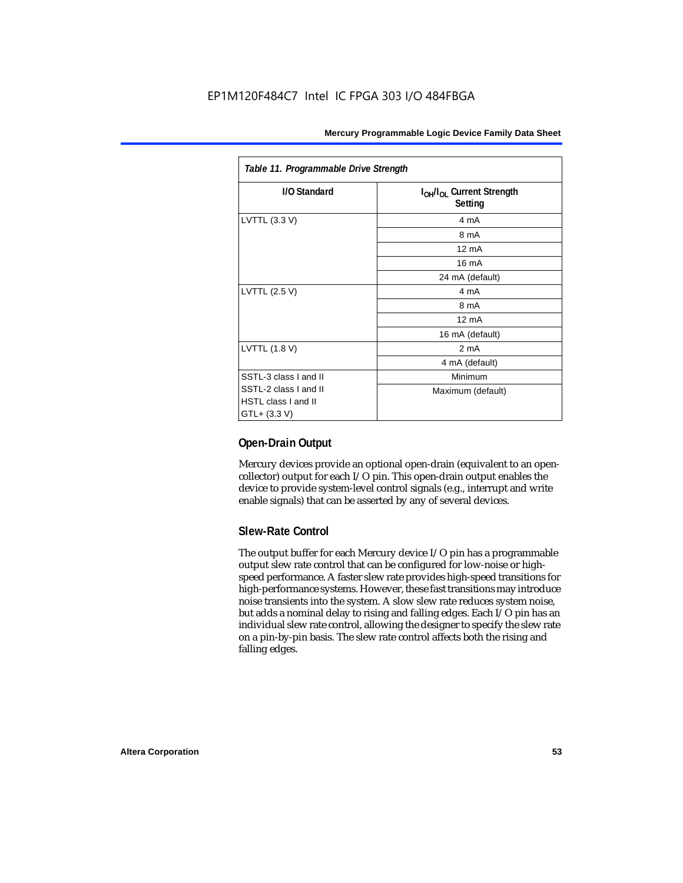*Table 11. Programmable Drive Strength*

| I/O Standard | $I_{OH}/I_{OL}$ Current Strength Setting |
|---|---|
| LVTTL (3.3 V) | 4 mA |
| | 8 mA |
| | 12 mA |
| | 16 mA |
| | 24 mA (default) |
| LVTTL (2.5 V) | 4 mA |
| | 8 mA |
| | 12 mA |
| | 16 mA (default) |
| LVTTL (1.8 V) | 2 mA |
| | 4 mA (default) |
| SSTL-3 class I and II | Minimum |
| SSTL-2 class I and II | Maximum (default) |
| HSTL class I and II | |
| GTL+ (3.3 V) | |

### Open-Drain Output

Mercury devices provide an optional open-drain (equivalent to an open-collector) output for each I/O pin. This open-drain output enables the device to provide system-level control signals (e.g., interrupt and write enable signals) that can be asserted by any of several devices.

### Slew-Rate Control

The output buffer for each Mercury device I/O pin has a programmable output slew rate control that can be configured for low-noise or high-speed performance. A faster slew rate provides high-speed transitions for high-performance systems. However, these fast transitions may introduce noise transients into the system. A slow slew rate reduces system noise, but adds a nominal delay to rising and falling edges. Each I/O pin has an individual slew rate control, allowing the designer to specify the slew rate on a pin-by-pin basis. The slew rate control affects both the rising and falling edges.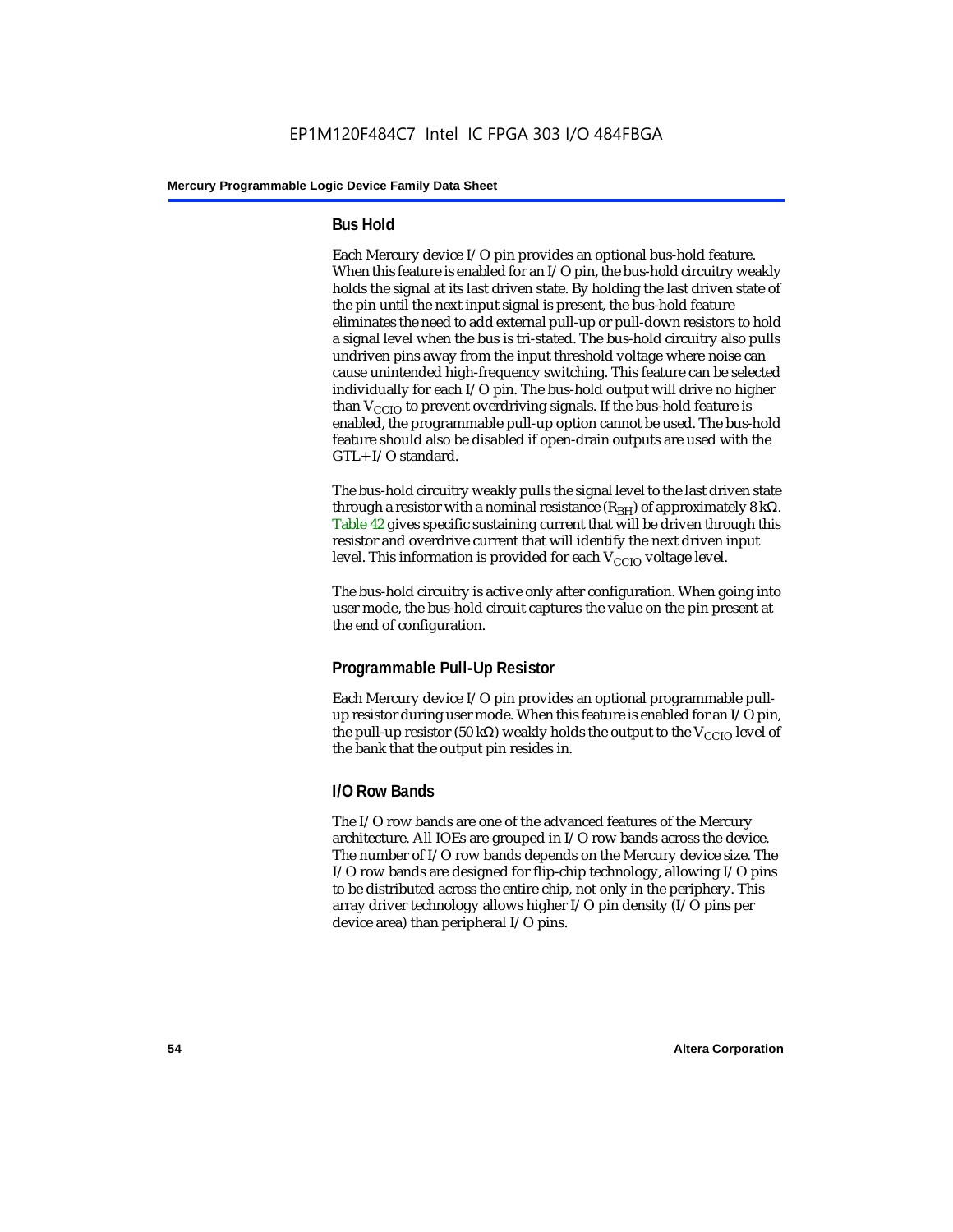## Bus Hold

Each Mercury device I/O pin provides an optional bus-hold feature. When this feature is enabled for an I/O pin, the bus-hold circuitry weakly holds the signal at its last driven state. By holding the last driven state of the pin until the next input signal is present, the bus-hold feature eliminates the need to add external pull-up or pull-down resistors to hold a signal level when the bus is tri-stated. The bus-hold circuitry also pulls undriven pins away from the input threshold voltage where noise can cause unintended high-frequency switching. This feature can be selected individually for each I/O pin. The bus-hold output will drive no higher than $V_{CCIO}$ to prevent overdriving signals. If the bus-hold feature is enabled, the programmable pull-up option cannot be used. The bus-hold feature should also be disabled if open-drain outputs are used with the GTL+ I/O standard.

The bus-hold circuitry weakly pulls the signal level to the last driven state through a resistor with a nominal resistance ($R_{BH}$) of approximately 8 kΩ. Table 42 gives specific sustaining current that will be driven through this resistor and overdrive current that will identify the next driven input level. This information is provided for each $V_{CCIO}$ voltage level.

The bus-hold circuitry is active only after configuration. When going into user mode, the bus-hold circuit captures the value on the pin present at the end of configuration.

## Programmable Pull-Up Resistor

Each Mercury device I/O pin provides an optional programmable pull-up resistor during user mode. When this feature is enabled for an I/O pin, the pull-up resistor (50 kΩ) weakly holds the output to the $V_{CCIO}$ level of the bank that the output pin resides in.

## I/O Row Bands

The I/O row bands are one of the advanced features of the Mercury architecture. All IOEs are grouped in I/O row bands across the device. The number of I/O row bands depends on the Mercury device size. The I/O row bands are designed for flip-chip technology, allowing I/O pins to be distributed across the entire chip, not only in the periphery. This array driver technology allows higher I/O pin density (I/O pins per device area) than peripheral I/O pins.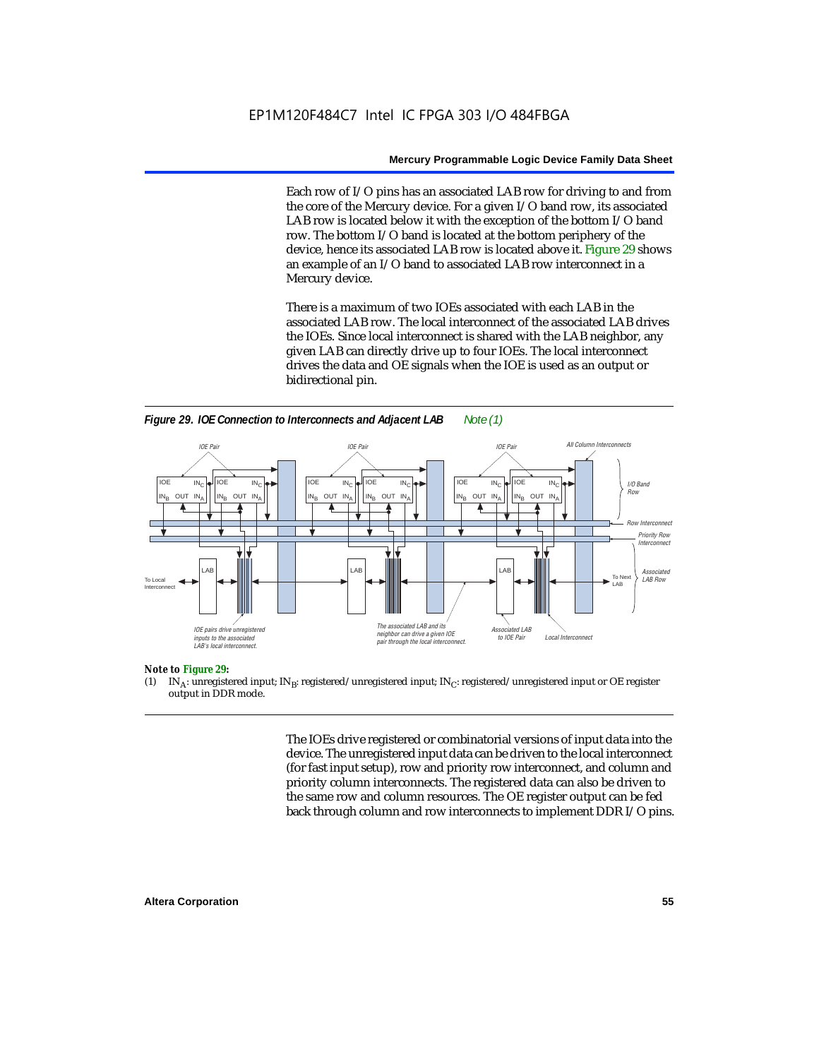Each row of I/O pins has an associated LAB row for driving to and from the core of the Mercury device. For a given I/O band row, its associated LAB row is located below it with the exception of the bottom I/O band row. The bottom I/O band is located at the bottom periphery of the device, hence its associated LAB row is located above it. Figure 29 shows an example of an I/O band to associated LAB row interconnect in a Mercury device.

There is a maximum of two IOEs associated with each LAB in the associated LAB row. The local interconnect of the associated LAB drives the IOEs. Since local interconnect is shared with the LAB neighbor, any given LAB can directly drive up to four IOEs. The local interconnect drives the data and OE signals when the IOE is used as an output or bidirectional pin.

***Figure 29. IOE Connection to Interconnects and Adjacent LAB*** *Note (1)*

**Note to Figure 29:**

(1) $IN_A$: unregistered input; $IN_B$: registered/unregistered input; $IN_C$: registered/unregistered input or OE register output in DDR mode.

The IOEs drive registered or combinatorial versions of input data into the device. The unregistered input data can be driven to the local interconnect (for fast input setup), row and priority row interconnect, and column and priority column interconnects. The registered data can also be driven to the same row and column resources. The OE register output can be fed back through column and row interconnects to implement DDR I/O pins.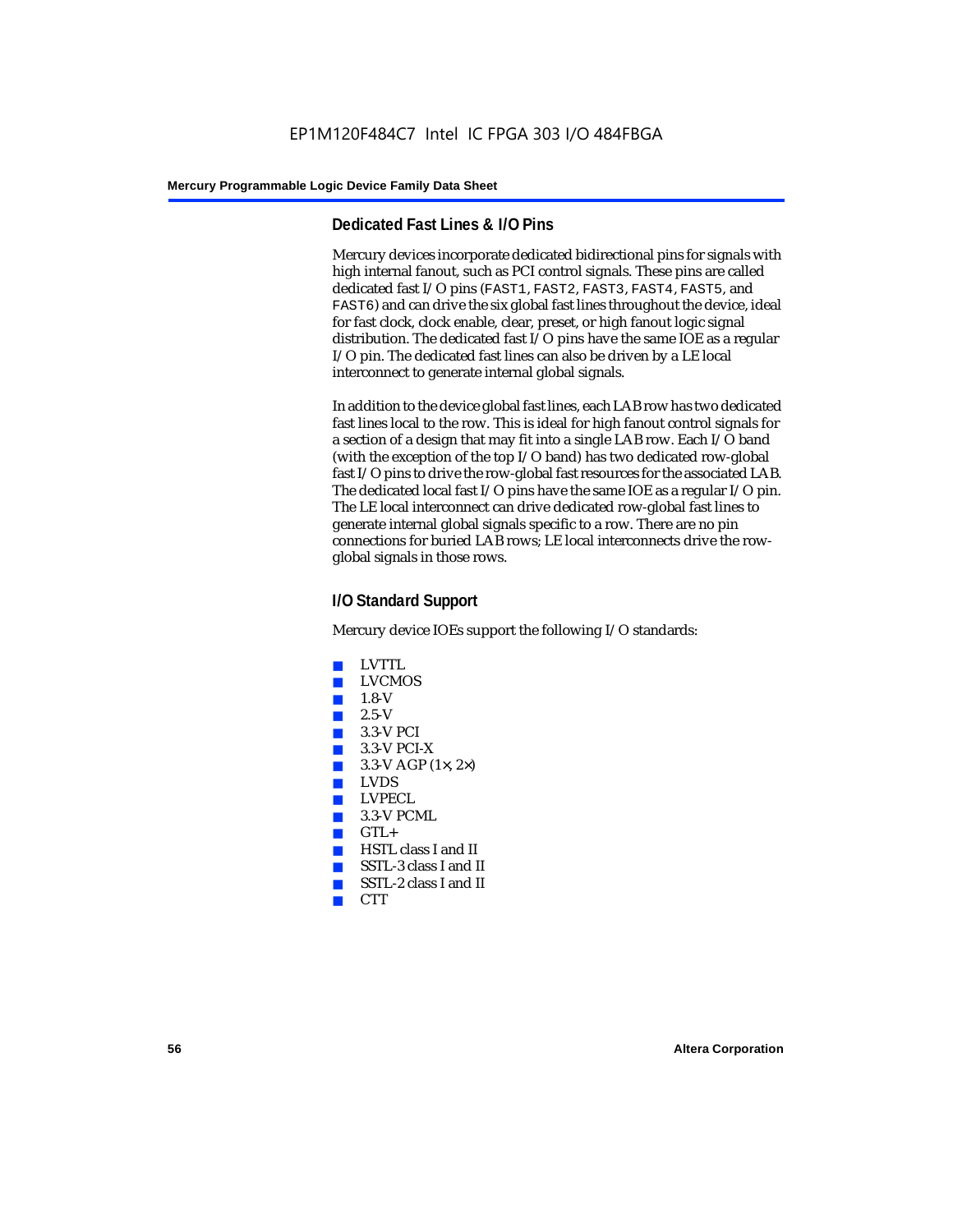### Dedicated Fast Lines & I/O Pins

Mercury devices incorporate dedicated bidirectional pins for signals with high internal fanout, such as PCI control signals. These pins are called dedicated fast I/O pins (`FAST1`, `FAST2`, `FAST3`, `FAST4`, `FAST5`, and `FAST6`) and can drive the six global fast lines throughout the device, ideal for fast clock, clock enable, clear, preset, or high fanout logic signal distribution. The dedicated fast I/O pins have the same IOE as a regular I/O pin. The dedicated fast lines can also be driven by a LE local interconnect to generate internal global signals.

In addition to the device global fast lines, each LAB row has two dedicated fast lines local to the row. This is ideal for high fanout control signals for a section of a design that may fit into a single LAB row. Each I/O band (with the exception of the top I/O band) has two dedicated row-global fast I/O pins to drive the row-global fast resources for the associated LAB. The dedicated local fast I/O pins have the same IOE as a regular I/O pin. The LE local interconnect can drive dedicated row-global fast lines to generate internal global signals specific to a row. There are no pin connections for buried LAB rows; LE local interconnects drive the row-global signals in those rows.

### I/O Standard Support

Mercury device IOEs support the following I/O standards:

- LVTTL
- LVCMOS
- 1.8-V
- 2.5-V
- 3.3-V PCI
- 3.3-V PCI-X
- 3.3-V AGP (1×, 2×)
- LVDS
- LVPECL
- 3.3-V PCML
- GTL+
- HSTL class I and II
- SSTL-3 class I and II
- SSTL-2 class I and II
- CTT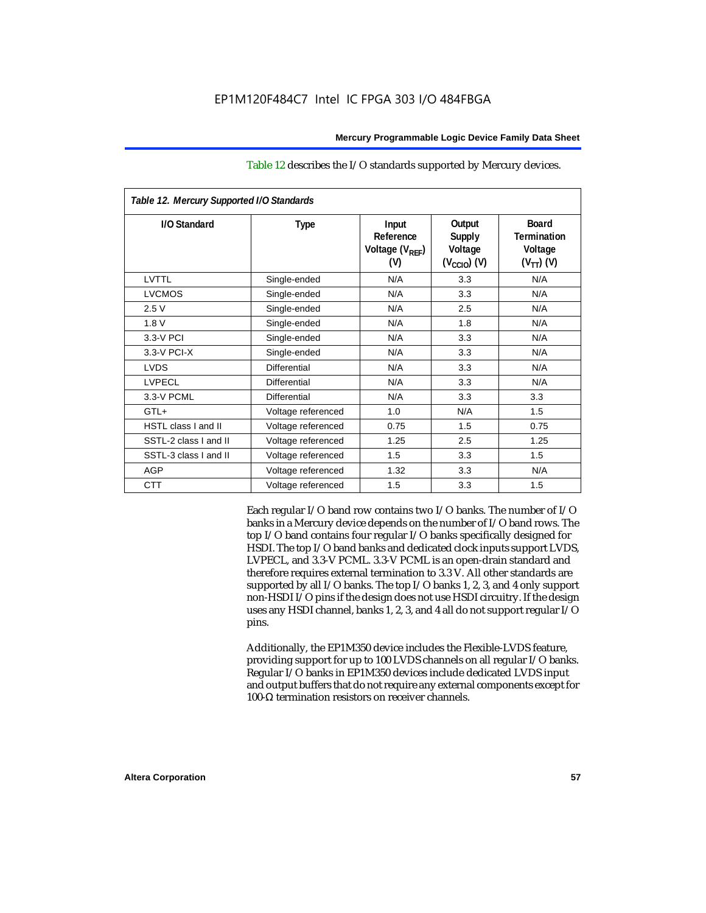Table 12 describes the I/O standards supported by Mercury devices.

*Table 12. Mercury Supported I/O Standards*

| I/O Standard | Type | Input Reference Voltage ($V_{REF}$) (V) | Output Supply Voltage ($V_{CCIO}$) (V) | Board Termination Voltage ($V_{TT}$) (V) |
|---|---|---|---|---|
| LVTTL | Single-ended | N/A | 3.3 | N/A |
| LVCMOS | Single-ended | N/A | 3.3 | N/A |
| 2.5 V | Single-ended | N/A | 2.5 | N/A |
| 1.8 V | Single-ended | N/A | 1.8 | N/A |
| 3.3-V PCI | Single-ended | N/A | 3.3 | N/A |
| 3.3-V PCI-X | Single-ended | N/A | 3.3 | N/A |
| LVDS | Differential | N/A | 3.3 | N/A |
| LVPECL | Differential | N/A | 3.3 | N/A |
| 3.3-V PCML | Differential | N/A | 3.3 | 3.3 |
| GTL+ | Voltage referenced | 1.0 | N/A | 1.5 |
| HSTL class I and II | Voltage referenced | 0.75 | 1.5 | 0.75 |
| SSTL-2 class I and II | Voltage referenced | 1.25 | 2.5 | 1.25 |
| SSTL-3 class I and II | Voltage referenced | 1.5 | 3.3 | 1.5 |
| AGP | Voltage referenced | 1.32 | 3.3 | N/A |
| CTT | Voltage referenced | 1.5 | 3.3 | 1.5 |

Each regular I/O band row contains two I/O banks. The number of I/O banks in a Mercury device depends on the number of I/O band rows. The top I/O band contains four regular I/O banks specifically designed for HSDI. The top I/O band banks and dedicated clock inputs support LVDS, LVPECL, and 3.3-V PCML. 3.3-V PCML is an open-drain standard and therefore requires external termination to 3.3 V. All other standards are supported by all I/O banks. The top I/O banks 1, 2, 3, and 4 only support non-HSDI I/O pins if the design does not use HSDI circuitry. If the design uses any HSDI channel, banks 1, 2, 3, and 4 all do not support regular I/O pins.

Additionally, the EP1M350 device includes the Flexible-LVDS feature, providing support for up to 100 LVDS channels on all regular I/O banks. Regular I/O banks in EP1M350 devices include dedicated LVDS input and output buffers that do not require any external components except for 100-Ω termination resistors on receiver channels.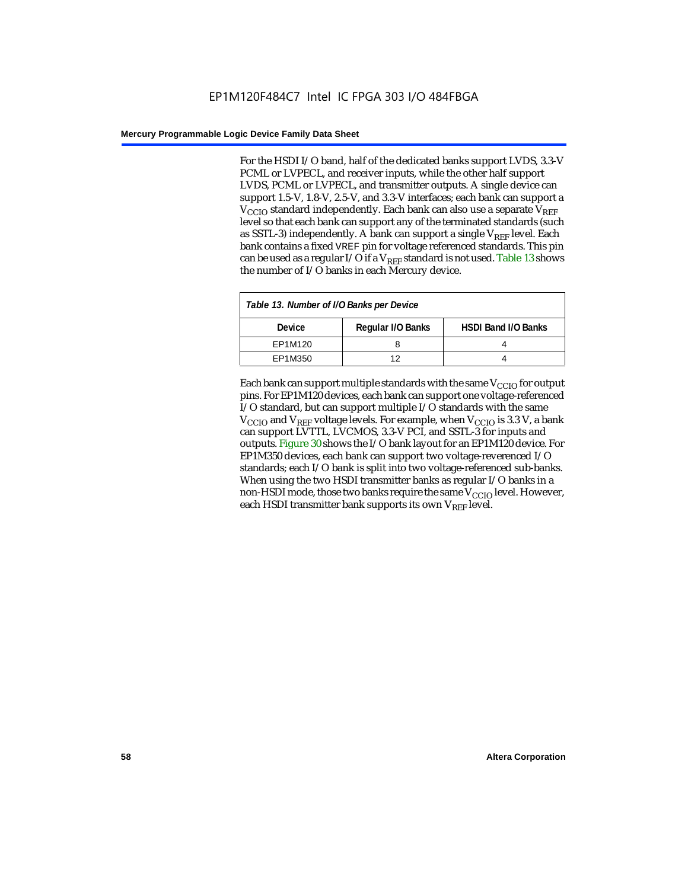For the HSDI I/O band, half of the dedicated banks support LVDS, 3.3-V PCML or LVPECL, and receiver inputs, while the other half support LVDS, PCML or LVPECL, and transmitter outputs. A single device can support 1.5-V, 1.8-V, 2.5-V, and 3.3-V interfaces; each bank can support a $V_{CCIO}$ standard independently. Each bank can also use a separate $V_{REF}$ level so that each bank can support any of the terminated standards (such as SSTL-3) independently. A bank can support a single $V_{REF}$ level. Each bank contains a fixed VREF pin for voltage referenced standards. This pin can be used as a regular I/O if a $V_{REF}$ standard is not used. Table 13 shows the number of I/O banks in each Mercury device.

*Table 13. Number of I/O Banks per Device*

| Device | Regular I/O Banks | HSDI Band I/O Banks |
|---|---|---|
| EP1M120 | 8 | 4 |
| EP1M350 | 12 | 4 |

Each bank can support multiple standards with the same $V_{CCIO}$ for output pins. For EP1M120 devices, each bank can support one voltage-referenced I/O standard, but can support multiple I/O standards with the same $V_{CCIO}$ and $V_{REF}$ voltage levels. For example, when $V_{CCIO}$ is 3.3 V, a bank can support LVTTL, LVCMOS, 3.3-V PCI, and SSTL-3 for inputs and outputs. Figure 30 shows the I/O bank layout for an EP1M120 device. For EP1M350 devices, each bank can support two voltage-reverenced I/O standards; each I/O bank is split into two voltage-referenced sub-banks. When using the two HSDI transmitter banks as regular I/O banks in a non-HSDI mode, those two banks require the same $V_{CCIO}$ level. However, each HSDI transmitter bank supports its own $V_{REF}$ level.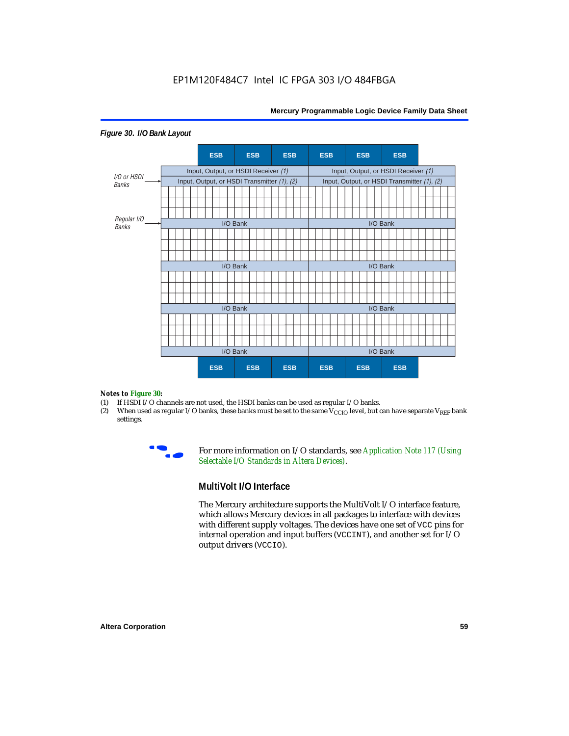EP1M120F484C7 Intel IC FPGA 303 I/O 484FBGA

*Figure 30. I/O Bank Layout*

| | ESB | ESB | ESB | ESB | ESB | ESB |
|---|---|---|---|---|---|---|
| I/O or HSDI Banks | Input, Output, or HSDI Receiver *(1)* | | | Input, Output, or HSDI Receiver *(1)* | | |
| | Input, Output, or HSDI Transmitter *(1), (2)* | | | Input, Output, or HSDI Transmitter *(1), (2)* | | |
| Regular I/O Banks | I/O Bank | | | I/O Bank | | |
| | I/O Bank | | | I/O Bank | | |
| | I/O Bank | | | I/O Bank | | |
| | I/O Bank | | | I/O Bank | | |
| | ESB | ESB | ESB | ESB | ESB | ESB |

***Notes to Figure 30:***

(1) If HSDI I/O channels are not used, the HSDI banks can be used as regular I/O banks.

(2) When used as regular I/O banks, these banks must be set to the same $V_{CCIO}$ level, but can have separate $V_{REF}$ bank settings.

For more information on I/O standards, see *Application Note 117 (Using Selectable I/O Standards in Altera Devices)*.

## MultiVolt I/O Interface

The Mercury architecture supports the MultiVolt I/O interface feature, which allows Mercury devices in all packages to interface with devices with different supply voltages. The devices have one set of `VCC` pins for internal operation and input buffers (`VCCINT`), and another set for I/O output drivers (`VCCIO`).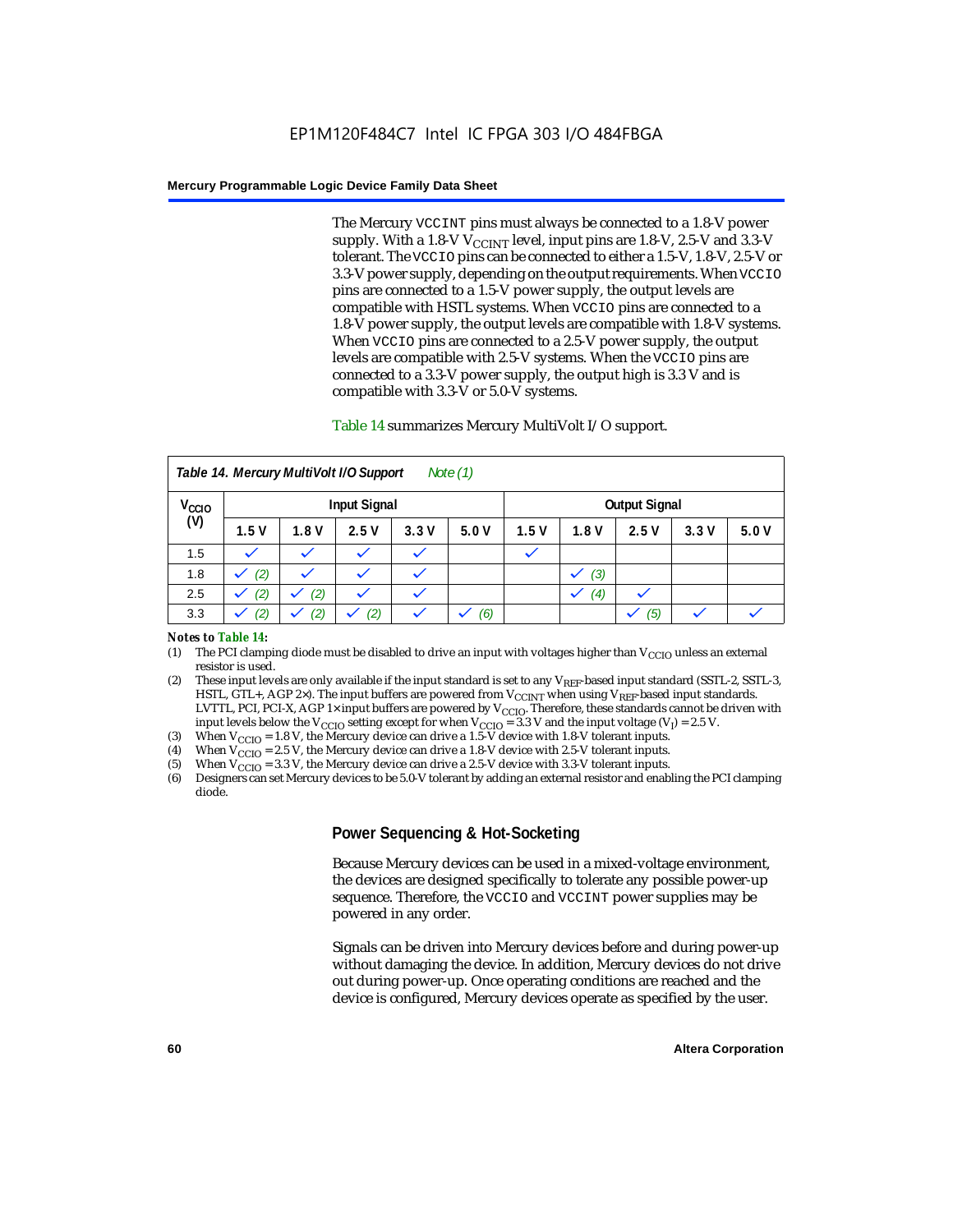The Mercury VCCINT pins must always be connected to a 1.8-V power supply. With a 1.8-V $V_{CCINT}$ level, input pins are 1.8-V, 2.5-V and 3.3-V tolerant. The VCCIO pins can be connected to either a 1.5-V, 1.8-V, 2.5-V or 3.3-V power supply, depending on the output requirements. When VCCIO pins are connected to a 1.5-V power supply, the output levels are compatible with HSTL systems. When VCCIO pins are connected to a 1.8-V power supply, the output levels are compatible with 1.8-V systems. When VCCIO pins are connected to a 2.5-V power supply, the output levels are compatible with 2.5-V systems. When the VCCIO pins are connected to a 3.3-V power supply, the output high is 3.3 V and is compatible with 3.3-V or 5.0-V systems.

Table 14 summarizes Mercury MultiVolt I/O support.

*Table 14. Mercury MultiVolt I/O Support* *Note (1)*

| $V_{CCIO}$ (V) | Input Signal | | | | | Output Signal | | | | |
|---|---|---|---|---|---|---|---|---|---|---|
| | 1.5 V | 1.8 V | 2.5 V | 3.3 V | 5.0 V | 1.5 V | 1.8 V | 2.5 V | 3.3 V | 5.0 V |
| 1.5 | ✓ | ✓ | ✓ | ✓ | | ✓ | | | | |
| 1.8 | ✓ (2) | ✓ | ✓ | ✓ | | | ✓ (3) | | | |
| 2.5 | ✓ (2) | ✓ (2) | ✓ | ✓ | | | ✓ (4) | ✓ | | |
| 3.3 | ✓ (2) | ✓ (2) | ✓ (2) | ✓ | ✓ (6) | | | ✓ (5) | ✓ | ✓ |

***Notes to Table 14:***

(1) The PCI clamping diode must be disabled to drive an input with voltages higher than $V_{CCIO}$ unless an external resistor is used.

(2) These input levels are only available if the input standard is set to any $V_{REF}$-based input standard (SSTL-2, SSTL-3, HSTL, GTL+, AGP 2×). The input buffers are powered from $V_{CCINT}$ when using $V_{REF}$-based input standards. LVTTL, PCI, PCI-X, AGP 1× input buffers are powered by $V_{CCIO}$. Therefore, these standards cannot be driven with input levels below the $V_{CCIO}$ setting except for when $V_{CCIO}$ = 3.3 V and the input voltage ($V_I$) = 2.5 V.

(3) When $V_{CCIO}$ = 1.8 V, the Mercury device can drive a 1.5-V device with 1.8-V tolerant inputs.

(4) When $V_{CCIO}$ = 2.5 V, the Mercury device can drive a 1.8-V device with 2.5-V tolerant inputs.

(5) When $V_{CCIO}$ = 3.3 V, the Mercury device can drive a 2.5-V device with 3.3-V tolerant inputs.

(6) Designers can set Mercury devices to be 5.0-V tolerant by adding an external resistor and enabling the PCI clamping diode.

### Power Sequencing & Hot-Socketing

Because Mercury devices can be used in a mixed-voltage environment, the devices are designed specifically to tolerate any possible power-up sequence. Therefore, the VCCIO and VCCINT power supplies may be powered in any order.

Signals can be driven into Mercury devices before and during power-up without damaging the device. In addition, Mercury devices do not drive out during power-up. Once operating conditions are reached and the device is configured, Mercury devices operate as specified by the user.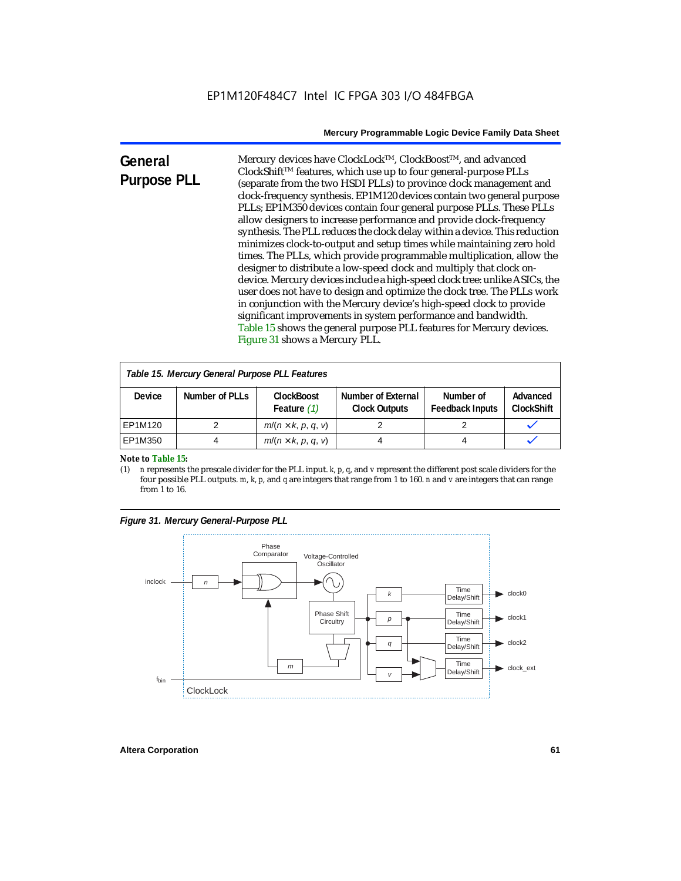## General Purpose PLL

Mercury devices have ClockLock™, ClockBoost™, and advanced ClockShift™ features, which use up to four general-purpose PLLs (separate from the two HSDI PLLs) to province clock management and clock-frequency synthesis. EP1M120 devices contain two general purpose PLLs; EP1M350 devices contain four general purpose PLLs. These PLLs allow designers to increase performance and provide clock-frequency synthesis. The PLL reduces the clock delay within a device. This reduction minimizes clock-to-output and setup times while maintaining zero hold times. The PLLs, which provide programmable multiplication, allow the designer to distribute a low-speed clock and multiply that clock on-device. Mercury devices include a high-speed clock tree: unlike ASICs, the user does not have to design and optimize the clock tree. The PLLs work in conjunction with the Mercury device's high-speed clock to provide significant improvements in system performance and bandwidth. Table 15 shows the general purpose PLL features for Mercury devices. Figure 31 shows a Mercury PLL.

*Table 15. Mercury General Purpose PLL Features*

| Device | Number of PLLs | ClockBoost Feature *(1)* | Number of External Clock Outputs | Number of Feedback Inputs | Advanced ClockShift |
|---|---|---|---|---|---|
| EP1M120 | 2 | $m/(n \times k, p, q, v)$ | 2 | 2 | ✓ |
| EP1M350 | 4 | $m/(n \times k, p, q, v)$ | 4 | 4 | ✓ |

**Note to Table 15:**

(1) $n$ represents the prescale divider for the PLL input. $k$, $p$, $q$, and $v$ represent the different post scale dividers for the four possible PLL outputs. $m$, $k$, $p$, and $q$ are integers that range from 1 to 160. $n$ and $v$ are integers that can range from 1 to 16.

*Figure 31. Mercury General-Purpose PLL*

inclock, n, Phase Comparator, Voltage-Controlled Oscillator, Phase Shift Circuitry, m, $f_{bin}$, k, p, q, v, Time Delay/Shift, clock0, clock1, clock2, clock_ext, ClockLock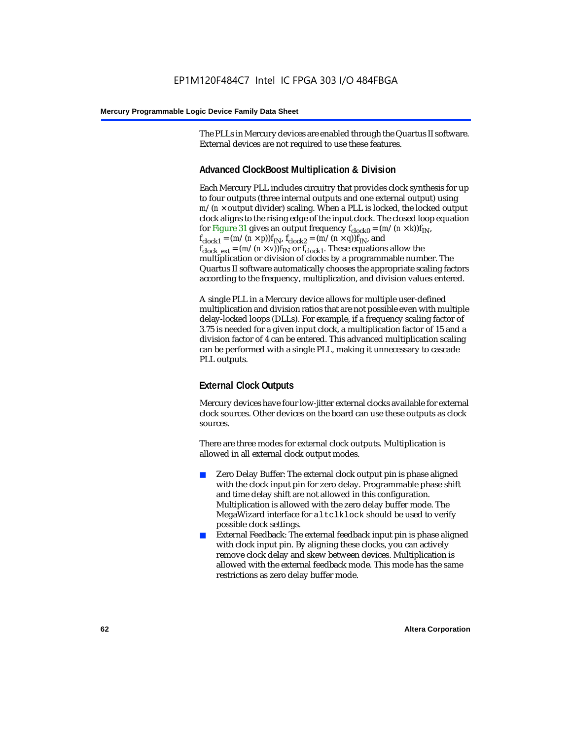The PLLs in Mercury devices are enabled through the Quartus II software. External devices are not required to use these features.

### Advanced ClockBoost Multiplication & Division

Each Mercury PLL includes circuitry that provides clock synthesis for up to four outputs (three internal outputs and one external output) using $m/(n \times \text{output divider})$ scaling. When a PLL is locked, the locked output clock aligns to the rising edge of the input clock. The closed loop equation for Figure 31 gives an output frequency $f_{clock0} = (m/(n \times k))f_{IN}$, $f_{clock1} = (m/(n \times p))f_{IN}$, $f_{clock2} = (m/(n \times q))f_{IN}$, and $f_{clock\_ext} = (m/(n \times v))f_{IN}$ or $f_{clock1}$. These equations allow the multiplication or division of clocks by a programmable number. The Quartus II software automatically chooses the appropriate scaling factors according to the frequency, multiplication, and division values entered.

A single PLL in a Mercury device allows for multiple user-defined multiplication and division ratios that are not possible even with multiple delay-locked loops (DLLs). For example, if a frequency scaling factor of 3.75 is needed for a given input clock, a multiplication factor of 15 and a division factor of 4 can be entered. This advanced multiplication scaling can be performed with a single PLL, making it unnecessary to cascade PLL outputs.

### External Clock Outputs

Mercury devices have four low-jitter external clocks available for external clock sources. Other devices on the board can use these outputs as clock sources.

There are three modes for external clock outputs. Multiplication is allowed in all external clock output modes.

- Zero Delay Buffer: The external clock output pin is phase aligned with the clock input pin for zero delay. Programmable phase shift and time delay shift are not allowed in this configuration. Multiplication is allowed with the zero delay buffer mode. The MegaWizard interface for `altclklock` should be used to verify possible clock settings.
- External Feedback: The external feedback input pin is phase aligned with clock input pin. By aligning these clocks, you can actively remove clock delay and skew between devices. Multiplication is allowed with the external feedback mode. This mode has the same restrictions as zero delay buffer mode.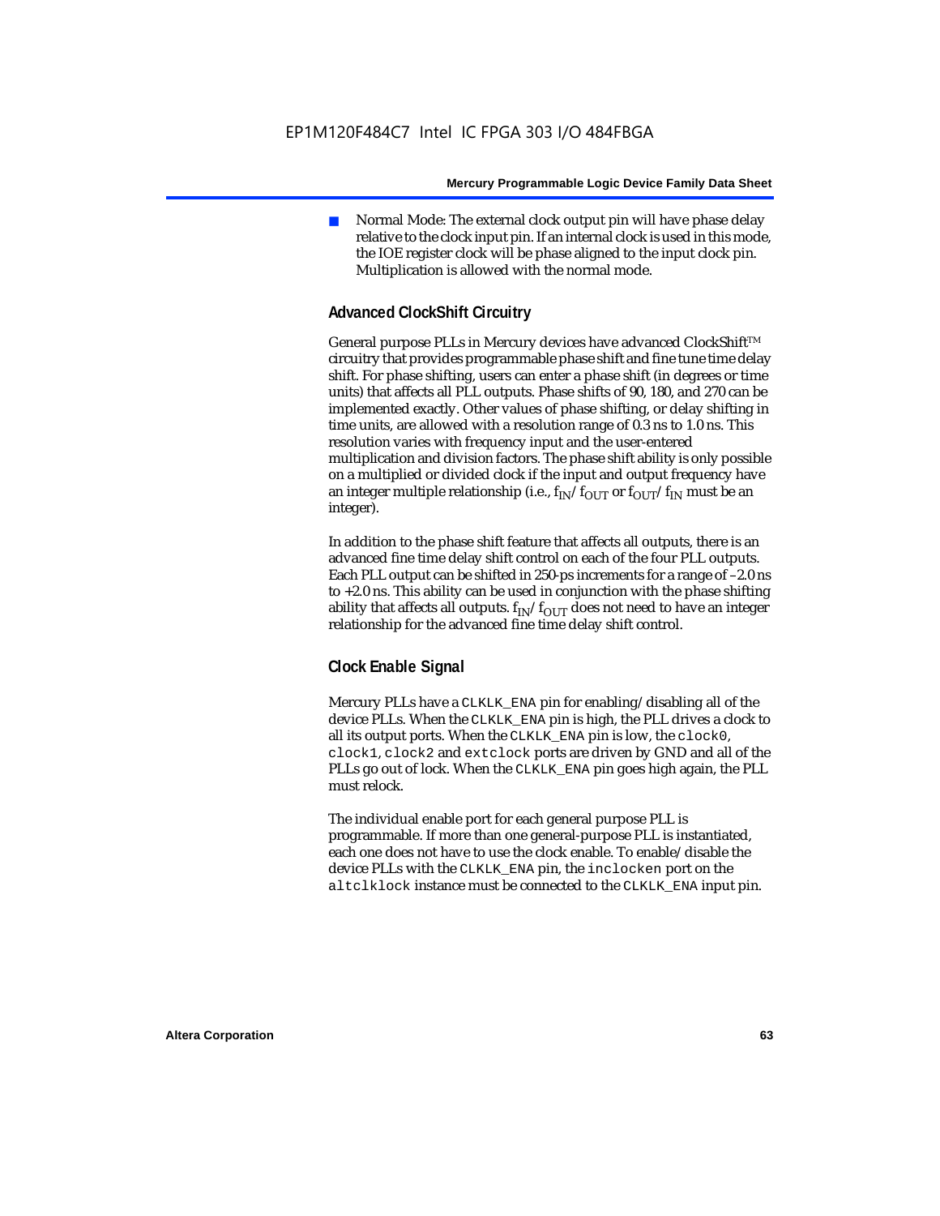- Normal Mode: The external clock output pin will have phase delay relative to the clock input pin. If an internal clock is used in this mode, the IOE register clock will be phase aligned to the input clock pin. Multiplication is allowed with the normal mode.

### Advanced ClockShift Circuitry

General purpose PLLs in Mercury devices have advanced ClockShift™ circuitry that provides programmable phase shift and fine tune time delay shift. For phase shifting, users can enter a phase shift (in degrees or time units) that affects all PLL outputs. Phase shifts of 90, 180, and 270 can be implemented exactly. Other values of phase shifting, or delay shifting in time units, are allowed with a resolution range of 0.3 ns to 1.0 ns. This resolution varies with frequency input and the user-entered multiplication and division factors. The phase shift ability is only possible on a multiplied or divided clock if the input and output frequency have an integer multiple relationship (i.e., $f_{IN}/f_{OUT}$ or $f_{OUT}/f_{IN}$ must be an integer).

In addition to the phase shift feature that affects all outputs, there is an advanced fine time delay shift control on each of the four PLL outputs. Each PLL output can be shifted in 250-ps increments for a range of –2.0 ns to +2.0 ns. This ability can be used in conjunction with the phase shifting ability that affects all outputs. $f_{IN}/f_{OUT}$ does not need to have an integer relationship for the advanced fine time delay shift control.

### Clock Enable Signal

Mercury PLLs have a `CLKLK_ENA` pin for enabling/disabling all of the device PLLs. When the `CLKLK_ENA` pin is high, the PLL drives a clock to all its output ports. When the `CLKLK_ENA` pin is low, the `clock0`, `clock1`, `clock2` and `extclock` ports are driven by GND and all of the PLLs go out of lock. When the `CLKLK_ENA` pin goes high again, the PLL must relock.

The individual enable port for each general purpose PLL is programmable. If more than one general-purpose PLL is instantiated, each one does not have to use the clock enable. To enable/disable the device PLLs with the `CLKLK_ENA` pin, the `inclocken` port on the `altclklock` instance must be connected to the `CLKLK_ENA` input pin.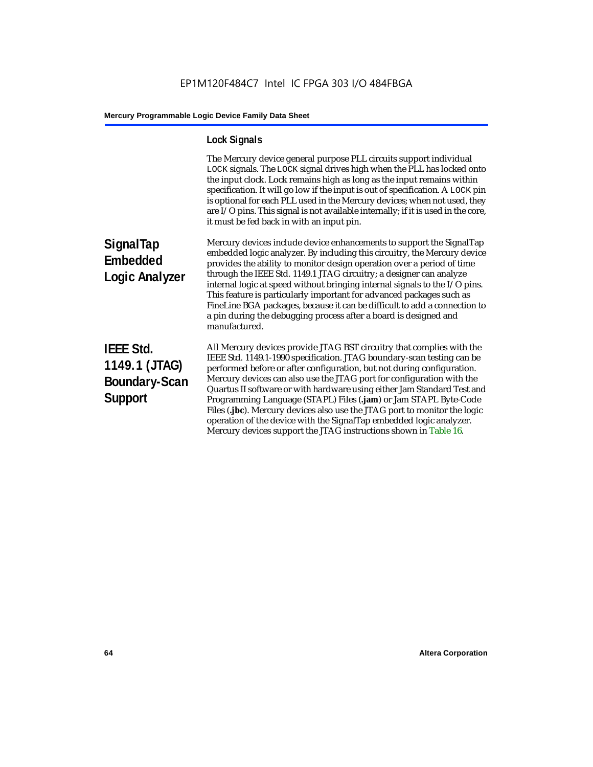### Lock Signals

The Mercury device general purpose PLL circuits support individual `LOCK` signals. The `LOCK` signal drives high when the PLL has locked onto the input clock. Lock remains high as long as the input remains within specification. It will go low if the input is out of specification. A `LOCK` pin is optional for each PLL used in the Mercury devices; when not used, they are I/O pins. This signal is not available internally; if it is used in the core, it must be fed back in with an input pin.

## SignalTap Embedded Logic Analyzer

Mercury devices include device enhancements to support the SignalTap embedded logic analyzer. By including this circuitry, the Mercury device provides the ability to monitor design operation over a period of time through the IEEE Std. 1149.1 JTAG circuitry; a designer can analyze internal logic at speed without bringing internal signals to the I/O pins. This feature is particularly important for advanced packages such as FineLine BGA packages, because it can be difficult to add a connection to a pin during the debugging process after a board is designed and manufactured.

## IEEE Std. 1149.1 (JTAG) Boundary-Scan Support

All Mercury devices provide JTAG BST circuitry that complies with the IEEE Std. 1149.1-1990 specification. JTAG boundary-scan testing can be performed before or after configuration, but not during configuration. Mercury devices can also use the JTAG port for configuration with the Quartus II software or with hardware using either Jam Standard Test and Programming Language (STAPL) Files (**.jam**) or Jam STAPL Byte-Code Files (**.jbc**). Mercury devices also use the JTAG port to monitor the logic operation of the device with the SignalTap embedded logic analyzer. Mercury devices support the JTAG instructions shown in Table 16.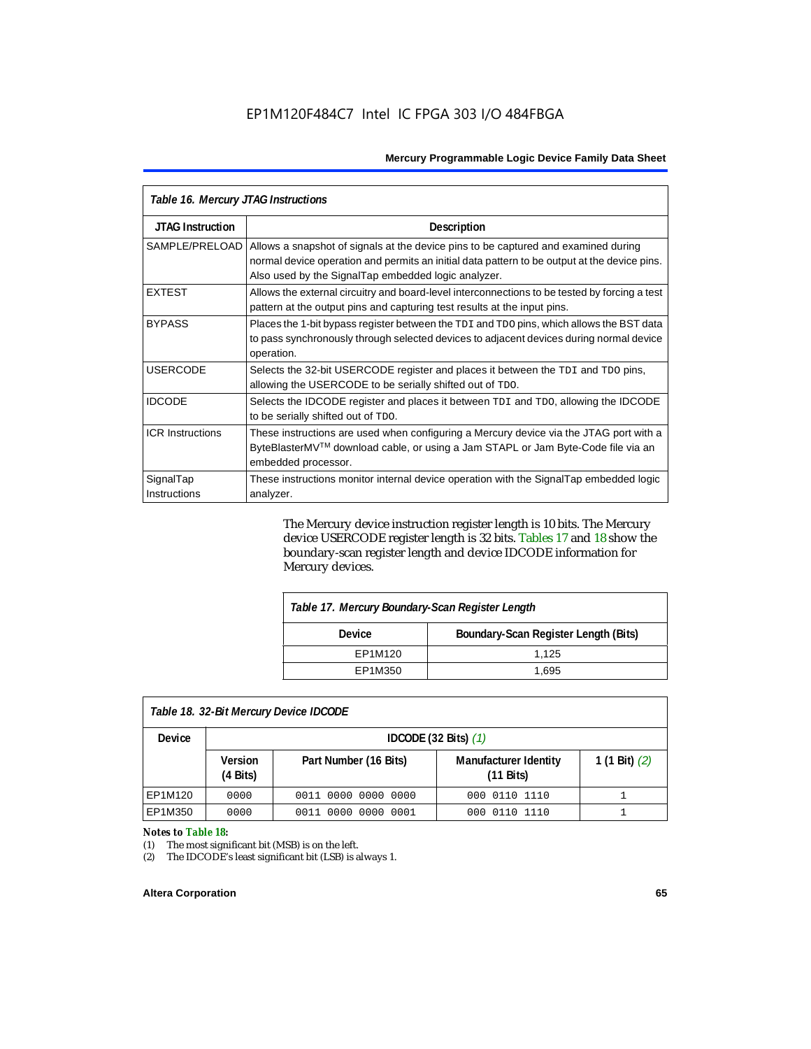EP1M120F484C7 Intel IC FPGA 303 I/O 484FBGA

| *Table 16. Mercury JTAG Instructions* | |
|---|---|
| **JTAG Instruction** | **Description** |
| SAMPLE/PRELOAD | Allows a snapshot of signals at the device pins to be captured and examined during normal device operation and permits an initial data pattern to be output at the device pins. Also used by the SignalTap embedded logic analyzer. |
| EXTEST | Allows the external circuitry and board-level interconnections to be tested by forcing a test pattern at the output pins and capturing test results at the input pins. |
| BYPASS | Places the 1-bit bypass register between the TDI and TDO pins, which allows the BST data to pass synchronously through selected devices to adjacent devices during normal device operation. |
| USERCODE | Selects the 32-bit USERCODE register and places it between the TDI and TDO pins, allowing the USERCODE to be serially shifted out of TDO. |
| IDCODE | Selects the IDCODE register and places it between TDI and TDO, allowing the IDCODE to be serially shifted out of TDO. |
| ICR Instructions | These instructions are used when configuring a Mercury device via the JTAG port with a ByteBlasterMV™ download cable, or using a Jam STAPL or Jam Byte-Code file via an embedded processor. |
| SignalTap Instructions | These instructions monitor internal device operation with the SignalTap embedded logic analyzer. |

The Mercury device instruction register length is 10 bits. The Mercury device USERCODE register length is 32 bits. Tables 17 and 18 show the boundary-scan register length and device IDCODE information for Mercury devices.

| *Table 17. Mercury Boundary-Scan Register Length* | |
|---|---|
| **Device** | **Boundary-Scan Register Length (Bits)** |
| EP1M120 | 1,125 |
| EP1M350 | 1,695 |

| *Table 18. 32-Bit Mercury Device IDCODE* | | | | |
|---|---|---|---|---|
| **Device** | **IDCODE (32 Bits)** *(1)* | | | |
| | **Version (4 Bits)** | **Part Number (16 Bits)** | **Manufacturer Identity (11 Bits)** | **1 (1 Bit)** *(2)* |
| EP1M120 | 0000 | 0011 0000 0000 0000 | 000 0110 1110 | 1 |
| EP1M350 | 0000 | 0011 0000 0000 0001 | 000 0110 1110 | 1 |

*Notes to Table 18:*

(1) The most significant bit (MSB) is on the left.

(2) The IDCODE's least significant bit (LSB) is always 1.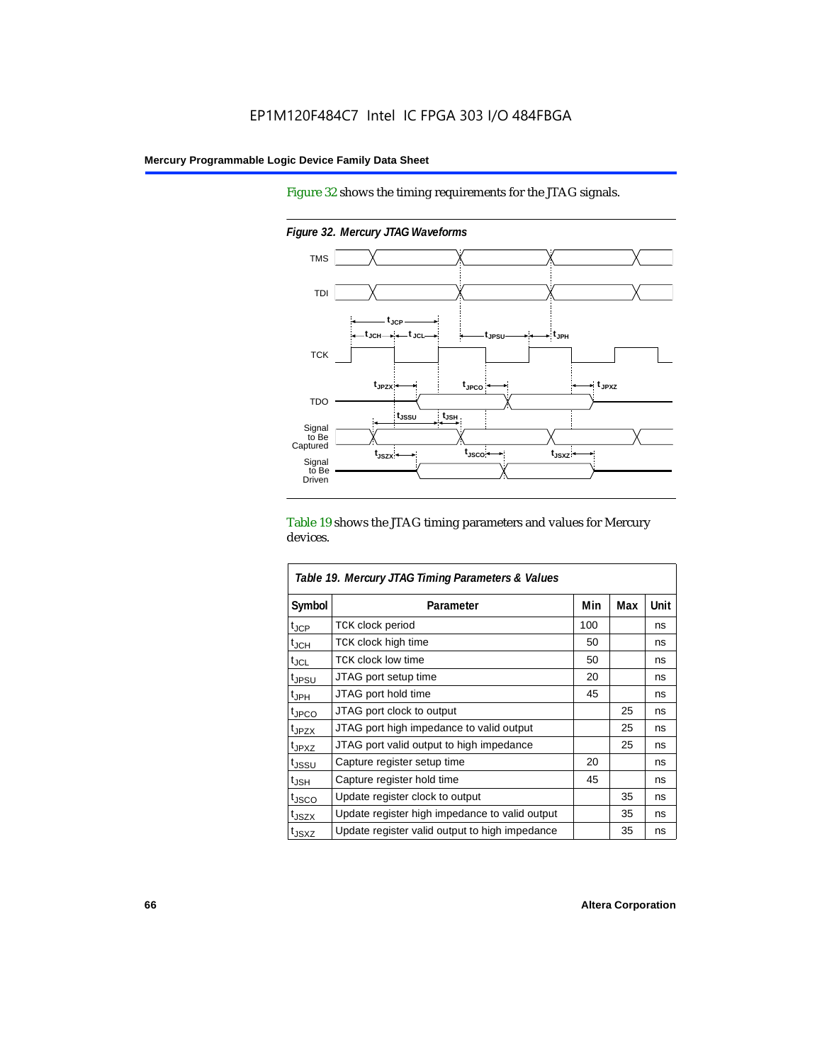Figure 32 shows the timing requirements for the JTAG signals.

*Figure 32. Mercury JTAG Waveforms*

Table 19 shows the JTAG timing parameters and values for Mercury devices.

*Table 19. Mercury JTAG Timing Parameters & Values*

| Symbol | Parameter | Min | Max | Unit |
|---|---|---|---|---|
| $t_{JCP}$ | TCK clock period | 100 | | ns |
| $t_{JCH}$ | TCK clock high time | 50 | | ns |
| $t_{JCL}$ | TCK clock low time | 50 | | ns |
| $t_{JPSU}$ | JTAG port setup time | 20 | | ns |
| $t_{JPH}$ | JTAG port hold time | 45 | | ns |
| $t_{JPCO}$ | JTAG port clock to output | | 25 | ns |
| $t_{JPZX}$ | JTAG port high impedance to valid output | | 25 | ns |
| $t_{JPXZ}$ | JTAG port valid output to high impedance | | 25 | ns |
| $t_{JSSU}$ | Capture register setup time | 20 | | ns |
| $t_{JSH}$ | Capture register hold time | 45 | | ns |
| $t_{JSCO}$ | Update register clock to output | | 35 | ns |
| $t_{JSZX}$ | Update register high impedance to valid output | | 35 | ns |
| $t_{JSXZ}$ | Update register valid output to high impedance | | 35 | ns |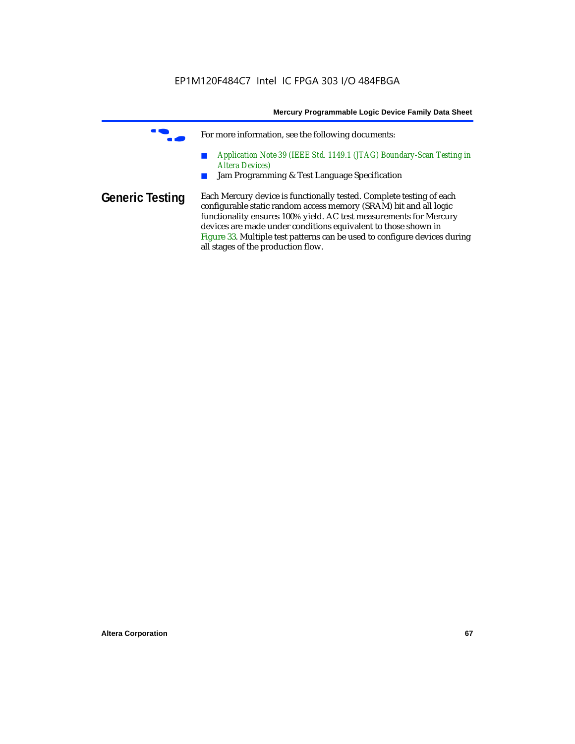For more information, see the following documents:

- *Application Note 39 (IEEE Std. 1149.1 (JTAG) Boundary-Scan Testing in Altera Devices)*
- Jam Programming & Test Language Specification

## Generic Testing

Each Mercury device is functionally tested. Complete testing of each configurable static random access memory (SRAM) bit and all logic functionality ensures 100% yield. AC test measurements for Mercury devices are made under conditions equivalent to those shown in Figure 33. Multiple test patterns can be used to configure devices during all stages of the production flow.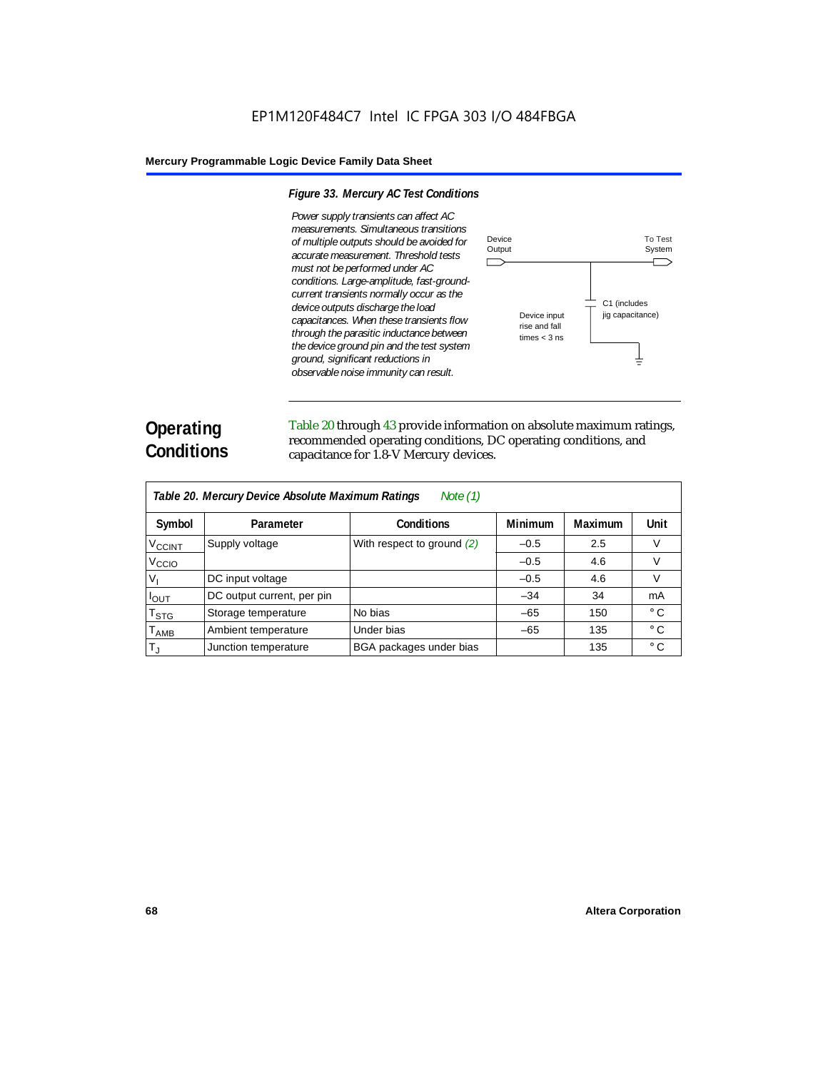*Figure 33. Mercury AC Test Conditions*

*Power supply transients can affect AC measurements. Simultaneous transitions of multiple outputs should be avoided for accurate measurement. Threshold tests must not be performed under AC conditions. Large-amplitude, fast-ground-current transients normally occur as the device outputs discharge the load capacitances. When these transients flow through the parasitic inductance between the device ground pin and the test system ground, significant reductions in observable noise immunity can result.*

Device Output

To Test System

C1 (includes jig capacitance)

Device input rise and fall times < 3 ns

## Operating Conditions

Table 20 through 43 provide information on absolute maximum ratings, recommended operating conditions, DC operating conditions, and capacitance for 1.8-V Mercury devices.

**Table 20. Mercury Device Absolute Maximum Ratings** *Note (1)*

| Symbol | Parameter | Conditions | Minimum | Maximum | Unit |
|---|---|---|---|---|---|
| $V_{CCINT}$ | Supply voltage | With respect to ground (2) | –0.5 | 2.5 | V |
| $V_{CCIO}$ | | | –0.5 | 4.6 | V |
| $V_I$ | DC input voltage | | –0.5 | 4.6 | V |
| $I_{OUT}$ | DC output current, per pin | | –34 | 34 | mA |
| $T_{STG}$ | Storage temperature | No bias | –65 | 150 | ° C |
| $T_{AMB}$ | Ambient temperature | Under bias | –65 | 135 | ° C |
| $T_J$ | Junction temperature | BGA packages under bias | | 135 | ° C |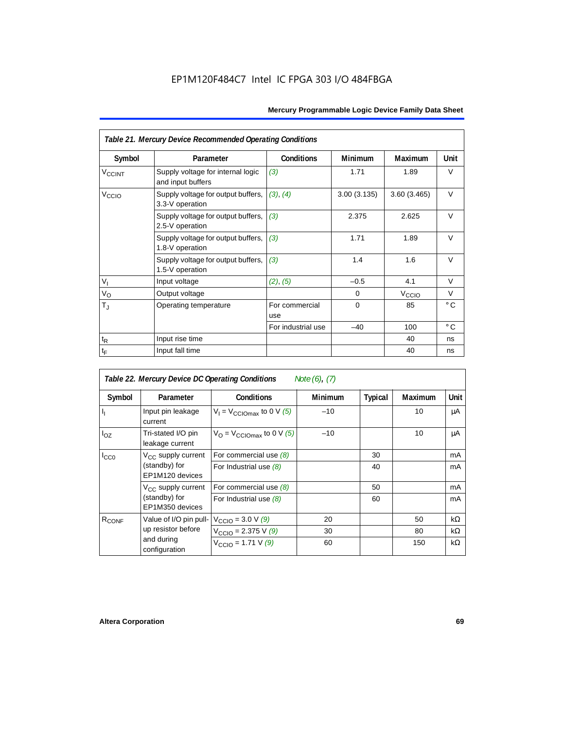EP1M120F484C7 Intel IC FPGA 303 I/O 484FBGA

| *Table 21. Mercury Device Recommended Operating Conditions* | | | | | |
|---|---|---|---|---|---|
| **Symbol** | **Parameter** | **Conditions** | **Minimum** | **Maximum** | **Unit** |
| $V_{CCINT}$ | Supply voltage for internal logic and input buffers | *(3)* | 1.71 | 1.89 | V |
| $V_{CCIO}$ | Supply voltage for output buffers, 3.3-V operation | *(3)*, *(4)* | 3.00 (3.135) | 3.60 (3.465) | V |
| | Supply voltage for output buffers, 2.5-V operation | *(3)* | 2.375 | 2.625 | V |
| | Supply voltage for output buffers, 1.8-V operation | *(3)* | 1.71 | 1.89 | V |
| | Supply voltage for output buffers, 1.5-V operation | *(3)* | 1.4 | 1.6 | V |
| $V_I$ | Input voltage | *(2)*, *(5)* | –0.5 | 4.1 | V |
| $V_O$ | Output voltage | | 0 | $V_{CCIO}$ | V |
| $T_J$ | Operating temperature | For commercial use | 0 | 85 | ° C |
| | | For industrial use | –40 | 100 | ° C |
| $t_R$ | Input rise time | | | 40 | ns |
| $t_F$ | Input fall time | | | 40 | ns |

| *Table 22. Mercury Device DC Operating Conditions* *Note (6), (7)* | | | | | | |
|---|---|---|---|---|---|---|
| **Symbol** | **Parameter** | **Conditions** | **Minimum** | **Typical** | **Maximum** | **Unit** |
| $I_I$ | Input pin leakage current | $V_I = V_{CCIOmax}$ to 0 V *(5)* | –10 | | 10 | μA |
| $I_{OZ}$ | Tri-stated I/O pin leakage current | $V_O = V_{CCIOmax}$ to 0 V *(5)* | –10 | | 10 | μA |
| $I_{CC0}$ | $V_{CC}$ supply current (standby) for EP1M120 devices | For commercial use *(8)* | | 30 | | mA |
| | | For Industrial use *(8)* | | 40 | | mA |
| | $V_{CC}$ supply current (standby) for EP1M350 devices | For commercial use *(8)* | | 50 | | mA |
| | | For Industrial use *(8)* | | 60 | | mA |
| $R_{CONF}$ | Value of I/O pin pull-up resistor before and during configuration | $V_{CCIO}$ = 3.0 V *(9)* | 20 | | 50 | kΩ |
| | | $V_{CCIO}$ = 2.375 V *(9)* | 30 | | 80 | kΩ |
| | | $V_{CCIO}$ = 1.71 V *(9)* | 60 | | 150 | kΩ |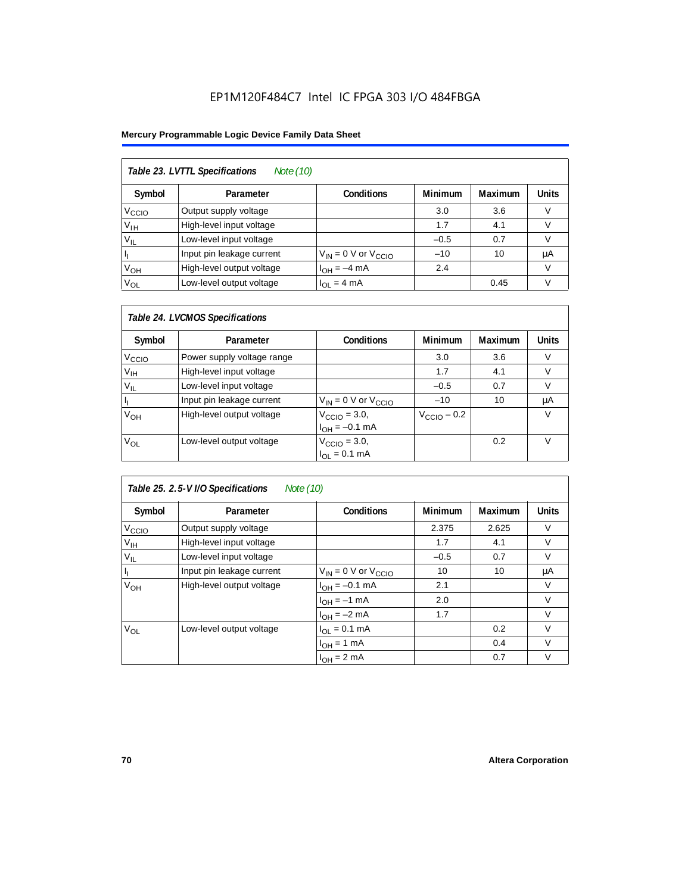**Table 23. LVTTL Specifications** *Note (10)*

| Symbol | Parameter | Conditions | Minimum | Maximum | Units |
|---|---|---|---|---|---|
| $V_{CCIO}$ | Output supply voltage | | 3.0 | 3.6 | V |
| $V_{IH}$ | High-level input voltage | | 1.7 | 4.1 | V |
| $V_{IL}$ | Low-level input voltage | | –0.5 | 0.7 | V |
| $I_I$ | Input pin leakage current | $V_{IN}$ = 0 V or $V_{CCIO}$ | –10 | 10 | µA |
| $V_{OH}$ | High-level output voltage | $I_{OH}$ = –4 mA | 2.4 | | V |
| $V_{OL}$ | Low-level output voltage | $I_{OL}$ = 4 mA | | 0.45 | V |

**Table 24. LVCMOS Specifications**

| Symbol | Parameter | Conditions | Minimum | Maximum | Units |
|---|---|---|---|---|---|
| $V_{CCIO}$ | Power supply voltage range | | 3.0 | 3.6 | V |
| $V_{IH}$ | High-level input voltage | | 1.7 | 4.1 | V |
| $V_{IL}$ | Low-level input voltage | | –0.5 | 0.7 | V |
| $I_I$ | Input pin leakage current | $V_{IN}$ = 0 V or $V_{CCIO}$ | –10 | 10 | µA |
| $V_{OH}$ | High-level output voltage | $V_{CCIO}$ = 3.0, $I_{OH}$ = –0.1 mA | $V_{CCIO}$ – 0.2 | | V |
| $V_{OL}$ | Low-level output voltage | $V_{CCIO}$ = 3.0, $I_{OL}$ = 0.1 mA | | 0.2 | V |

**Table 25. 2.5-V I/O Specifications** *Note (10)*

| Symbol | Parameter | Conditions | Minimum | Maximum | Units |
|---|---|---|---|---|---|
| $V_{CCIO}$ | Output supply voltage | | 2.375 | 2.625 | V |
| $V_{IH}$ | High-level input voltage | | 1.7 | 4.1 | V |
| $V_{IL}$ | Low-level input voltage | | –0.5 | 0.7 | V |
| $I_I$ | Input pin leakage current | $V_{IN}$ = 0 V or $V_{CCIO}$ | 10 | 10 | µA |
| $V_{OH}$ | High-level output voltage | $I_{OH}$ = –0.1 mA | 2.1 | | V |
| | | $I_{OH}$ = –1 mA | 2.0 | | V |
| | | $I_{OH}$ = –2 mA | 1.7 | | V |
| $V_{OL}$ | Low-level output voltage | $I_{OL}$ = 0.1 mA | | 0.2 | V |
| | | $I_{OH}$ = 1 mA | | 0.4 | V |
| | | $I_{OH}$ = 2 mA | | 0.7 | V |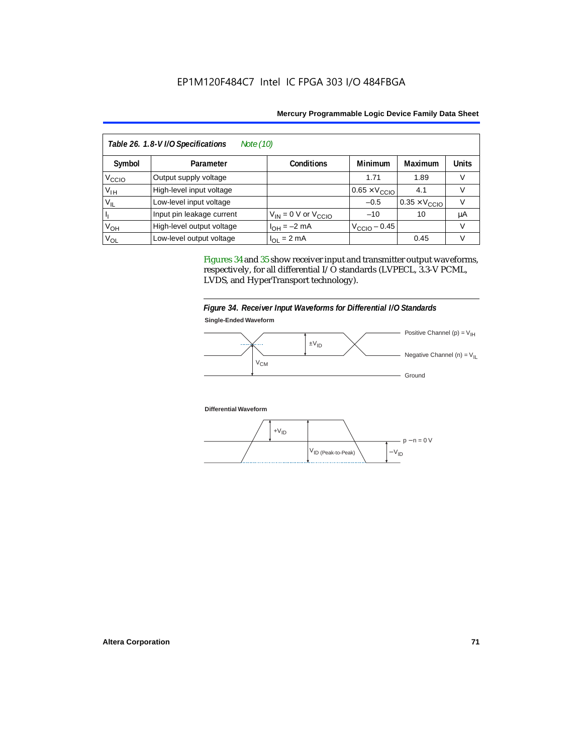| Symbol | Parameter | Conditions | Minimum | Maximum | Units |
|---|---|---|---|---|---|
| $V_{CCIO}$ | Output supply voltage | | 1.71 | 1.89 | V |
| $V_{IH}$ | High-level input voltage | | $0.65 \times V_{CCIO}$ | 4.1 | V |
| $V_{IL}$ | Low-level input voltage | | –0.5 | $0.35 \times V_{CCIO}$ | V |
| $I_I$ | Input pin leakage current | $V_{IN}$ = 0 V or $V_{CCIO}$ | –10 | 10 | µA |
| $V_{OH}$ | High-level output voltage | $I_{OH}$ = –2 mA | $V_{CCIO}$ – 0.45 | | V |
| $V_{OL}$ | Low-level output voltage | $I_{OL}$ = 2 mA | | 0.45 | V |

*Table 26. 1.8-V I/O Specifications* *Note (10)*

Figures 34 and 35 show receiver input and transmitter output waveforms, respectively, for all differential I/O standards (LVPECL, 3.3-V PCML, LVDS, and HyperTransport technology).

*Figure 34. Receiver Input Waveforms for Differential I/O Standards*

**Single-Ended Waveform**

Positive Channel (p) = $V_{IH}$

$\pm V_{ID}$

$V_{CM}$

Negative Channel (n) = $V_{IL}$

Ground

**Differential Waveform**

$+V_{ID}$

$V_{ID\ (Peak\text{-}to\text{-}Peak)}$

p – n = 0 V

$-V_{ID}$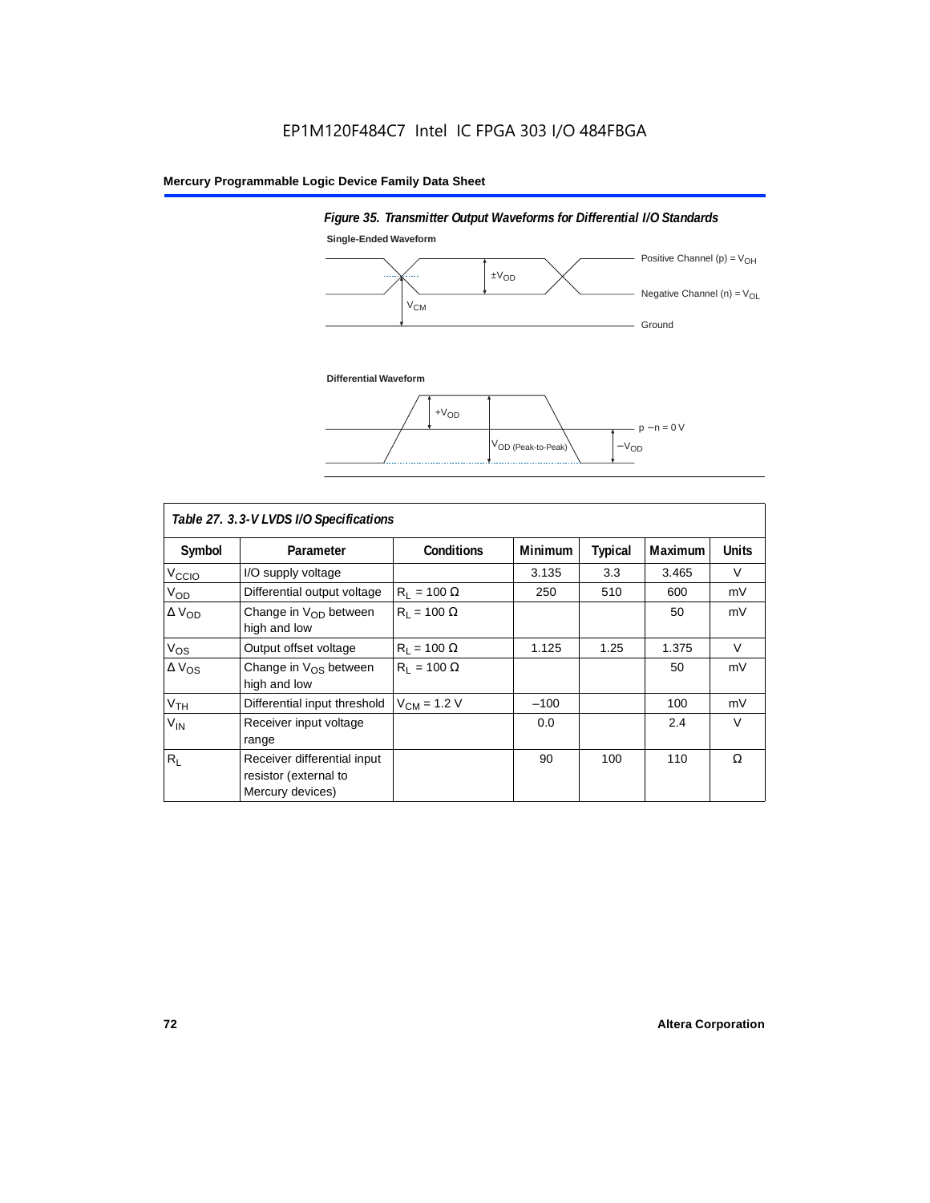*Figure 35. Transmitter Output Waveforms for Differential I/O Standards*

**Single-Ended Waveform**

Positive Channel (p) = $V_{OH}$

$\pm V_{OD}$

Negative Channel (n) = $V_{OL}$

$V_{CM}$

Ground

**Differential Waveform**

$+V_{OD}$

p − n = 0 V

$V_{OD\ (Peak\text{-}to\text{-}Peak)}$

$-V_{OD}$

| *Table 27. 3.3-V LVDS I/O Specifications* | | | | | | |
|---|---|---|---|---|---|---|
| **Symbol** | **Parameter** | **Conditions** | **Minimum** | **Typical** | **Maximum** | **Units** |
| $V_{CCIO}$ | I/O supply voltage | | 3.135 | 3.3 | 3.465 | V |
| $V_{OD}$ | Differential output voltage | $R_L$ = 100 Ω | 250 | 510 | 600 | mV |
| Δ $V_{OD}$ | Change in $V_{OD}$ between high and low | $R_L$ = 100 Ω | | | 50 | mV |
| $V_{OS}$ | Output offset voltage | $R_L$ = 100 Ω | 1.125 | 1.25 | 1.375 | V |
| Δ $V_{OS}$ | Change in $V_{OS}$ between high and low | $R_L$ = 100 Ω | | | 50 | mV |
| $V_{TH}$ | Differential input threshold | $V_{CM}$ = 1.2 V | –100 | | 100 | mV |
| $V_{IN}$ | Receiver input voltage range | | 0.0 | | 2.4 | V |
| $R_L$ | Receiver differential input resistor (external to Mercury devices) | | 90 | 100 | 110 | Ω |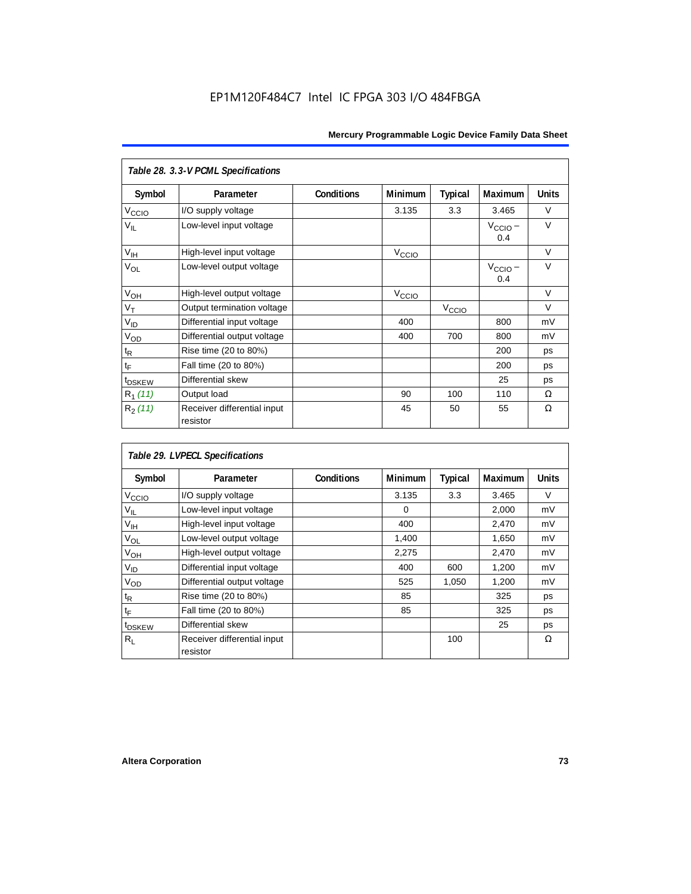EP1M120F484C7 Intel IC FPGA 303 I/O 484FBGA

| *Table 28. 3.3-V PCML Specifications* | | | | | | |
|---|---|---|---|---|---|---|
| **Symbol** | **Parameter** | **Conditions** | **Minimum** | **Typical** | **Maximum** | **Units** |
| $V_{CCIO}$ | I/O supply voltage | | 3.135 | 3.3 | 3.465 | V |
| $V_{IL}$ | Low-level input voltage | | | | $V_{CCIO}$ – 0.4 | V |
| $V_{IH}$ | High-level input voltage | | $V_{CCIO}$ | | | V |
| $V_{OL}$ | Low-level output voltage | | | | $V_{CCIO}$ – 0.4 | V |
| $V_{OH}$ | High-level output voltage | | $V_{CCIO}$ | | | V |
| $V_T$ | Output termination voltage | | | $V_{CCIO}$ | | V |
| $V_{ID}$ | Differential input voltage | | 400 | | 800 | mV |
| $V_{OD}$ | Differential output voltage | | 400 | 700 | 800 | mV |
| $t_R$ | Rise time (20 to 80%) | | | | 200 | ps |
| $t_F$ | Fall time (20 to 80%) | | | | 200 | ps |
| $t_{DSKEW}$ | Differential skew | | | | 25 | ps |
| $R_1$ *(11)* | Output load | | 90 | 100 | 110 | Ω |
| $R_2$ *(11)* | Receiver differential input resistor | | 45 | 50 | 55 | Ω |

| *Table 29. LVPECL Specifications* | | | | | | |
|---|---|---|---|---|---|---|
| **Symbol** | **Parameter** | **Conditions** | **Minimum** | **Typical** | **Maximum** | **Units** |
| $V_{CCIO}$ | I/O supply voltage | | 3.135 | 3.3 | 3.465 | V |
| $V_{IL}$ | Low-level input voltage | | 0 | | 2,000 | mV |
| $V_{IH}$ | High-level input voltage | | 400 | | 2,470 | mV |
| $V_{OL}$ | Low-level output voltage | | 1,400 | | 1,650 | mV |
| $V_{OH}$ | High-level output voltage | | 2,275 | | 2,470 | mV |
| $V_{ID}$ | Differential input voltage | | 400 | 600 | 1,200 | mV |
| $V_{OD}$ | Differential output voltage | | 525 | 1,050 | 1,200 | mV |
| $t_R$ | Rise time (20 to 80%) | | 85 | | 325 | ps |
| $t_F$ | Fall time (20 to 80%) | | 85 | | 325 | ps |
| $t_{DSKEW}$ | Differential skew | | | | 25 | ps |
| $R_L$ | Receiver differential input resistor | | | 100 | | Ω |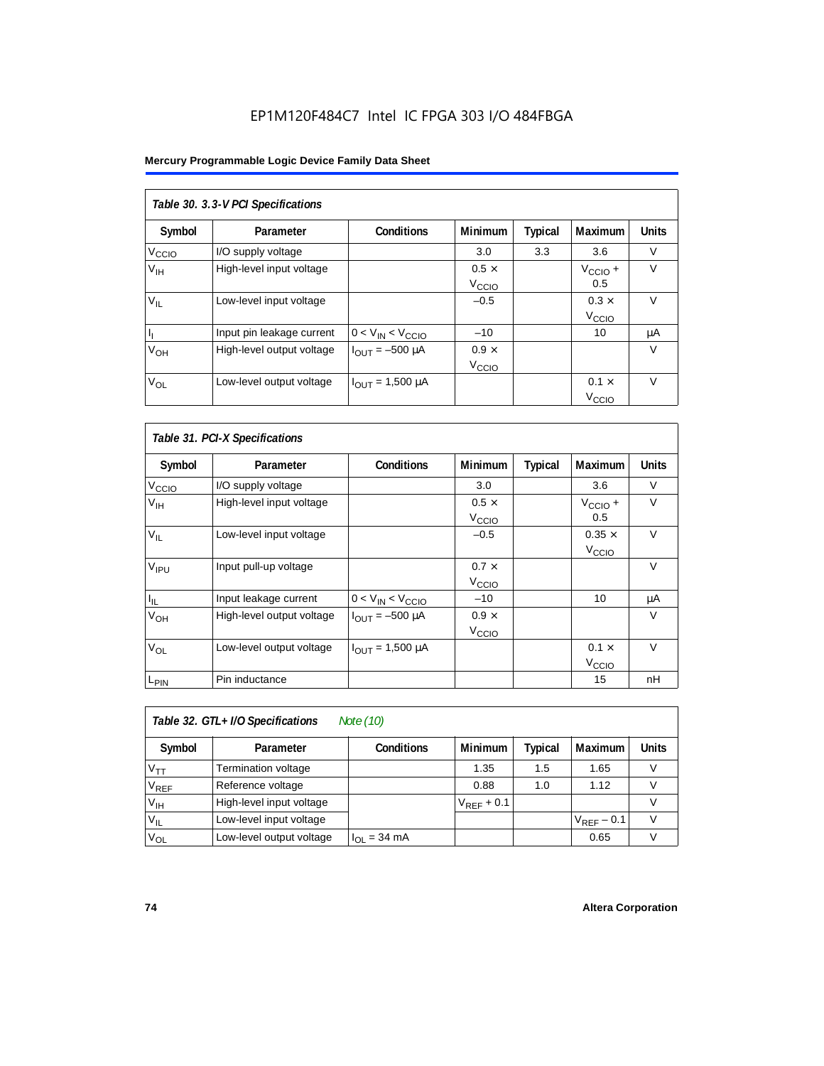| Table 30. 3.3-V PCI Specifications | | | | | | |
|---|---|---|---|---|---|---|
| Symbol | Parameter | Conditions | Minimum | Typical | Maximum | Units |
| $V_{CCIO}$ | I/O supply voltage | | 3.0 | 3.3 | 3.6 | V |
| $V_{IH}$ | High-level input voltage | | 0.5 × $V_{CCIO}$ | | $V_{CCIO}$ + 0.5 | V |
| $V_{IL}$ | Low-level input voltage | | –0.5 | | 0.3 × $V_{CCIO}$ | V |
| $I_I$ | Input pin leakage current | $0 < V_{IN} < V_{CCIO}$ | –10 | | 10 | μA |
| $V_{OH}$ | High-level output voltage | $I_{OUT}$ = –500 μA | 0.9 × $V_{CCIO}$ | | | V |
| $V_{OL}$ | Low-level output voltage | $I_{OUT}$ = 1,500 μA | | | 0.1 × $V_{CCIO}$ | V |

| Table 31. PCI-X Specifications | | | | | | |
|---|---|---|---|---|---|---|
| Symbol | Parameter | Conditions | Minimum | Typical | Maximum | Units |
| $V_{CCIO}$ | I/O supply voltage | | 3.0 | | 3.6 | V |
| $V_{IH}$ | High-level input voltage | | 0.5 × $V_{CCIO}$ | | $V_{CCIO}$ + 0.5 | V |
| $V_{IL}$ | Low-level input voltage | | –0.5 | | 0.35 × $V_{CCIO}$ | V |
| $V_{IPU}$ | Input pull-up voltage | | 0.7 × $V_{CCIO}$ | | | V |
| $I_{IL}$ | Input leakage current | $0 < V_{IN} < V_{CCIO}$ | –10 | | 10 | μA |
| $V_{OH}$ | High-level output voltage | $I_{OUT}$ = –500 μA | 0.9 × $V_{CCIO}$ | | | V |
| $V_{OL}$ | Low-level output voltage | $I_{OUT}$ = 1,500 μA | | | 0.1 × $V_{CCIO}$ | V |
| $L_{PIN}$ | Pin inductance | | | | 15 | nH |

| Table 32. GTL+ I/O Specifications *Note (10)* | | | | | | |
|---|---|---|---|---|---|---|
| Symbol | Parameter | Conditions | Minimum | Typical | Maximum | Units |
| $V_{TT}$ | Termination voltage | | 1.35 | 1.5 | 1.65 | V |
| $V_{REF}$ | Reference voltage | | 0.88 | 1.0 | 1.12 | V |
| $V_{IH}$ | High-level input voltage | | $V_{REF}$ + 0.1 | | | V |
| $V_{IL}$ | Low-level input voltage | | | | $V_{REF}$ – 0.1 | V |
| $V_{OL}$ | Low-level output voltage | $I_{OL}$ = 34 mA | | | 0.65 | V |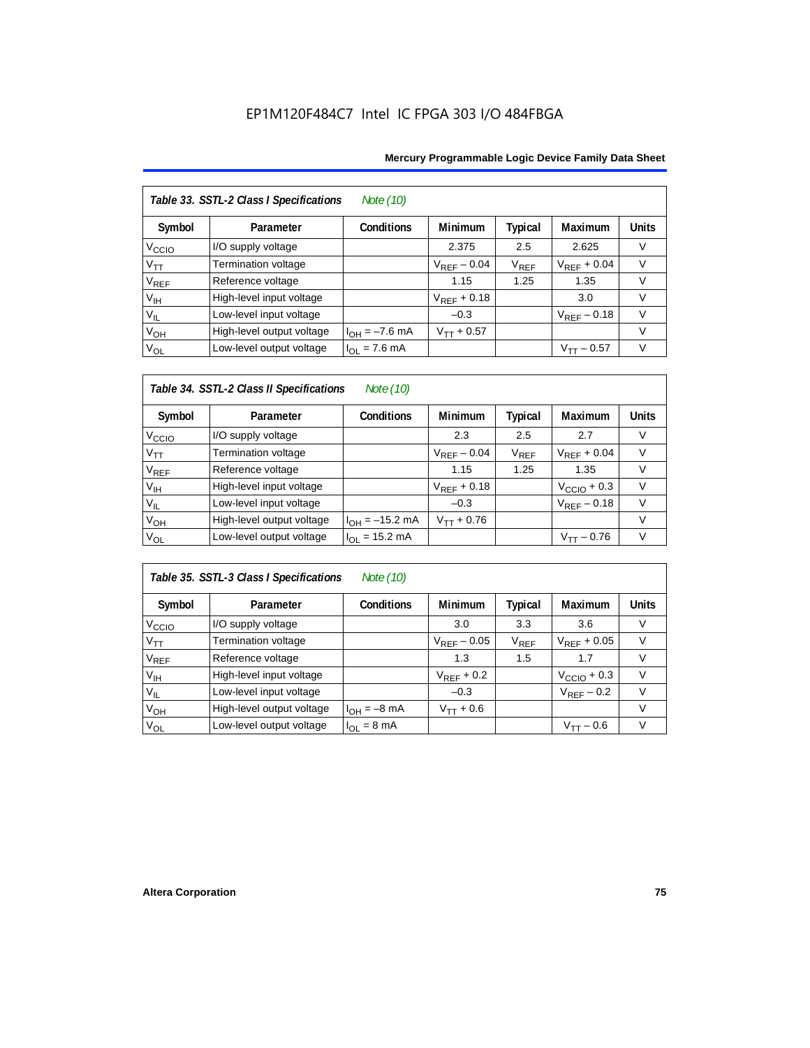**Table 33. SSTL-2 Class I Specifications** *Note (10)*

| Symbol | Parameter | Conditions | Minimum | Typical | Maximum | Units |
|---|---|---|---|---|---|---|
| $V_{CCIO}$ | I/O supply voltage | | 2.375 | 2.5 | 2.625 | V |
| $V_{TT}$ | Termination voltage | | $V_{REF} - 0.04$ | $V_{REF}$ | $V_{REF} + 0.04$ | V |
| $V_{REF}$ | Reference voltage | | 1.15 | 1.25 | 1.35 | V |
| $V_{IH}$ | High-level input voltage | | $V_{REF} + 0.18$ | | 3.0 | V |
| $V_{IL}$ | Low-level input voltage | | –0.3 | | $V_{REF} - 0.18$ | V |
| $V_{OH}$ | High-level output voltage | $I_{OH} = -7.6$ mA | $V_{TT} + 0.57$ | | | V |
| $V_{OL}$ | Low-level output voltage | $I_{OL} = 7.6$ mA | | | $V_{TT} - 0.57$ | V |

**Table 34. SSTL-2 Class II Specifications** *Note (10)*

| Symbol | Parameter | Conditions | Minimum | Typical | Maximum | Units |
|---|---|---|---|---|---|---|
| $V_{CCIO}$ | I/O supply voltage | | 2.3 | 2.5 | 2.7 | V |
| $V_{TT}$ | Termination voltage | | $V_{REF} - 0.04$ | $V_{REF}$ | $V_{REF} + 0.04$ | V |
| $V_{REF}$ | Reference voltage | | 1.15 | 1.25 | 1.35 | V |
| $V_{IH}$ | High-level input voltage | | $V_{REF} + 0.18$ | | $V_{CCIO} + 0.3$ | V |
| $V_{IL}$ | Low-level input voltage | | –0.3 | | $V_{REF} - 0.18$ | V |
| $V_{OH}$ | High-level output voltage | $I_{OH} = -15.2$ mA | $V_{TT} + 0.76$ | | | V |
| $V_{OL}$ | Low-level output voltage | $I_{OL} = 15.2$ mA | | | $V_{TT} - 0.76$ | V |

**Table 35. SSTL-3 Class I Specifications** *Note (10)*

| Symbol | Parameter | Conditions | Minimum | Typical | Maximum | Units |
|---|---|---|---|---|---|---|
| $V_{CCIO}$ | I/O supply voltage | | 3.0 | 3.3 | 3.6 | V |
| $V_{TT}$ | Termination voltage | | $V_{REF} - 0.05$ | $V_{REF}$ | $V_{REF} + 0.05$ | V |
| $V_{REF}$ | Reference voltage | | 1.3 | 1.5 | 1.7 | V |
| $V_{IH}$ | High-level input voltage | | $V_{REF} + 0.2$ | | $V_{CCIO} + 0.3$ | V |
| $V_{IL}$ | Low-level input voltage | | –0.3 | | $V_{REF} - 0.2$ | V |
| $V_{OH}$ | High-level output voltage | $I_{OH} = -8$ mA | $V_{TT} + 0.6$ | | | V |
| $V_{OL}$ | Low-level output voltage | $I_{OL} = 8$ mA | | | $V_{TT} - 0.6$ | V |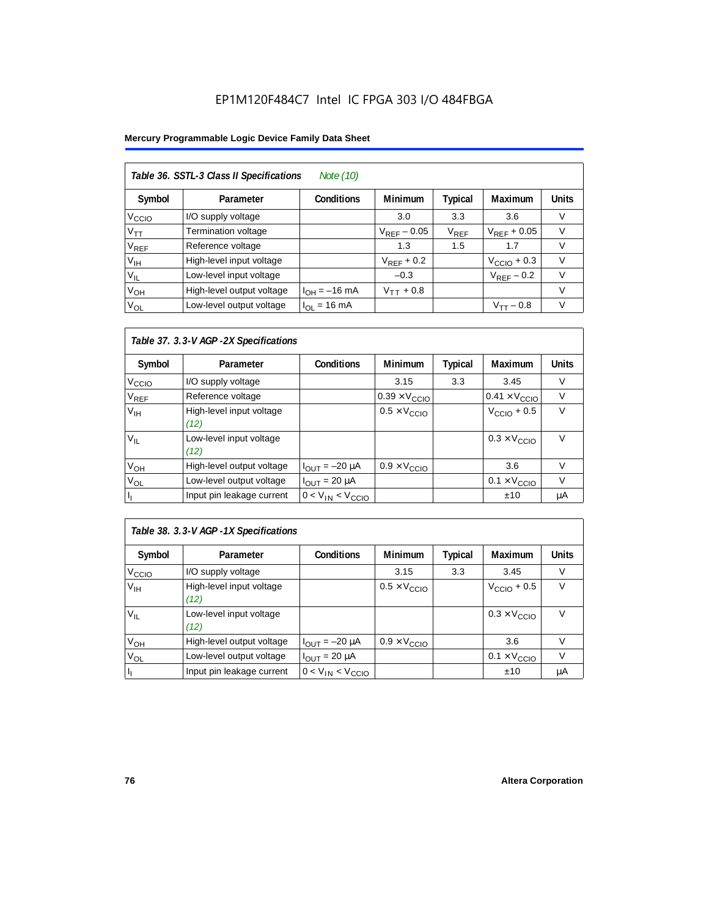### Table 36. SSTL-3 Class II Specifications *Note (10)*

| Symbol | Parameter | Conditions | Minimum | Typical | Maximum | Units |
|---|---|---|---|---|---|---|
| $V_{CCIO}$ | I/O supply voltage | | 3.0 | 3.3 | 3.6 | V |
| $V_{TT}$ | Termination voltage | | $V_{REF} - 0.05$ | $V_{REF}$ | $V_{REF} + 0.05$ | V |
| $V_{REF}$ | Reference voltage | | 1.3 | 1.5 | 1.7 | V |
| $V_{IH}$ | High-level input voltage | | $V_{REF} + 0.2$ | | $V_{CCIO} + 0.3$ | V |
| $V_{IL}$ | Low-level input voltage | | –0.3 | | $V_{REF} - 0.2$ | V |
| $V_{OH}$ | High-level output voltage | $I_{OH} = -16$ mA | $V_{TT} + 0.8$ | | | V |
| $V_{OL}$ | Low-level output voltage | $I_{OL} = 16$ mA | | | $V_{TT} - 0.8$ | V |

### Table 37. 3.3-V AGP -2X Specifications

| Symbol | Parameter | Conditions | Minimum | Typical | Maximum | Units |
|---|---|---|---|---|---|---|
| $V_{CCIO}$ | I/O supply voltage | | 3.15 | 3.3 | 3.45 | V |
| $V_{REF}$ | Reference voltage | | $0.39 \times V_{CCIO}$ | | $0.41 \times V_{CCIO}$ | V |
| $V_{IH}$ | High-level input voltage *(12)* | | $0.5 \times V_{CCIO}$ | | $V_{CCIO} + 0.5$ | V |
| $V_{IL}$ | Low-level input voltage *(12)* | | | | $0.3 \times V_{CCIO}$ | V |
| $V_{OH}$ | High-level output voltage | $I_{OUT} = -20$ µA | $0.9 \times V_{CCIO}$ | | 3.6 | V |
| $V_{OL}$ | Low-level output voltage | $I_{OUT} = 20$ µA | | | $0.1 \times V_{CCIO}$ | V |
| $I_I$ | Input pin leakage current | $0 < V_{IN} < V_{CCIO}$ | | | ±10 | µA |

### Table 38. 3.3-V AGP -1X Specifications

| Symbol | Parameter | Conditions | Minimum | Typical | Maximum | Units |
|---|---|---|---|---|---|---|
| $V_{CCIO}$ | I/O supply voltage | | 3.15 | 3.3 | 3.45 | V |
| $V_{IH}$ | High-level input voltage *(12)* | | $0.5 \times V_{CCIO}$ | | $V_{CCIO} + 0.5$ | V |
| $V_{IL}$ | Low-level input voltage *(12)* | | | | $0.3 \times V_{CCIO}$ | V |
| $V_{OH}$ | High-level output voltage | $I_{OUT} = -20$ µA | $0.9 \times V_{CCIO}$ | | 3.6 | V |
| $V_{OL}$ | Low-level output voltage | $I_{OUT} = 20$ µA | | | $0.1 \times V_{CCIO}$ | V |
| $I_I$ | Input pin leakage current | $0 < V_{IN} < V_{CCIO}$ | | | ±10 | µA |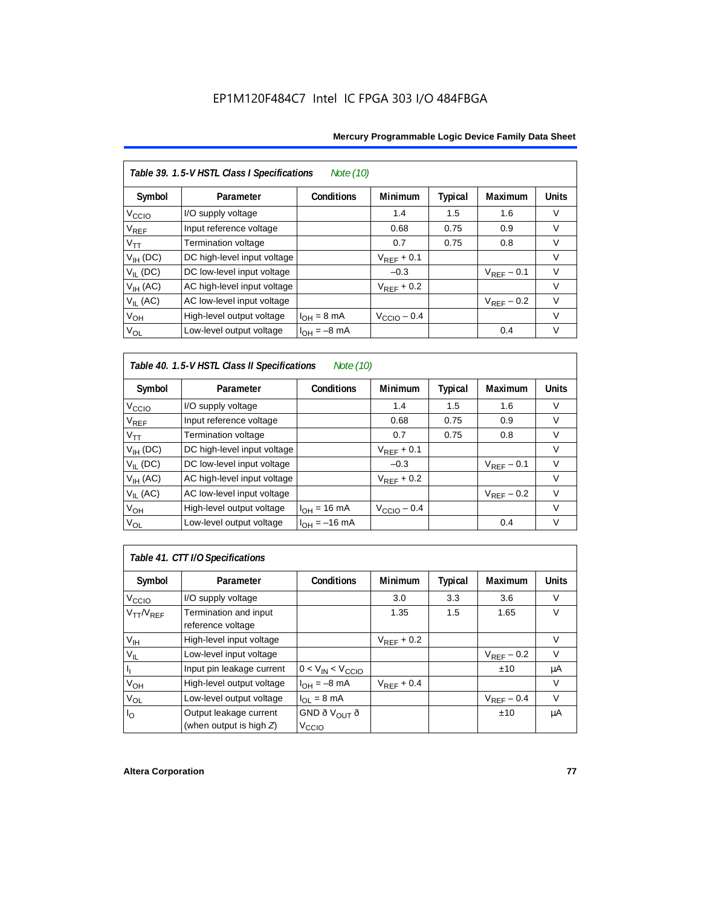| Table 39. 1.5-V HSTL Class I Specifications *Note (10)* | | | | | | |
|---|---|---|---|---|---|---|
| Symbol | Parameter | Conditions | Minimum | Typical | Maximum | Units |
| $V_{CCIO}$ | I/O supply voltage | | 1.4 | 1.5 | 1.6 | V |
| $V_{REF}$ | Input reference voltage | | 0.68 | 0.75 | 0.9 | V |
| $V_{TT}$ | Termination voltage | | 0.7 | 0.75 | 0.8 | V |
| $V_{IH}$ (DC) | DC high-level input voltage | | $V_{REF}$ + 0.1 | | | V |
| $V_{IL}$ (DC) | DC low-level input voltage | | –0.3 | | $V_{REF}$ – 0.1 | V |
| $V_{IH}$ (AC) | AC high-level input voltage | | $V_{REF}$ + 0.2 | | | V |
| $V_{IL}$ (AC) | AC low-level input voltage | | | | $V_{REF}$ – 0.2 | V |
| $V_{OH}$ | High-level output voltage | $I_{OH}$ = 8 mA | $V_{CCIO}$ – 0.4 | | | V |
| $V_{OL}$ | Low-level output voltage | $I_{OH}$ = –8 mA | | | 0.4 | V |

| Table 40. 1.5-V HSTL Class II Specifications *Note (10)* | | | | | | |
|---|---|---|---|---|---|---|
| Symbol | Parameter | Conditions | Minimum | Typical | Maximum | Units |
| $V_{CCIO}$ | I/O supply voltage | | 1.4 | 1.5 | 1.6 | V |
| $V_{REF}$ | Input reference voltage | | 0.68 | 0.75 | 0.9 | V |
| $V_{TT}$ | Termination voltage | | 0.7 | 0.75 | 0.8 | V |
| $V_{IH}$ (DC) | DC high-level input voltage | | $V_{REF}$ + 0.1 | | | V |
| $V_{IL}$ (DC) | DC low-level input voltage | | –0.3 | | $V_{REF}$ – 0.1 | V |
| $V_{IH}$ (AC) | AC high-level input voltage | | $V_{REF}$ + 0.2 | | | V |
| $V_{IL}$ (AC) | AC low-level input voltage | | | | $V_{REF}$ – 0.2 | V |
| $V_{OH}$ | High-level output voltage | $I_{OH}$ = 16 mA | $V_{CCIO}$ – 0.4 | | | V |
| $V_{OL}$ | Low-level output voltage | $I_{OH}$ = –16 mA | | | 0.4 | V |

| Table 41. CTT I/O Specifications | | | | | | |
|---|---|---|---|---|---|---|
| Symbol | Parameter | Conditions | Minimum | Typical | Maximum | Units |
| $V_{CCIO}$ | I/O supply voltage | | 3.0 | 3.3 | 3.6 | V |
| $V_{TT}/V_{REF}$ | Termination and input reference voltage | | 1.35 | 1.5 | 1.65 | V |
| $V_{IH}$ | High-level input voltage | | $V_{REF}$ + 0.2 | | | V |
| $V_{IL}$ | Low-level input voltage | | | | $V_{REF}$ – 0.2 | V |
| $I_I$ | Input pin leakage current | $0 < V_{IN} < V_{CCIO}$ | | | ±10 | µA |
| $V_{OH}$ | High-level output voltage | $I_{OH}$ = –8 mA | $V_{REF}$ + 0.4 | | | V |
| $V_{OL}$ | Low-level output voltage | $I_{OL}$ = 8 mA | | | $V_{REF}$ – 0.4 | V |
| $I_O$ | Output leakage current (when output is high *Z*) | GND ð $V_{OUT}$ ð $V_{CCIO}$ | | | ±10 | µA |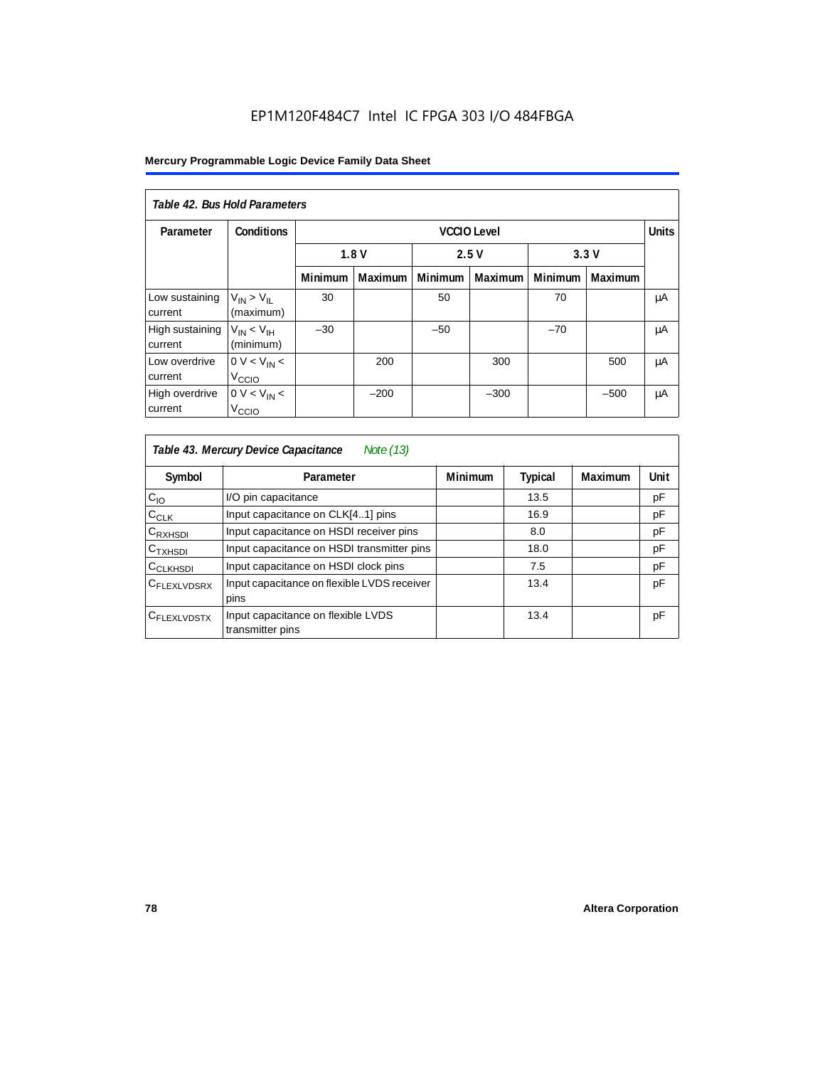**Table 42. Bus Hold Parameters**

| Parameter | Conditions | VCCIO Level | | | | | | Units |
|---|---|---|---|---|---|---|---|---|
| | | 1.8 V | | 2.5 V | | 3.3 V | | |
| | | Minimum | Maximum | Minimum | Maximum | Minimum | Maximum | |
| Low sustaining current | $V_{IN} > V_{IL}$ (maximum) | 30 | | 50 | | 70 | | µA |
| High sustaining current | $V_{IN} < V_{IH}$ (minimum) | –30 | | –50 | | –70 | | µA |
| Low overdrive current | $0 V < V_{IN} < V_{CCIO}$ | | 200 | | 300 | | 500 | µA |
| High overdrive current | $0 V < V_{IN} < V_{CCIO}$ | | –200 | | –300 | | –500 | µA |

**Table 43. Mercury Device Capacitance** *Note (13)*

| Symbol | Parameter | Minimum | Typical | Maximum | Unit |
|---|---|---|---|---|---|
| $C_{IO}$ | I/O pin capacitance | | 13.5 | | pF |
| $C_{CLK}$ | Input capacitance on CLK[4..1] pins | | 16.9 | | pF |
| $C_{RXHSDI}$ | Input capacitance on HSDI receiver pins | | 8.0 | | pF |
| $C_{TXHSDI}$ | Input capacitance on HSDI transmitter pins | | 18.0 | | pF |
| $C_{CLKHSDI}$ | Input capacitance on HSDI clock pins | | 7.5 | | pF |
| $C_{FLEXLVDSRX}$ | Input capacitance on flexible LVDS receiver pins | | 13.4 | | pF |
| $C_{FLEXLVDSTX}$ | Input capacitance on flexible LVDS transmitter pins | | 13.4 | | pF |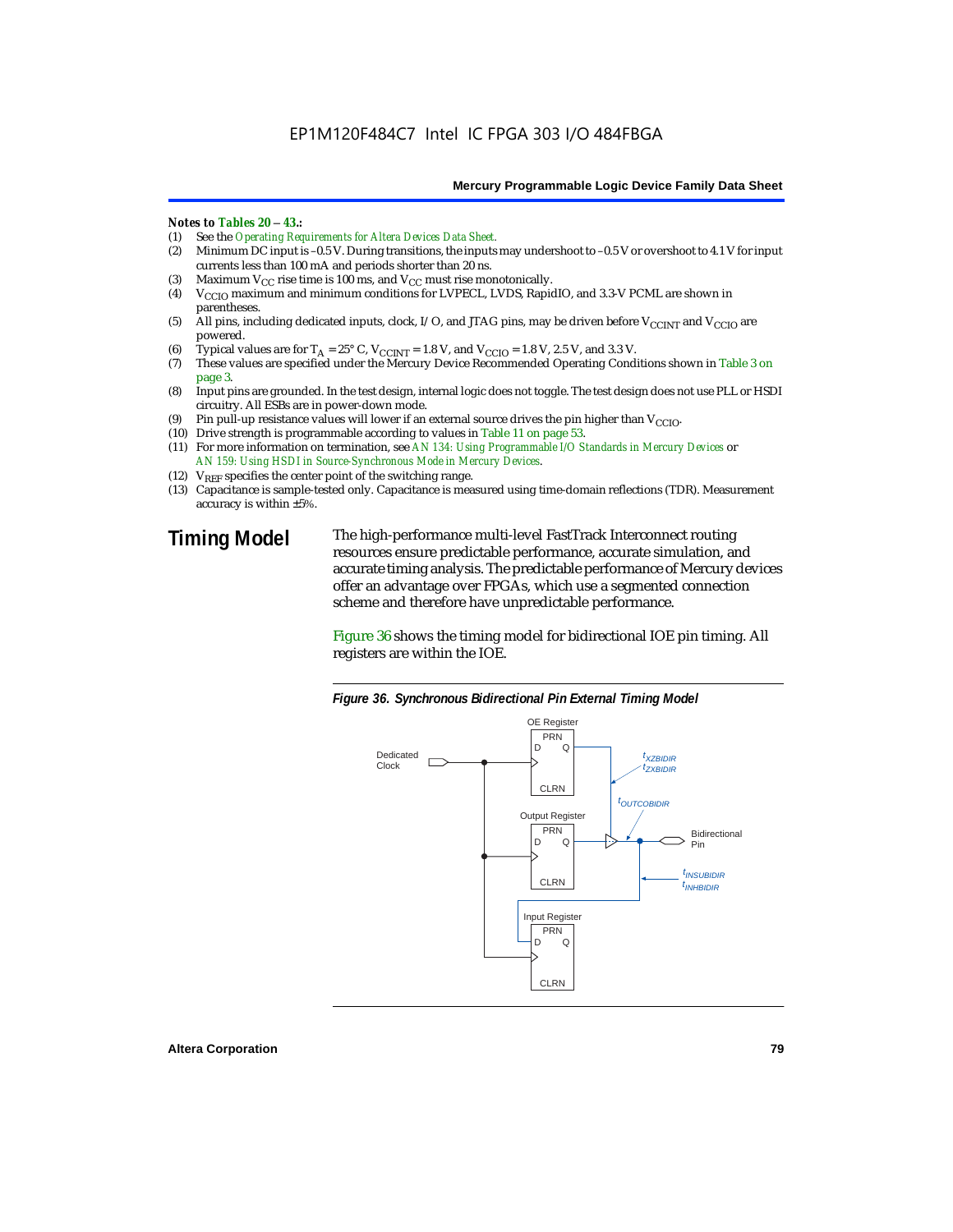***Notes to Tables 20 – 43.:***

1. See the *Operating Requirements for Altera Devices Data Sheet*.
2. Minimum DC input is –0.5 V. During transitions, the inputs may undershoot to –0.5 V or overshoot to 4.1 V for input currents less than 100 mA and periods shorter than 20 ns.
3. Maximum $V_{CC}$ rise time is 100 ms, and $V_{CC}$ must rise monotonically.
4. $V_{CCIO}$ maximum and minimum conditions for LVPECL, LVDS, RapidIO, and 3.3-V PCML are shown in parentheses.
5. All pins, including dedicated inputs, clock, I/O, and JTAG pins, may be driven before $V_{CCINT}$ and $V_{CCIO}$ are powered.
6. Typical values are for $T_A$ = 25° C, $V_{CCINT}$ = 1.8 V, and $V_{CCIO}$ = 1.8 V, 2.5 V, and 3.3 V.
7. These values are specified under the Mercury Device Recommended Operating Conditions shown in Table 3 on page 3.
8. Input pins are grounded. In the test design, internal logic does not toggle. The test design does not use PLL or HSDI circuitry. All ESBs are in power-down mode.
9. Pin pull-up resistance values will lower if an external source drives the pin higher than $V_{CCIO}$.
10. Drive strength is programmable according to values in Table 11 on page 53.
11. For more information on termination, see *AN 134: Using Programmable I/O Standards in Mercury Devices* or *AN 159: Using HSDI in Source-Synchronous Mode in Mercury Devices*.
12. $V_{REF}$ specifies the center point of the switching range.
13. Capacitance is sample-tested only. Capacitance is measured using time-domain reflections (TDR). Measurement accuracy is within ±5%.

## Timing Model

The high-performance multi-level FastTrack Interconnect routing resources ensure predictable performance, accurate simulation, and accurate timing analysis. The predictable performance of Mercury devices offer an advantage over FPGAs, which use a segmented connection scheme and therefore have unpredictable performance.

Figure 36 shows the timing model for bidirectional IOE pin timing. All registers are within the IOE.

*Figure 36. Synchronous Bidirectional Pin External Timing Model*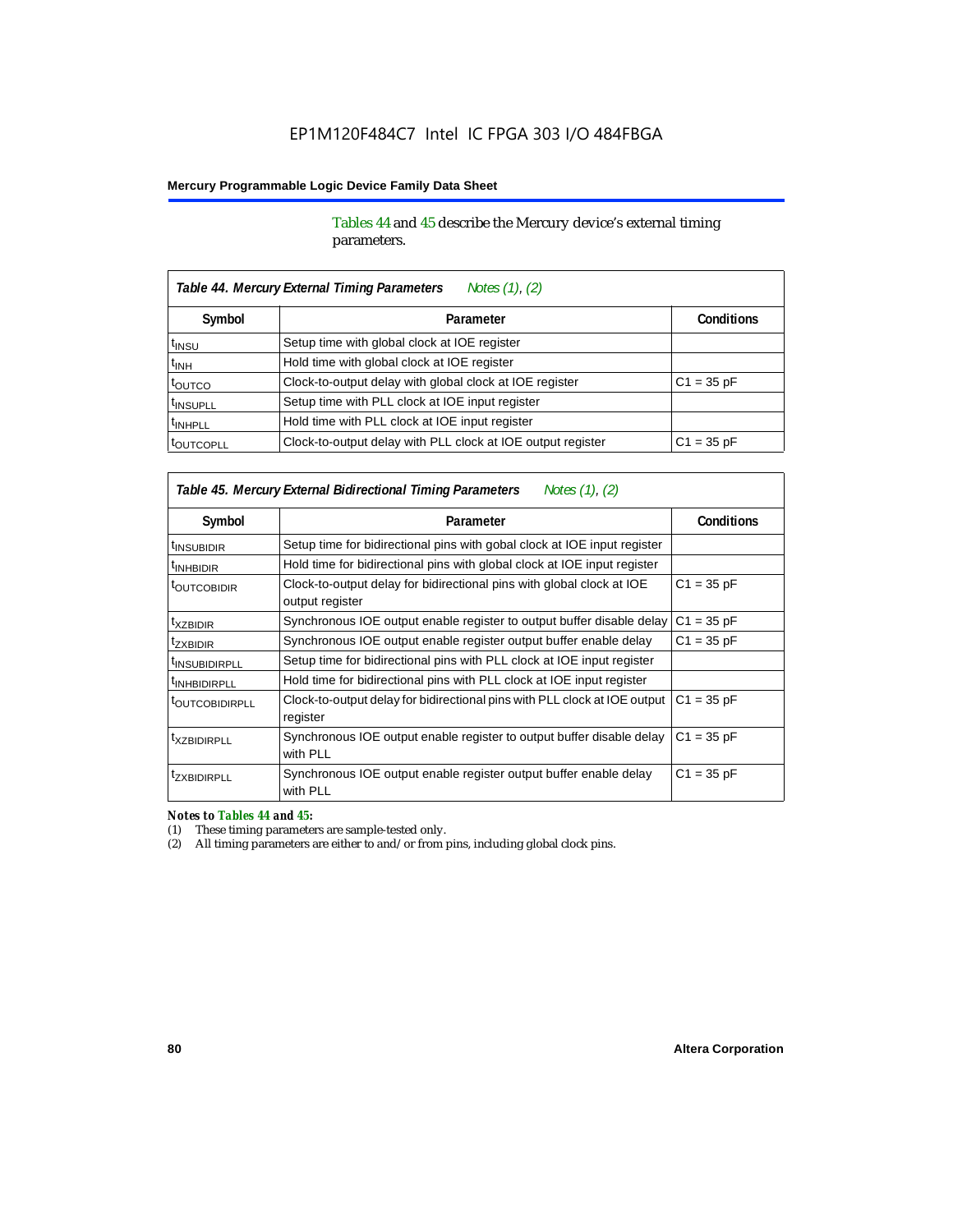Tables 44 and 45 describe the Mercury device's external timing parameters.

| *Table 44. Mercury External Timing Parameters* *Notes (1), (2)* | | |
|---|---|---|
| **Symbol** | **Parameter** | **Conditions** |
| $t_{INSU}$ | Setup time with global clock at IOE register | |
| $t_{INH}$ | Hold time with global clock at IOE register | |
| $t_{OUTCO}$ | Clock-to-output delay with global clock at IOE register | C1 = 35 pF |
| $t_{INSUPLL}$ | Setup time with PLL clock at IOE input register | |
| $t_{INHPLL}$ | Hold time with PLL clock at IOE input register | |
| $t_{OUTCOPLL}$ | Clock-to-output delay with PLL clock at IOE output register | C1 = 35 pF |

| *Table 45. Mercury External Bidirectional Timing Parameters* *Notes (1), (2)* | | |
|---|---|---|
| **Symbol** | **Parameter** | **Conditions** |
| $t_{INSUBIDIR}$ | Setup time for bidirectional pins with gobal clock at IOE input register | |
| $t_{INHBIDIR}$ | Hold time for bidirectional pins with global clock at IOE input register | |
| $t_{OUTCOBIDIR}$ | Clock-to-output delay for bidirectional pins with global clock at IOE output register | C1 = 35 pF |
| $t_{XZBIDIR}$ | Synchronous IOE output enable register to output buffer disable delay | C1 = 35 pF |
| $t_{ZXBIDIR}$ | Synchronous IOE output enable register output buffer enable delay | C1 = 35 pF |
| $t_{INSUBIDIRPLL}$ | Setup time for bidirectional pins with PLL clock at IOE input register | |
| $t_{INHBIDIRPLL}$ | Hold time for bidirectional pins with PLL clock at IOE input register | |
| $t_{OUTCOBIDIRPLL}$ | Clock-to-output delay for bidirectional pins with PLL clock at IOE output register | C1 = 35 pF |
| $t_{XZBIDIRPLL}$ | Synchronous IOE output enable register to output buffer disable delay with PLL | C1 = 35 pF |
| $t_{ZXBIDIRPLL}$ | Synchronous IOE output enable register output buffer enable delay with PLL | C1 = 35 pF |

***Notes to Tables 44 and 45:***

(1) These timing parameters are sample-tested only.

(2) All timing parameters are either to and/or from pins, including global clock pins.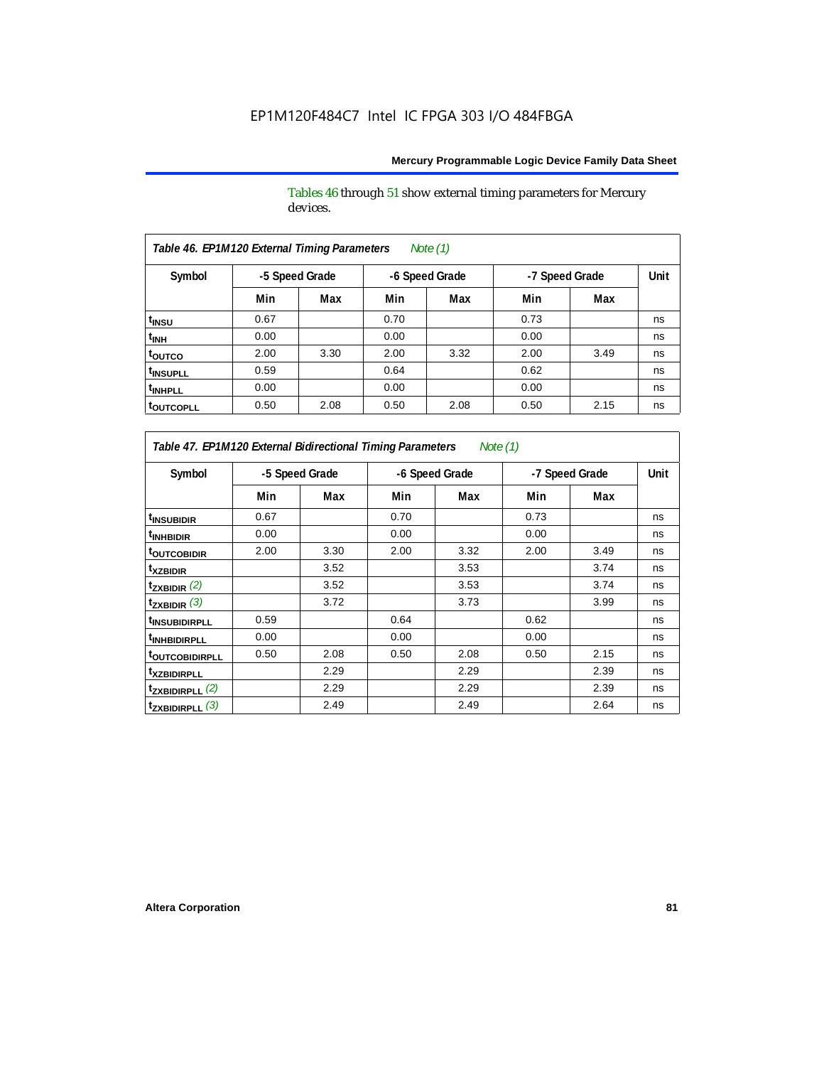Tables 46 through 51 show external timing parameters for Mercury devices.

| *Table 46. EP1M120 External Timing Parameters* *Note (1)* | | | | | | | |
|---|---|---|---|---|---|---|---|
| Symbol | -5 Speed Grade | | -6 Speed Grade | | -7 Speed Grade | | Unit |
| | Min | Max | Min | Max | Min | Max | |
| $t_{INSU}$ | 0.67 | | 0.70 | | 0.73 | | ns |
| $t_{INH}$ | 0.00 | | 0.00 | | 0.00 | | ns |
| $t_{OUTCO}$ | 2.00 | 3.30 | 2.00 | 3.32 | 2.00 | 3.49 | ns |
| $t_{INSUPLL}$ | 0.59 | | 0.64 | | 0.62 | | ns |
| $t_{INHPLL}$ | 0.00 | | 0.00 | | 0.00 | | ns |
| $t_{OUTCOPLL}$ | 0.50 | 2.08 | 0.50 | 2.08 | 0.50 | 2.15 | ns |

| *Table 47. EP1M120 External Bidirectional Timing Parameters* *Note (1)* | | | | | | | |
|---|---|---|---|---|---|---|---|
| Symbol | -5 Speed Grade | | -6 Speed Grade | | -7 Speed Grade | | Unit |
| | Min | Max | Min | Max | Min | Max | |
| $t_{INSUBIDIR}$ | 0.67 | | 0.70 | | 0.73 | | ns |
| $t_{INHBIDIR}$ | 0.00 | | 0.00 | | 0.00 | | ns |
| $t_{OUTCOBIDIR}$ | 2.00 | 3.30 | 2.00 | 3.32 | 2.00 | 3.49 | ns |
| $t_{XZBIDIR}$ | | 3.52 | | 3.53 | | 3.74 | ns |
| $t_{ZXBIDIR}$ *(2)* | | 3.52 | | 3.53 | | 3.74 | ns |
| $t_{ZXBIDIR}$ *(3)* | | 3.72 | | 3.73 | | 3.99 | ns |
| $t_{INSUBIDIRPLL}$ | 0.59 | | 0.64 | | 0.62 | | ns |
| $t_{INHBIDIRPLL}$ | 0.00 | | 0.00 | | 0.00 | | ns |
| $t_{OUTCOBIDIRPLL}$ | 0.50 | 2.08 | 0.50 | 2.08 | 0.50 | 2.15 | ns |
| $t_{XZBIDIRPLL}$ | | 2.29 | | 2.29 | | 2.39 | ns |
| $t_{ZXBIDIRPLL}$ *(2)* | | 2.29 | | 2.29 | | 2.39 | ns |
| $t_{ZXBIDIRPLL}$ *(3)* | | 2.49 | | 2.49 | | 2.64 | ns |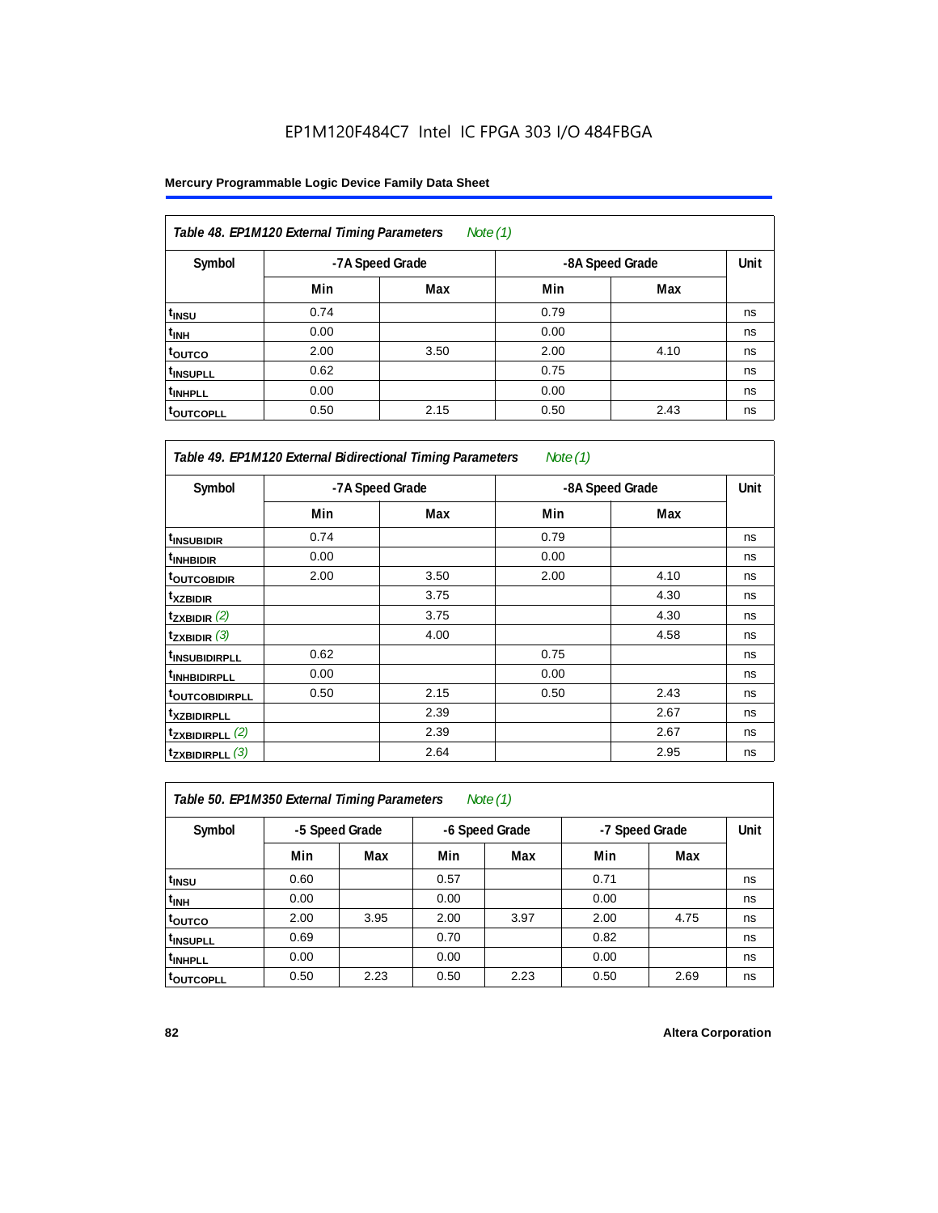EP1M120F484C7 Intel IC FPGA 303 I/O 484FBGA

| Table 48. EP1M120 External Timing Parameters *Note (1)* | | | | | |
|---|---|---|---|---|---|
| Symbol | -7A Speed Grade | | -8A Speed Grade | | Unit |
| | Min | Max | Min | Max | |
| $t_{INSU}$ | 0.74 | | 0.79 | | ns |
| $t_{INH}$ | 0.00 | | 0.00 | | ns |
| $t_{OUTCO}$ | 2.00 | 3.50 | 2.00 | 4.10 | ns |
| $t_{INSUPLL}$ | 0.62 | | 0.75 | | ns |
| $t_{INHPLL}$ | 0.00 | | 0.00 | | ns |
| $t_{OUTCOPLL}$ | 0.50 | 2.15 | 0.50 | 2.43 | ns |

| Table 49. EP1M120 External Bidirectional Timing Parameters *Note (1)* | | | | | |
|---|---|---|---|---|---|
| Symbol | -7A Speed Grade | | -8A Speed Grade | | Unit |
| | Min | Max | Min | Max | |
| $t_{INSUBIDIR}$ | 0.74 | | 0.79 | | ns |
| $t_{INHBIDIR}$ | 0.00 | | 0.00 | | ns |
| $t_{OUTCOBIDIR}$ | 2.00 | 3.50 | 2.00 | 4.10 | ns |
| $t_{XZBIDIR}$ | | 3.75 | | 4.30 | ns |
| $t_{ZXBIDIR}$ *(2)* | | 3.75 | | 4.30 | ns |
| $t_{ZXBIDIR}$ *(3)* | | 4.00 | | 4.58 | ns |
| $t_{INSUBIDIRPLL}$ | 0.62 | | 0.75 | | ns |
| $t_{INHBIDIRPLL}$ | 0.00 | | 0.00 | | ns |
| $t_{OUTCOBIDIRPLL}$ | 0.50 | 2.15 | 0.50 | 2.43 | ns |
| $t_{XZBIDIRPLL}$ | | 2.39 | | 2.67 | ns |
| $t_{ZXBIDIRPLL}$ *(2)* | | 2.39 | | 2.67 | ns |
| $t_{ZXBIDIRPLL}$ *(3)* | | 2.64 | | 2.95 | ns |

| Table 50. EP1M350 External Timing Parameters *Note (1)* | | | | | | | |
|---|---|---|---|---|---|---|---|
| Symbol | -5 Speed Grade | | -6 Speed Grade | | -7 Speed Grade | | Unit |
| | Min | Max | Min | Max | Min | Max | |
| $t_{INSU}$ | 0.60 | | 0.57 | | 0.71 | | ns |
| $t_{INH}$ | 0.00 | | 0.00 | | 0.00 | | ns |
| $t_{OUTCO}$ | 2.00 | 3.95 | 2.00 | 3.97 | 2.00 | 4.75 | ns |
| $t_{INSUPLL}$ | 0.69 | | 0.70 | | 0.82 | | ns |
| $t_{INHPLL}$ | 0.00 | | 0.00 | | 0.00 | | ns |
| $t_{OUTCOPLL}$ | 0.50 | 2.23 | 0.50 | 2.23 | 0.50 | 2.69 | ns |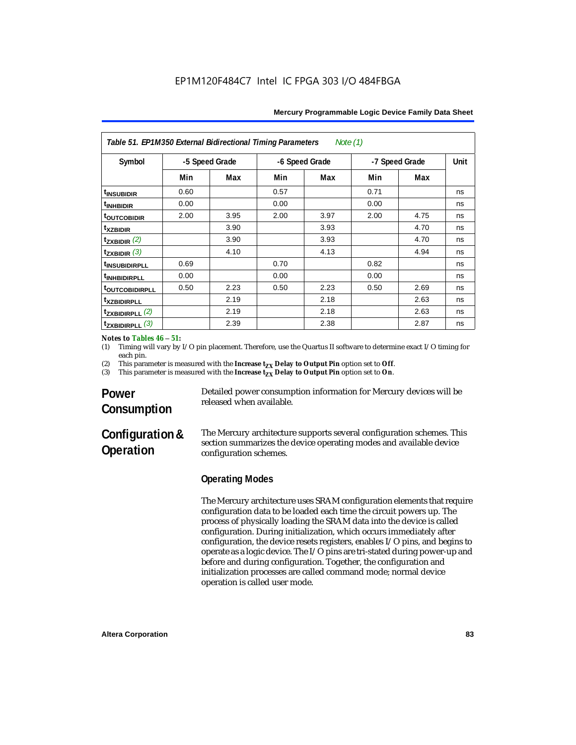**Table 51. EP1M350 External Bidirectional Timing Parameters** *Note (1)*

| Symbol | -5 Speed Grade | | -6 Speed Grade | | -7 Speed Grade | | Unit |
|---|---|---|---|---|---|---|---|
| | Min | Max | Min | Max | Min | Max | |
| $t_{INSUBIDIR}$ | 0.60 | | 0.57 | | 0.71 | | ns |
| $t_{INHBIDIR}$ | 0.00 | | 0.00 | | 0.00 | | ns |
| $t_{OUTCOBIDIR}$ | 2.00 | 3.95 | 2.00 | 3.97 | 2.00 | 4.75 | ns |
| $t_{XZBIDIR}$ | | 3.90 | | 3.93 | | 4.70 | ns |
| $t_{ZXBIDIR}$ *(2)* | | 3.90 | | 3.93 | | 4.70 | ns |
| $t_{ZXBIDIR}$ *(3)* | | 4.10 | | 4.13 | | 4.94 | ns |
| $t_{INSUBIDIRPLL}$ | 0.69 | | 0.70 | | 0.82 | | ns |
| $t_{INHBIDIRPLL}$ | 0.00 | | 0.00 | | 0.00 | | ns |
| $t_{OUTCOBIDIRPLL}$ | 0.50 | 2.23 | 0.50 | 2.23 | 0.50 | 2.69 | ns |
| $t_{XZBIDIRPLL}$ | | 2.19 | | 2.18 | | 2.63 | ns |
| $t_{ZXBIDIRPLL}$ *(2)* | | 2.19 | | 2.18 | | 2.63 | ns |
| $t_{ZXBIDIRPLL}$ *(3)* | | 2.39 | | 2.38 | | 2.87 | ns |

***Notes to Tables 46 – 51:***

(1) Timing will vary by I/O pin placement. Therefore, use the Quartus II software to determine exact I/O timing for each pin.

(2) This parameter is measured with the **Increase $t_{ZX}$ Delay to Output Pin** option set to **Off**.

(3) This parameter is measured with the **Increase $t_{ZX}$ Delay to Output Pin** option set to **On**.

## Power Consumption

Detailed power consumption information for Mercury devices will be released when available.

## Configuration & Operation

The Mercury architecture supports several configuration schemes. This section summarizes the device operating modes and available device configuration schemes.

### Operating Modes

The Mercury architecture uses SRAM configuration elements that require configuration data to be loaded each time the circuit powers up. The process of physically loading the SRAM data into the device is called configuration. During initialization, which occurs immediately after configuration, the device resets registers, enables I/O pins, and begins to operate as a logic device. The I/O pins are tri-stated during power-up and before and during configuration. Together, the configuration and initialization processes are called command mode; normal device operation is called user mode.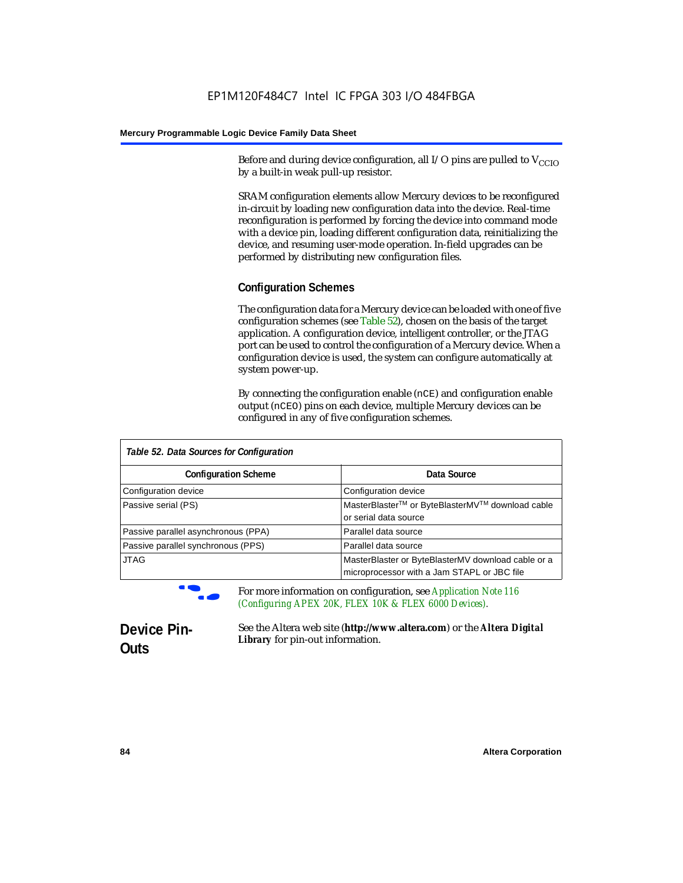Before and during device configuration, all I/O pins are pulled to $V_{CCIO}$ by a built-in weak pull-up resistor.

SRAM configuration elements allow Mercury devices to be reconfigured in-circuit by loading new configuration data into the device. Real-time reconfiguration is performed by forcing the device into command mode with a device pin, loading different configuration data, reinitializing the device, and resuming user-mode operation. In-field upgrades can be performed by distributing new configuration files.

### Configuration Schemes

The configuration data for a Mercury device can be loaded with one of five configuration schemes (see Table 52), chosen on the basis of the target application. A configuration device, intelligent controller, or the JTAG port can be used to control the configuration of a Mercury device. When a configuration device is used, the system can configure automatically at system power-up.

By connecting the configuration enable (`nCE`) and configuration enable output (`nCEO`) pins on each device, multiple Mercury devices can be configured in any of five configuration schemes.

*Table 52. Data Sources for Configuration*

| Configuration Scheme | Data Source |
|---|---|
| Configuration device | Configuration device |
| Passive serial (PS) | MasterBlaster™ or ByteBlasterMV™ download cable or serial data source |
| Passive parallel asynchronous (PPA) | Parallel data source |
| Passive parallel synchronous (PPS) | Parallel data source |
| JTAG | MasterBlaster or ByteBlasterMV download cable or a microprocessor with a Jam STAPL or JBC file |

For more information on configuration, see *Application Note 116 (Configuring APEX 20K, FLEX 10K & FLEX 6000 Devices)*.

## Device Pin-Outs

See the Altera web site (**http://www.altera.com**) or the ***Altera Digital Library*** for pin-out information.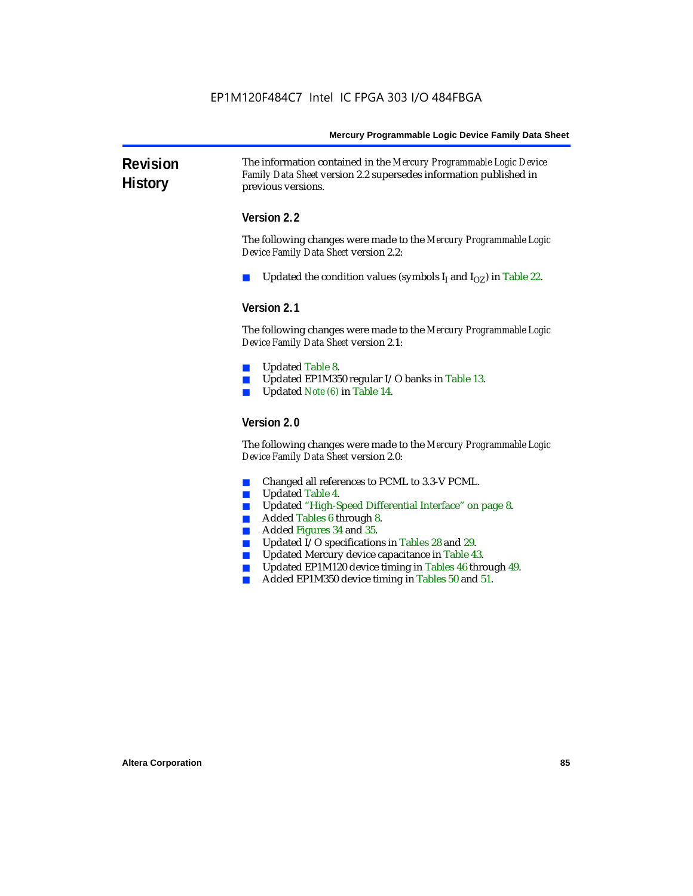## Revision History

The information contained in the *Mercury Programmable Logic Device Family Data Sheet* version 2.2 supersedes information published in previous versions.

### Version 2.2

The following changes were made to the *Mercury Programmable Logic Device Family Data Sheet* version 2.2:

- Updated the condition values (symbols $I_I$ and $I_{OZ}$) in Table 22.

### Version 2.1

The following changes were made to the *Mercury Programmable Logic Device Family Data Sheet* version 2.1:

- Updated Table 8.
- Updated EP1M350 regular I/O banks in Table 13.
- Updated *Note (6)* in Table 14.

### Version 2.0

The following changes were made to the *Mercury Programmable Logic Device Family Data Sheet* version 2.0:

- Changed all references to PCML to 3.3-V PCML.
- Updated Table 4.
- Updated "High-Speed Differential Interface" on page 8.
- Added Tables 6 through 8.
- Added Figures 34 and 35.
- Updated I/O specifications in Tables 28 and 29.
- Updated Mercury device capacitance in Table 43.
- Updated EP1M120 device timing in Tables 46 through 49.
- Added EP1M350 device timing in Tables 50 and 51.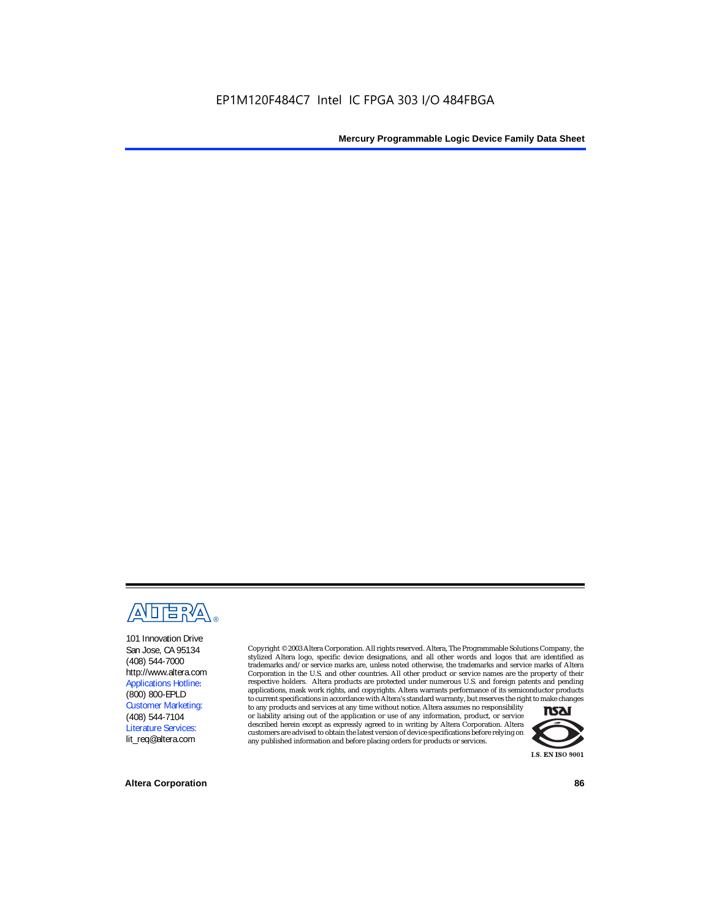EP1M120F484C7 Intel IC FPGA 303 I/O 484FBGA

101 Innovation Drive
San Jose, CA 95134
(408) 544-7000
http://www.altera.com
Applications Hotline:
(800) 800-EPLD
Customer Marketing:
(408) 544-7104
Literature Services:
lit_req@altera.com

Copyright © 2003 Altera Corporation. All rights reserved. Altera, The Programmable Solutions Company, the stylized Altera logo, specific device designations, and all other words and logos that are identified as trademarks and/or service marks are, unless noted otherwise, the trademarks and service marks of Altera Corporation in the U.S. and other countries. All other product or service names are the property of their respective holders. Altera products are protected under numerous U.S. and foreign patents and pending applications, mask work rights, and copyrights. Altera warrants performance of its semiconductor products to current specifications in accordance with Altera's standard warranty, but reserves the right to make changes to any products and services at any time without notice. Altera assumes no responsibility or liability arising out of the application or use of any information, product, or service described herein except as expressly agreed to in writing by Altera Corporation. Altera customers are advised to obtain the latest version of device specifications before relying on any published information and before placing orders for products or services.

I.S. EN ISO 9001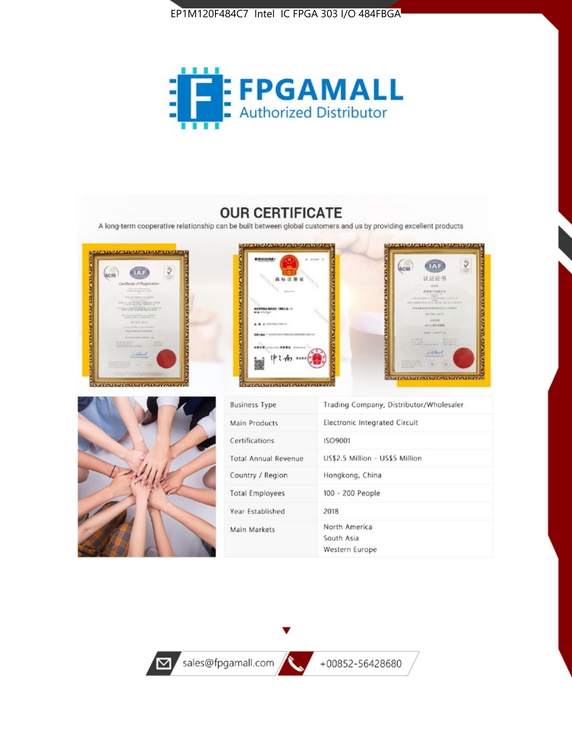FPGAMALL
Authorized Distributor

## OUR CERTIFICATE

A long-term cooperative relationship can be built between global customers and us by providing excellent products

| | |
|---|---|
| Business Type | Trading Company, Distributor/Wholesaler |
| Main Products | Electronic Integrated Circuit |
| Certifications | ISO9001 |
| Total Annual Revenue | US$2.5 Million - US$5 Million |
| Country / Region | Hongkong, China |
| Total Employees | 100 - 200 People |
| Year Established | 2018 |
| Main Markets | North America<br>South Asia<br>Western Europe |

sales@fpgamall.com

+00852-56428680